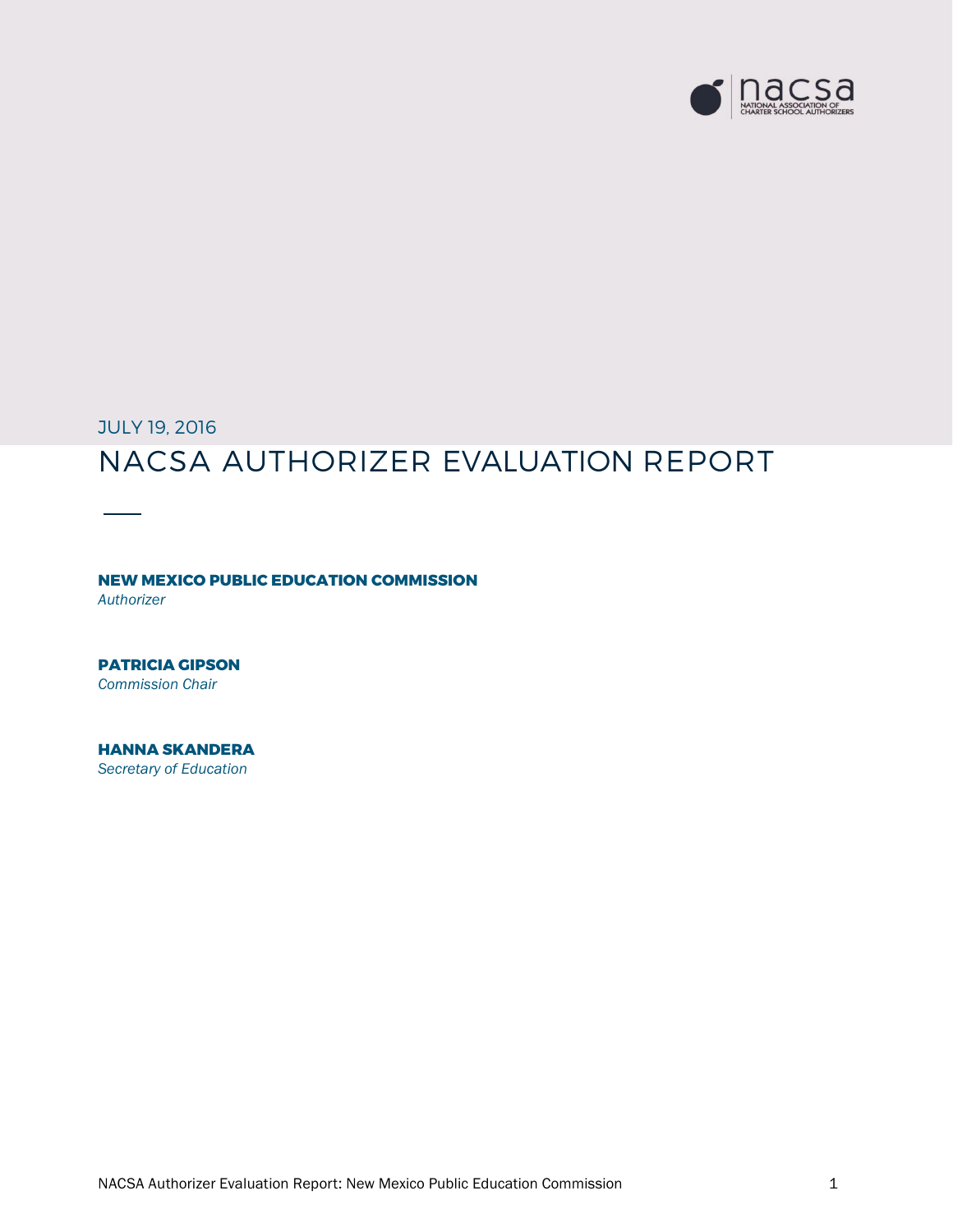JULY 19, 2016

# NACSA AUTHORIZER EVALUATION REPORT

**NEW MEXICO PUBLIC EDUCATION COMMISSION**
*Authorizer*

**PATRICIA GIPSON**
*Commission Chair*

**HANNA SKANDERA**
*Secretary of Education*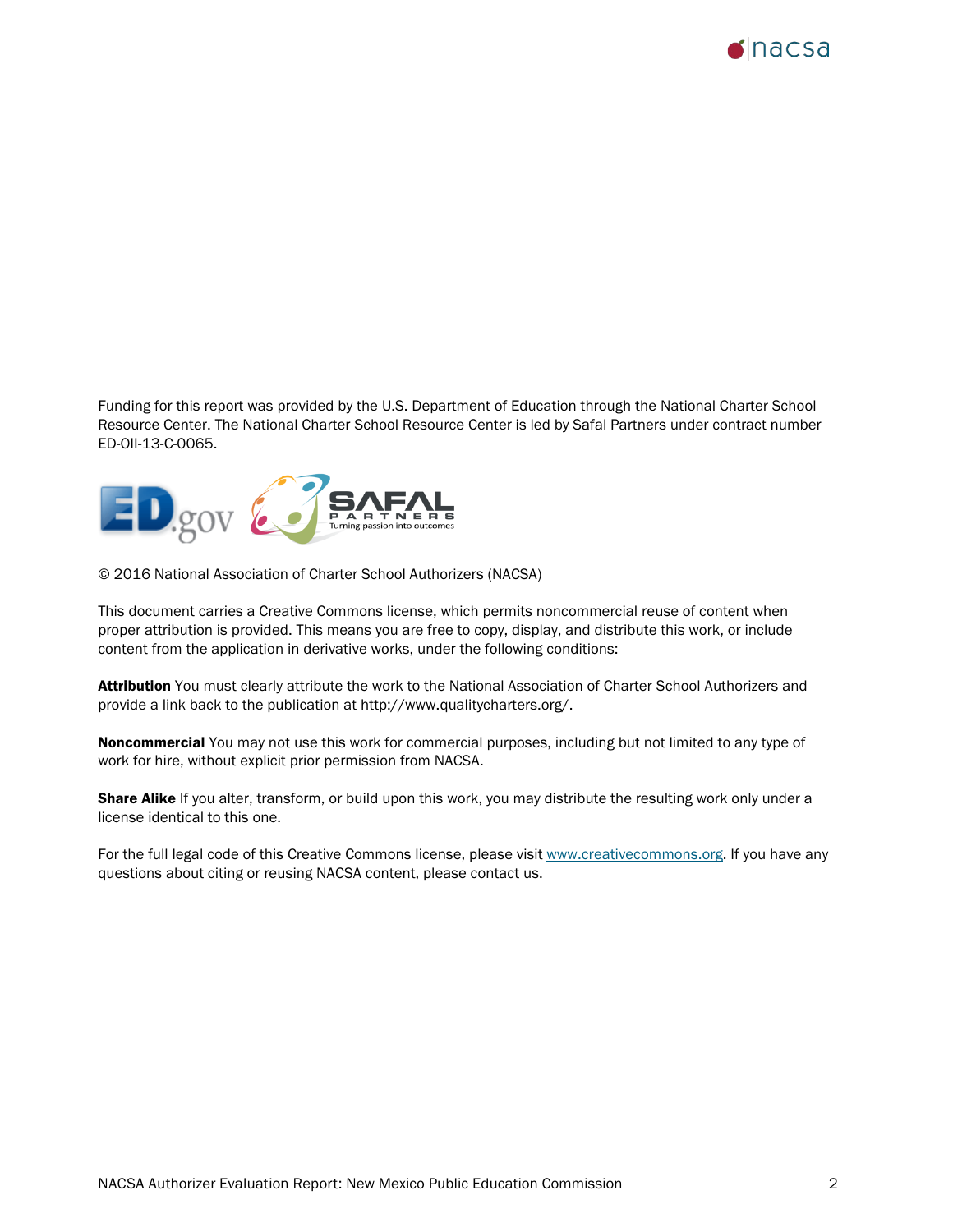Funding for this report was provided by the U.S. Department of Education through the National Charter School Resource Center. The National Charter School Resource Center is led by Safal Partners under contract number ED-OII-13-C-0065.

© 2016 National Association of Charter School Authorizers (NACSA)

This document carries a Creative Commons license, which permits noncommercial reuse of content when proper attribution is provided. This means you are free to copy, display, and distribute this work, or include content from the application in derivative works, under the following conditions:

**Attribution** You must clearly attribute the work to the National Association of Charter School Authorizers and provide a link back to the publication at http://www.qualitycharters.org/.

**Noncommercial** You may not use this work for commercial purposes, including but not limited to any type of work for hire, without explicit prior permission from NACSA.

**Share Alike** If you alter, transform, or build upon this work, you may distribute the resulting work only under a license identical to this one.

For the full legal code of this Creative Commons license, please visit www.creativecommons.org. If you have any questions about citing or reusing NACSA content, please contact us.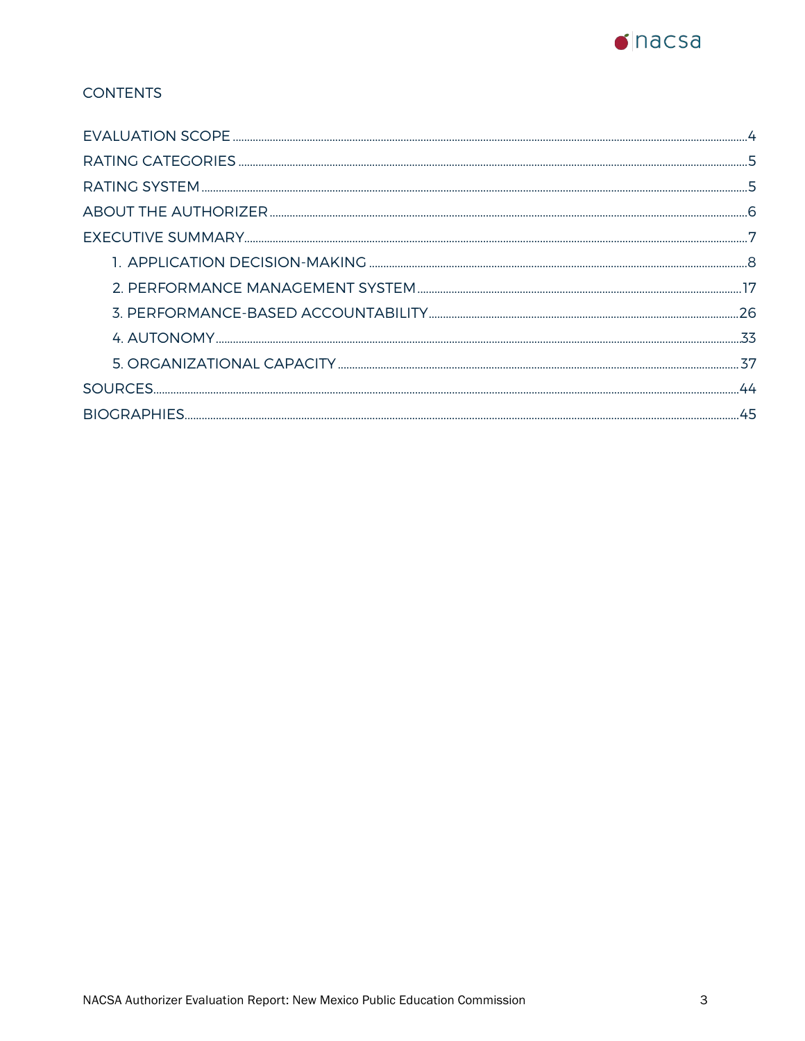## CONTENTS

EVALUATION SCOPE ..... 4
RATING CATEGORIES ..... 5
RATING SYSTEM ..... 5
ABOUT THE AUTHORIZER ..... 6
EXECUTIVE SUMMARY ..... 7
- 1. APPLICATION DECISION-MAKING ..... 8
- 2. PERFORMANCE MANAGEMENT SYSTEM ..... 17
- 3. PERFORMANCE-BASED ACCOUNTABILITY ..... 26
- 4. AUTONOMY ..... 33
- 5. ORGANIZATIONAL CAPACITY ..... 37

SOURCES ..... 44
BIOGRAPHIES ..... 45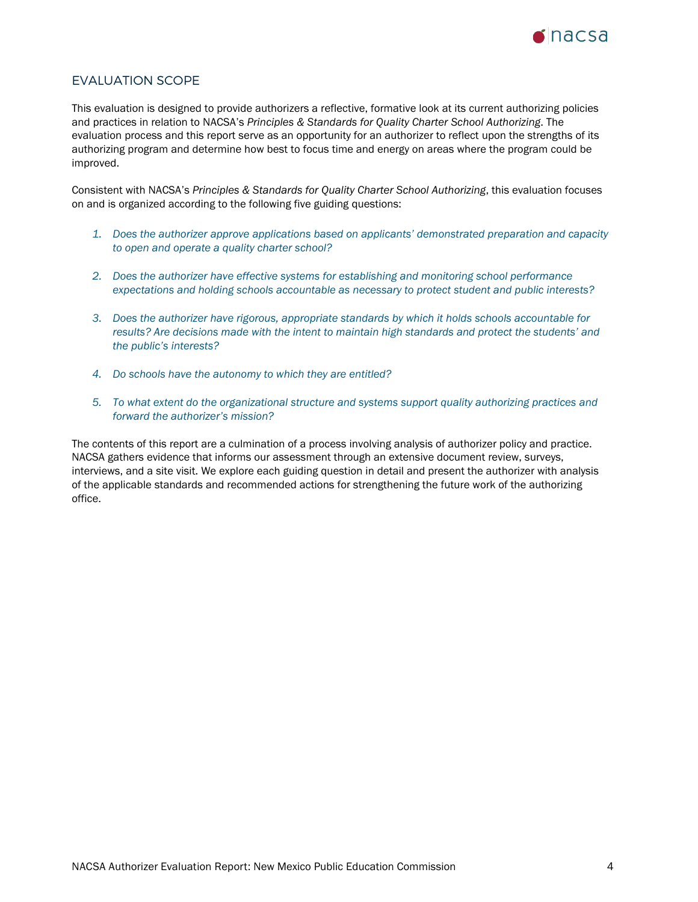## EVALUATION SCOPE

This evaluation is designed to provide authorizers a reflective, formative look at its current authorizing policies and practices in relation to NACSA's *Principles & Standards for Quality Charter School Authorizing*. The evaluation process and this report serve as an opportunity for an authorizer to reflect upon the strengths of its authorizing program and determine how best to focus time and energy on areas where the program could be improved.

Consistent with NACSA's *Principles & Standards for Quality Charter School Authorizing*, this evaluation focuses on and is organized according to the following five guiding questions:

1. *Does the authorizer approve applications based on applicants' demonstrated preparation and capacity to open and operate a quality charter school?*
2. *Does the authorizer have effective systems for establishing and monitoring school performance expectations and holding schools accountable as necessary to protect student and public interests?*
3. *Does the authorizer have rigorous, appropriate standards by which it holds schools accountable for results? Are decisions made with the intent to maintain high standards and protect the students' and the public's interests?*
4. *Do schools have the autonomy to which they are entitled?*
5. *To what extent do the organizational structure and systems support quality authorizing practices and forward the authorizer's mission?*

The contents of this report are a culmination of a process involving analysis of authorizer policy and practice. NACSA gathers evidence that informs our assessment through an extensive document review, surveys, interviews, and a site visit. We explore each guiding question in detail and present the authorizer with analysis of the applicable standards and recommended actions for strengthening the future work of the authorizing office.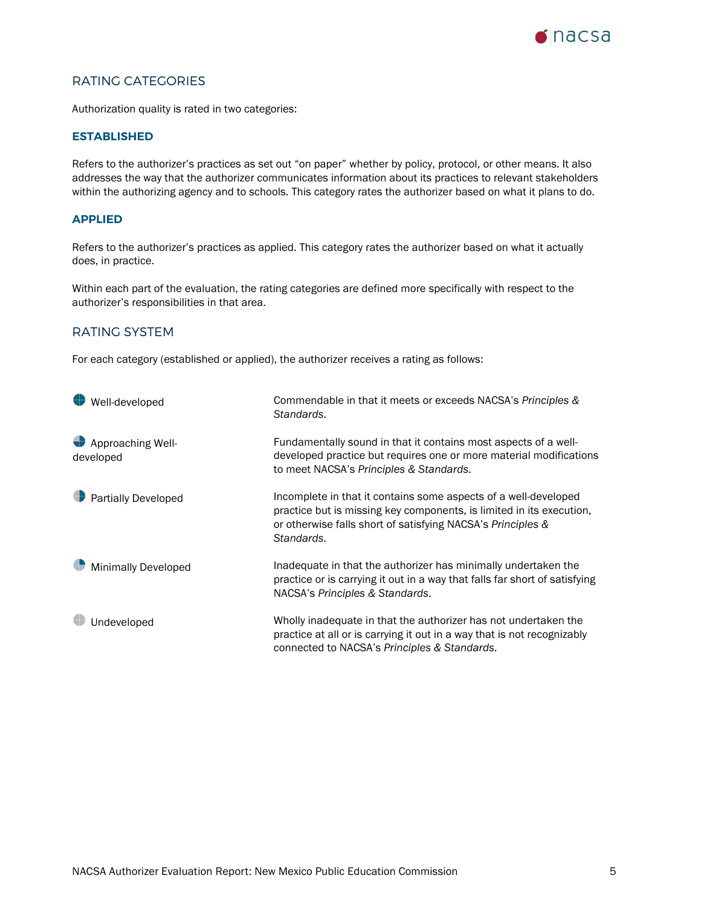## RATING CATEGORIES

Authorization quality is rated in two categories:

### ESTABLISHED

Refers to the authorizer's practices as set out "on paper" whether by policy, protocol, or other means. It also addresses the way that the authorizer communicates information about its practices to relevant stakeholders within the authorizing agency and to schools. This category rates the authorizer based on what it plans to do.

### APPLIED

Refers to the authorizer's practices as applied. This category rates the authorizer based on what it actually does, in practice.

Within each part of the evaluation, the rating categories are defined more specifically with respect to the authorizer's responsibilities in that area.

## RATING SYSTEM

For each category (established or applied), the authorizer receives a rating as follows:

| Rating | Description |
|---|---|
| Well-developed | Commendable in that it meets or exceeds NACSA's *Principles & Standards*. |
| Approaching Well-developed | Fundamentally sound in that it contains most aspects of a well-developed practice but requires one or more material modifications to meet NACSA's *Principles & Standards*. |
| Partially Developed | Incomplete in that it contains some aspects of a well-developed practice but is missing key components, is limited in its execution, or otherwise falls short of satisfying NACSA's *Principles & Standards*. |
| Minimally Developed | Inadequate in that the authorizer has minimally undertaken the practice or is carrying it out in a way that falls far short of satisfying NACSA's *Principles & Standards*. |
| Undeveloped | Wholly inadequate in that the authorizer has not undertaken the practice at all or is carrying it out in a way that is not recognizably connected to NACSA's *Principles & Standards*. |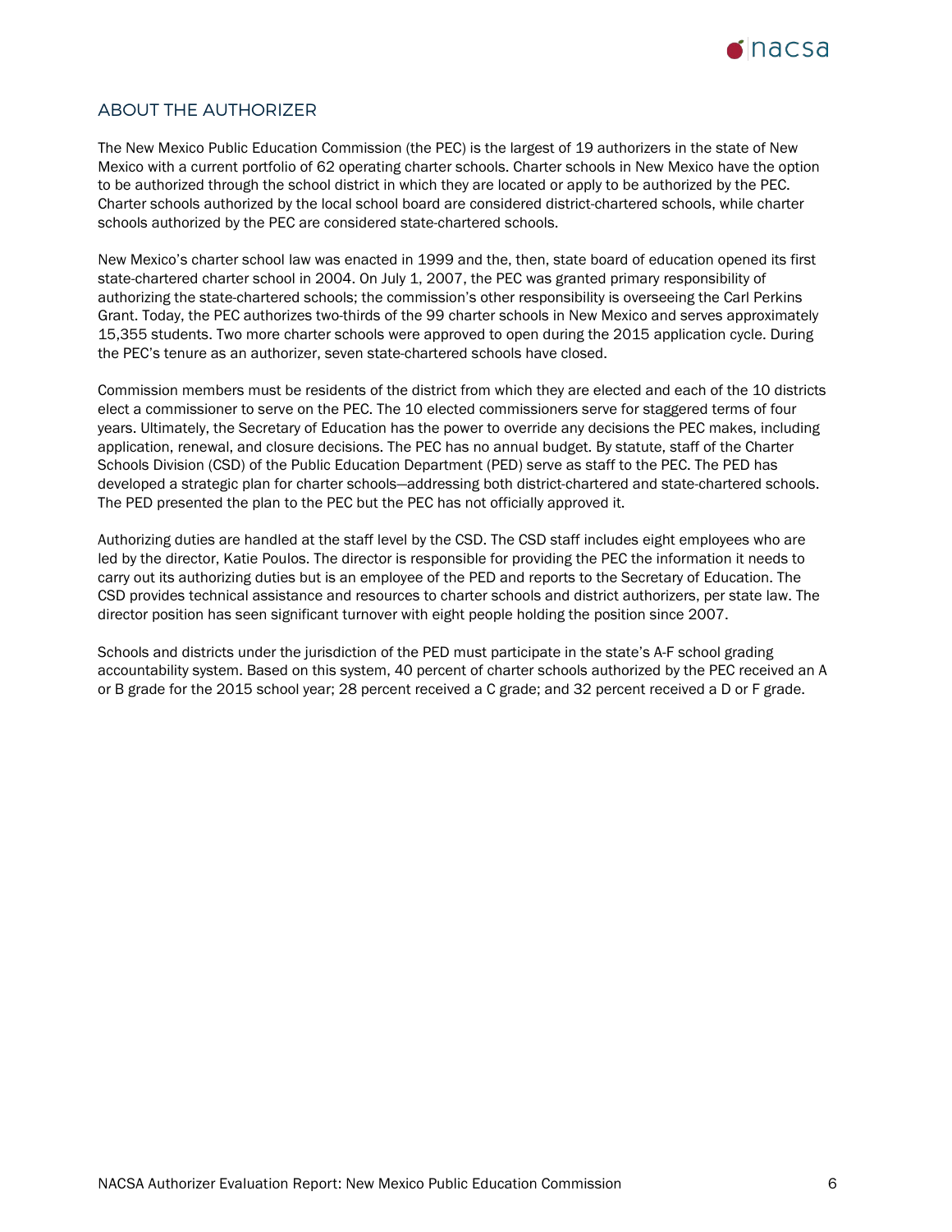## ABOUT THE AUTHORIZER

The New Mexico Public Education Commission (the PEC) is the largest of 19 authorizers in the state of New Mexico with a current portfolio of 62 operating charter schools. Charter schools in New Mexico have the option to be authorized through the school district in which they are located or apply to be authorized by the PEC. Charter schools authorized by the local school board are considered district-chartered schools, while charter schools authorized by the PEC are considered state-chartered schools.

New Mexico's charter school law was enacted in 1999 and the, then, state board of education opened its first state-chartered charter school in 2004. On July 1, 2007, the PEC was granted primary responsibility of authorizing the state-chartered schools; the commission's other responsibility is overseeing the Carl Perkins Grant. Today, the PEC authorizes two-thirds of the 99 charter schools in New Mexico and serves approximately 15,355 students. Two more charter schools were approved to open during the 2015 application cycle. During the PEC's tenure as an authorizer, seven state-chartered schools have closed.

Commission members must be residents of the district from which they are elected and each of the 10 districts elect a commissioner to serve on the PEC. The 10 elected commissioners serve for staggered terms of four years. Ultimately, the Secretary of Education has the power to override any decisions the PEC makes, including application, renewal, and closure decisions. The PEC has no annual budget. By statute, staff of the Charter Schools Division (CSD) of the Public Education Department (PED) serve as staff to the PEC. The PED has developed a strategic plan for charter schools—addressing both district-chartered and state-chartered schools. The PED presented the plan to the PEC but the PEC has not officially approved it.

Authorizing duties are handled at the staff level by the CSD. The CSD staff includes eight employees who are led by the director, Katie Poulos. The director is responsible for providing the PEC the information it needs to carry out its authorizing duties but is an employee of the PED and reports to the Secretary of Education. The CSD provides technical assistance and resources to charter schools and district authorizers, per state law. The director position has seen significant turnover with eight people holding the position since 2007.

Schools and districts under the jurisdiction of the PED must participate in the state's A-F school grading accountability system. Based on this system, 40 percent of charter schools authorized by the PEC received an A or B grade for the 2015 school year; 28 percent received a C grade; and 32 percent received a D or F grade.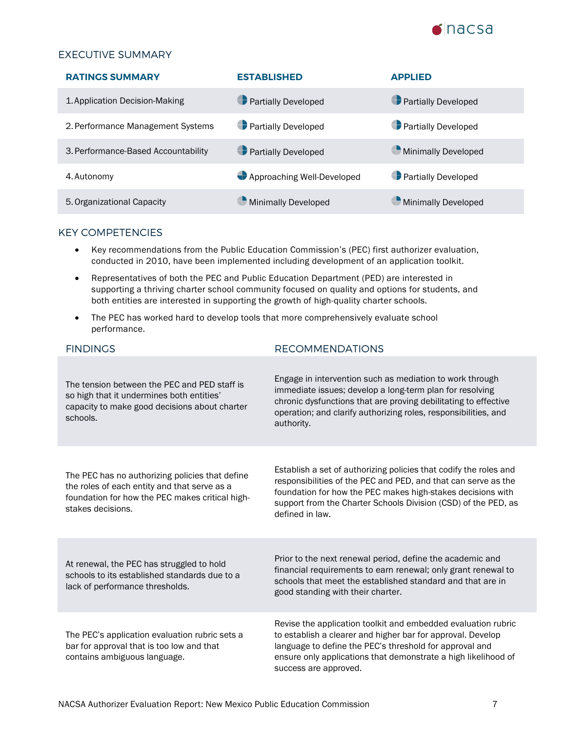## EXECUTIVE SUMMARY

| RATINGS SUMMARY | ESTABLISHED | APPLIED |
|---|---|---|
| 1. Application Decision-Making | Partially Developed | Partially Developed |
| 2. Performance Management Systems | Partially Developed | Partially Developed |
| 3. Performance-Based Accountability | Partially Developed | Minimally Developed |
| 4. Autonomy | Approaching Well-Developed | Partially Developed |
| 5. Organizational Capacity | Minimally Developed | Minimally Developed |

## KEY COMPETENCIES

- Key recommendations from the Public Education Commission's (PEC) first authorizer evaluation, conducted in 2010, have been implemented including development of an application toolkit.
- Representatives of both the PEC and Public Education Department (PED) are interested in supporting a thriving charter school community focused on quality and options for students, and both entities are interested in supporting the growth of high-quality charter schools.
- The PEC has worked hard to develop tools that more comprehensively evaluate school performance.

| FINDINGS | RECOMMENDATIONS |
|---|---|
| The tension between the PEC and PED staff is so high that it undermines both entities' capacity to make good decisions about charter schools. | Engage in intervention such as mediation to work through immediate issues; develop a long-term plan for resolving chronic dysfunctions that are proving debilitating to effective operation; and clarify authorizing roles, responsibilities, and authority. |
| The PEC has no authorizing policies that define the roles of each entity and that serve as a foundation for how the PEC makes critical high-stakes decisions. | Establish a set of authorizing policies that codify the roles and responsibilities of the PEC and PED, and that can serve as the foundation for how the PEC makes high-stakes decisions with support from the Charter Schools Division (CSD) of the PED, as defined in law. |
| At renewal, the PEC has struggled to hold schools to its established standards due to a lack of performance thresholds. | Prior to the next renewal period, define the academic and financial requirements to earn renewal; only grant renewal to schools that meet the established standard and that are in good standing with their charter. |
| The PEC's application evaluation rubric sets a bar for approval that is too low and that contains ambiguous language. | Revise the application toolkit and embedded evaluation rubric to establish a clearer and higher bar for approval. Develop language to define the PEC's threshold for approval and ensure only applications that demonstrate a high likelihood of success are approved. |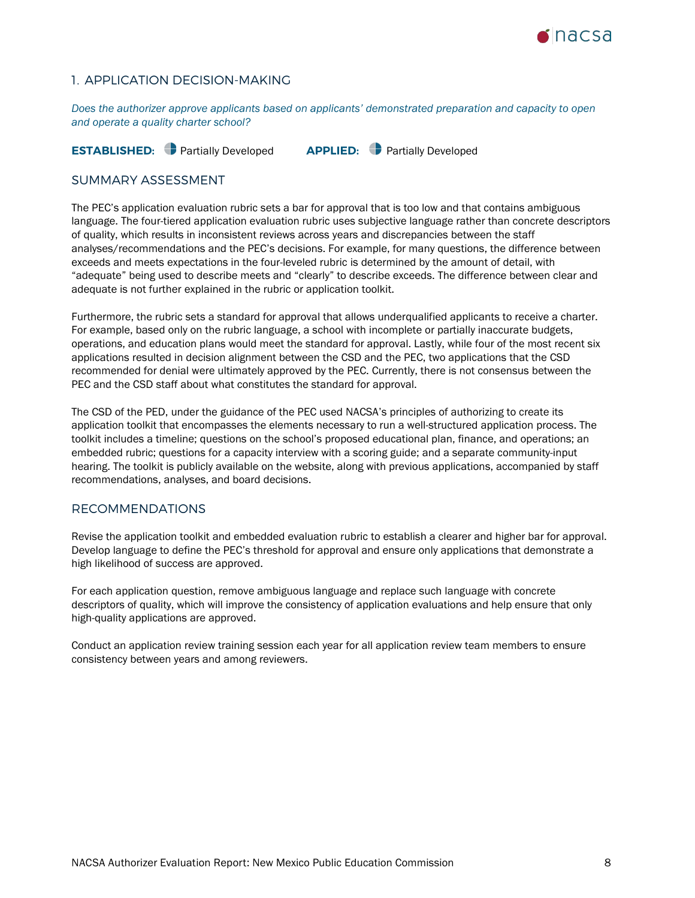## 1. APPLICATION DECISION-MAKING

*Does the authorizer approve applicants based on applicants' demonstrated preparation and capacity to open and operate a quality charter school?*

**ESTABLISHED:** Partially Developed **APPLIED:** Partially Developed

### SUMMARY ASSESSMENT

The PEC's application evaluation rubric sets a bar for approval that is too low and that contains ambiguous language. The four-tiered application evaluation rubric uses subjective language rather than concrete descriptors of quality, which results in inconsistent reviews across years and discrepancies between the staff analyses/recommendations and the PEC's decisions. For example, for many questions, the difference between exceeds and meets expectations in the four-leveled rubric is determined by the amount of detail, with "adequate" being used to describe meets and "clearly" to describe exceeds. The difference between clear and adequate is not further explained in the rubric or application toolkit.

Furthermore, the rubric sets a standard for approval that allows underqualified applicants to receive a charter. For example, based only on the rubric language, a school with incomplete or partially inaccurate budgets, operations, and education plans would meet the standard for approval. Lastly, while four of the most recent six applications resulted in decision alignment between the CSD and the PEC, two applications that the CSD recommended for denial were ultimately approved by the PEC. Currently, there is not consensus between the PEC and the CSD staff about what constitutes the standard for approval.

The CSD of the PED, under the guidance of the PEC used NACSA's principles of authorizing to create its application toolkit that encompasses the elements necessary to run a well-structured application process. The toolkit includes a timeline; questions on the school's proposed educational plan, finance, and operations; an embedded rubric; questions for a capacity interview with a scoring guide; and a separate community-input hearing. The toolkit is publicly available on the website, along with previous applications, accompanied by staff recommendations, analyses, and board decisions.

### RECOMMENDATIONS

Revise the application toolkit and embedded evaluation rubric to establish a clearer and higher bar for approval. Develop language to define the PEC's threshold for approval and ensure only applications that demonstrate a high likelihood of success are approved.

For each application question, remove ambiguous language and replace such language with concrete descriptors of quality, which will improve the consistency of application evaluations and help ensure that only high-quality applications are approved.

Conduct an application review training session each year for all application review team members to ensure consistency between years and among reviewers.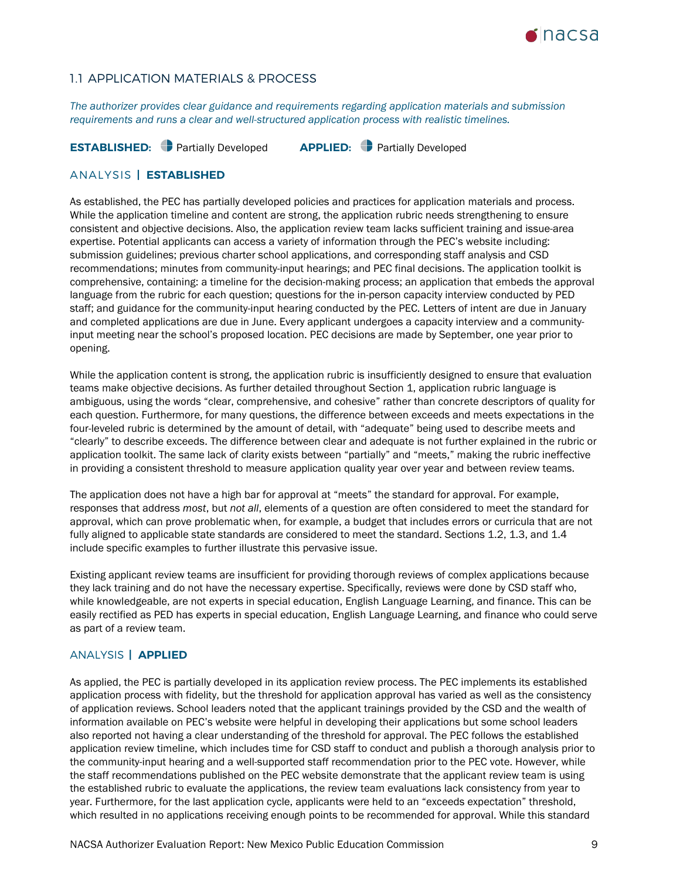## 1.1 APPLICATION MATERIALS & PROCESS

*The authorizer provides clear guidance and requirements regarding application materials and submission requirements and runs a clear and well-structured application process with realistic timelines.*

**ESTABLISHED:** Partially Developed **APPLIED:** Partially Developed

### ANALYSIS | ESTABLISHED

As established, the PEC has partially developed policies and practices for application materials and process. While the application timeline and content are strong, the application rubric needs strengthening to ensure consistent and objective decisions. Also, the application review team lacks sufficient training and issue-area expertise. Potential applicants can access a variety of information through the PEC's website including: submission guidelines; previous charter school applications, and corresponding staff analysis and CSD recommendations; minutes from community-input hearings; and PEC final decisions. The application toolkit is comprehensive, containing: a timeline for the decision-making process; an application that embeds the approval language from the rubric for each question; questions for the in-person capacity interview conducted by PED staff; and guidance for the community-input hearing conducted by the PEC. Letters of intent are due in January and completed applications are due in June. Every applicant undergoes a capacity interview and a community-input meeting near the school's proposed location. PEC decisions are made by September, one year prior to opening.

While the application content is strong, the application rubric is insufficiently designed to ensure that evaluation teams make objective decisions. As further detailed throughout Section 1, application rubric language is ambiguous, using the words "clear, comprehensive, and cohesive" rather than concrete descriptors of quality for each question. Furthermore, for many questions, the difference between exceeds and meets expectations in the four-leveled rubric is determined by the amount of detail, with "adequate" being used to describe meets and "clearly" to describe exceeds. The difference between clear and adequate is not further explained in the rubric or application toolkit. The same lack of clarity exists between "partially" and "meets," making the rubric ineffective in providing a consistent threshold to measure application quality year over year and between review teams.

The application does not have a high bar for approval at "meets" the standard for approval. For example, responses that address *most*, but *not all*, elements of a question are often considered to meet the standard for approval, which can prove problematic when, for example, a budget that includes errors or curricula that are not fully aligned to applicable state standards are considered to meet the standard. Sections 1.2, 1.3, and 1.4 include specific examples to further illustrate this pervasive issue.

Existing applicant review teams are insufficient for providing thorough reviews of complex applications because they lack training and do not have the necessary expertise. Specifically, reviews were done by CSD staff who, while knowledgeable, are not experts in special education, English Language Learning, and finance. This can be easily rectified as PED has experts in special education, English Language Learning, and finance who could serve as part of a review team.

### ANALYSIS | APPLIED

As applied, the PEC is partially developed in its application review process. The PEC implements its established application process with fidelity, but the threshold for application approval has varied as well as the consistency of application reviews. School leaders noted that the applicant trainings provided by the CSD and the wealth of information available on PEC's website were helpful in developing their applications but some school leaders also reported not having a clear understanding of the threshold for approval. The PEC follows the established application review timeline, which includes time for CSD staff to conduct and publish a thorough analysis prior to the community-input hearing and a well-supported staff recommendation prior to the PEC vote. However, while the staff recommendations published on the PEC website demonstrate that the applicant review team is using the established rubric to evaluate the applications, the review team evaluations lack consistency from year to year. Furthermore, for the last application cycle, applicants were held to an "exceeds expectation" threshold, which resulted in no applications receiving enough points to be recommended for approval. While this standard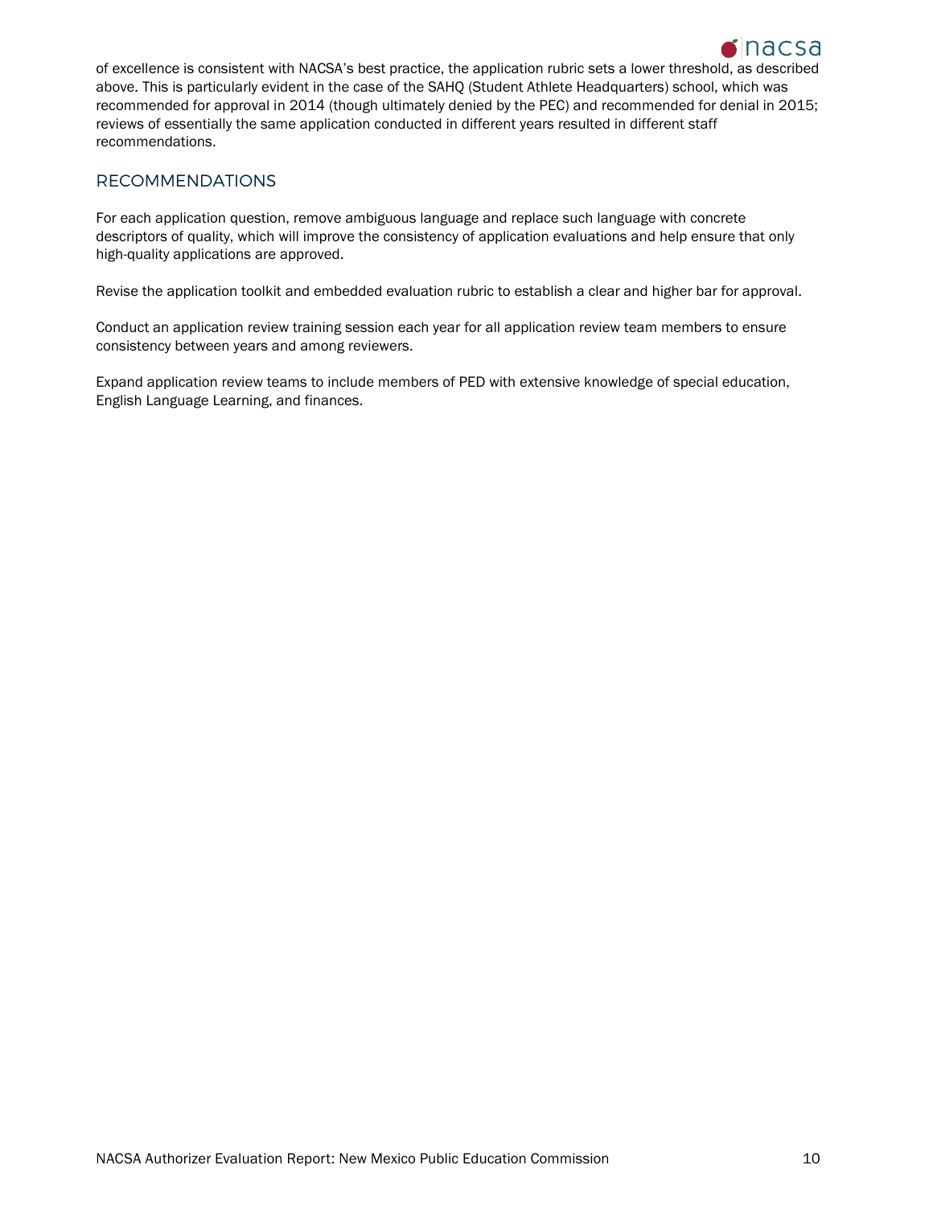of excellence is consistent with NACSA's best practice, the application rubric sets a lower threshold, as described above. This is particularly evident in the case of the SAHQ (Student Athlete Headquarters) school, which was recommended for approval in 2014 (though ultimately denied by the PEC) and recommended for denial in 2015; reviews of essentially the same application conducted in different years resulted in different staff recommendations.

## RECOMMENDATIONS

For each application question, remove ambiguous language and replace such language with concrete descriptors of quality, which will improve the consistency of application evaluations and help ensure that only high-quality applications are approved.

Revise the application toolkit and embedded evaluation rubric to establish a clear and higher bar for approval.

Conduct an application review training session each year for all application review team members to ensure consistency between years and among reviewers.

Expand application review teams to include members of PED with extensive knowledge of special education, English Language Learning, and finances.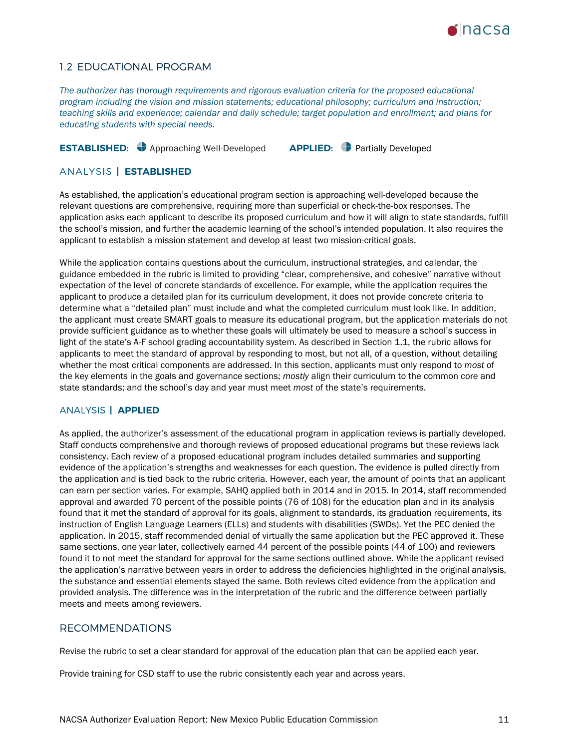## 1.2 EDUCATIONAL PROGRAM

*The authorizer has thorough requirements and rigorous evaluation criteria for the proposed educational program including the vision and mission statements; educational philosophy; curriculum and instruction; teaching skills and experience; calendar and daily schedule; target population and enrollment; and plans for educating students with special needs.*

**ESTABLISHED:** Approaching Well-Developed **APPLIED:** Partially Developed

### ANALYSIS | ESTABLISHED

As established, the application's educational program section is approaching well-developed because the relevant questions are comprehensive, requiring more than superficial or check-the-box responses. The application asks each applicant to describe its proposed curriculum and how it will align to state standards, fulfill the school's mission, and further the academic learning of the school's intended population. It also requires the applicant to establish a mission statement and develop at least two mission-critical goals.

While the application contains questions about the curriculum, instructional strategies, and calendar, the guidance embedded in the rubric is limited to providing "clear, comprehensive, and cohesive" narrative without expectation of the level of concrete standards of excellence. For example, while the application requires the applicant to produce a detailed plan for its curriculum development, it does not provide concrete criteria to determine what a "detailed plan" must include and what the completed curriculum must look like. In addition, the applicant must create SMART goals to measure its educational program, but the application materials do not provide sufficient guidance as to whether these goals will ultimately be used to measure a school's success in light of the state's A-F school grading accountability system. As described in Section 1.1, the rubric allows for applicants to meet the standard of approval by responding to most, but not all, of a question, without detailing whether the most critical components are addressed. In this section, applicants must only respond to *most* of the key elements in the goals and governance sections; *mostly* align their curriculum to the common core and state standards; and the school's day and year must meet *most* of the state's requirements.

### ANALYSIS | APPLIED

As applied, the authorizer's assessment of the educational program in application reviews is partially developed. Staff conducts comprehensive and thorough reviews of proposed educational programs but these reviews lack consistency. Each review of a proposed educational program includes detailed summaries and supporting evidence of the application's strengths and weaknesses for each question. The evidence is pulled directly from the application and is tied back to the rubric criteria. However, each year, the amount of points that an applicant can earn per section varies. For example, SAHQ applied both in 2014 and in 2015. In 2014, staff recommended approval and awarded 70 percent of the possible points (76 of 108) for the education plan and in its analysis found that it met the standard of approval for its goals, alignment to standards, its graduation requirements, its instruction of English Language Learners (ELLs) and students with disabilities (SWDs). Yet the PEC denied the application. In 2015, staff recommended denial of virtually the same application but the PEC approved it. These same sections, one year later, collectively earned 44 percent of the possible points (44 of 100) and reviewers found it to not meet the standard for approval for the same sections outlined above. While the applicant revised the application's narrative between years in order to address the deficiencies highlighted in the original analysis, the substance and essential elements stayed the same. Both reviews cited evidence from the application and provided analysis. The difference was in the interpretation of the rubric and the difference between partially meets and meets among reviewers.

### RECOMMENDATIONS

Revise the rubric to set a clear standard for approval of the education plan that can be applied each year.

Provide training for CSD staff to use the rubric consistently each year and across years.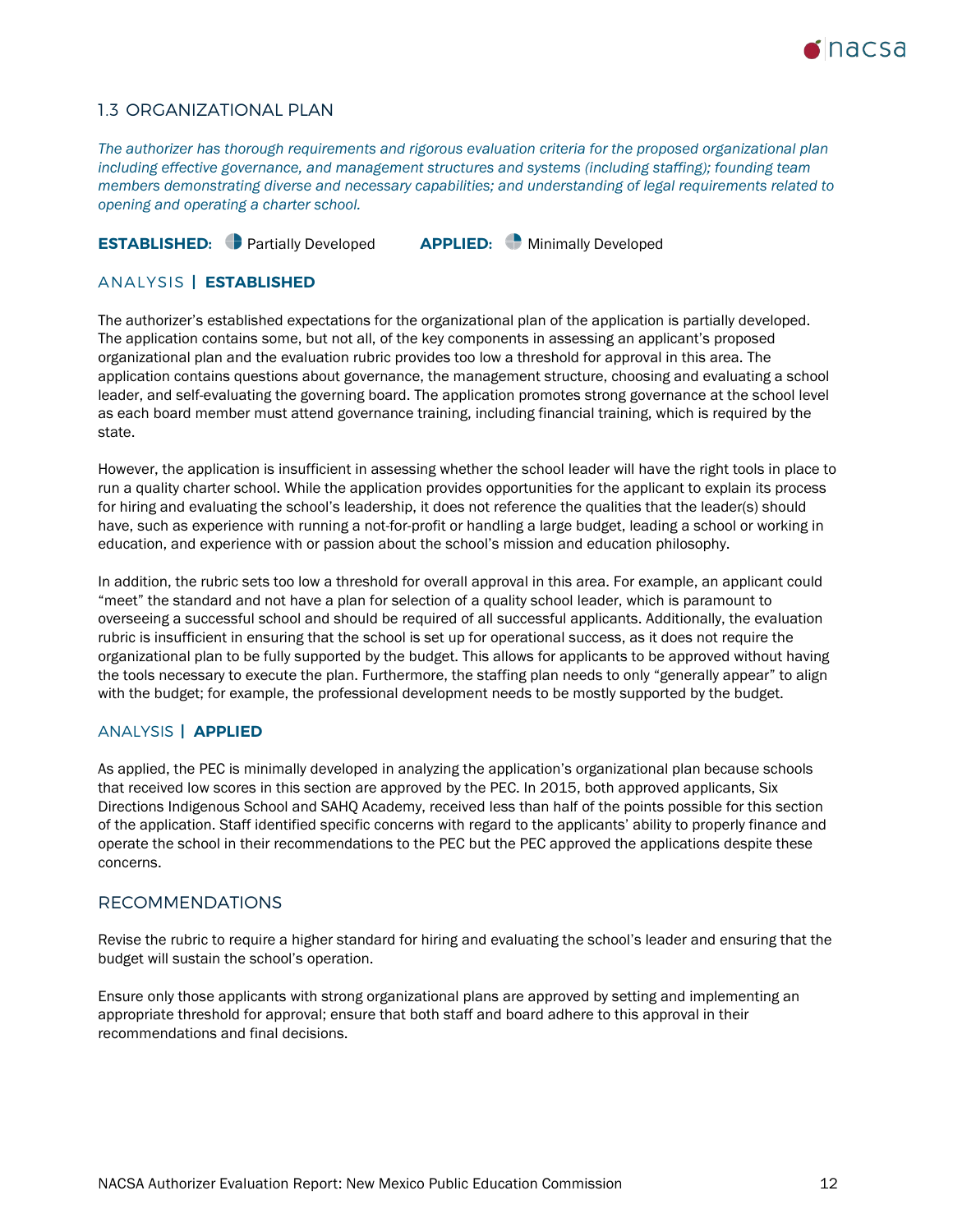## 1.3 ORGANIZATIONAL PLAN

*The authorizer has thorough requirements and rigorous evaluation criteria for the proposed organizational plan including effective governance, and management structures and systems (including staffing); founding team members demonstrating diverse and necessary capabilities; and understanding of legal requirements related to opening and operating a charter school.*

**ESTABLISHED:** Partially Developed **APPLIED:** Minimally Developed

### ANALYSIS | ESTABLISHED

The authorizer's established expectations for the organizational plan of the application is partially developed. The application contains some, but not all, of the key components in assessing an applicant's proposed organizational plan and the evaluation rubric provides too low a threshold for approval in this area. The application contains questions about governance, the management structure, choosing and evaluating a school leader, and self-evaluating the governing board. The application promotes strong governance at the school level as each board member must attend governance training, including financial training, which is required by the state.

However, the application is insufficient in assessing whether the school leader will have the right tools in place to run a quality charter school. While the application provides opportunities for the applicant to explain its process for hiring and evaluating the school's leadership, it does not reference the qualities that the leader(s) should have, such as experience with running a not-for-profit or handling a large budget, leading a school or working in education, and experience with or passion about the school's mission and education philosophy.

In addition, the rubric sets too low a threshold for overall approval in this area. For example, an applicant could "meet" the standard and not have a plan for selection of a quality school leader, which is paramount to overseeing a successful school and should be required of all successful applicants. Additionally, the evaluation rubric is insufficient in ensuring that the school is set up for operational success, as it does not require the organizational plan to be fully supported by the budget. This allows for applicants to be approved without having the tools necessary to execute the plan. Furthermore, the staffing plan needs to only "generally appear" to align with the budget; for example, the professional development needs to be mostly supported by the budget.

### ANALYSIS | APPLIED

As applied, the PEC is minimally developed in analyzing the application's organizational plan because schools that received low scores in this section are approved by the PEC. In 2015, both approved applicants, Six Directions Indigenous School and SAHQ Academy, received less than half of the points possible for this section of the application. Staff identified specific concerns with regard to the applicants' ability to properly finance and operate the school in their recommendations to the PEC but the PEC approved the applications despite these concerns.

### RECOMMENDATIONS

Revise the rubric to require a higher standard for hiring and evaluating the school's leader and ensuring that the budget will sustain the school's operation.

Ensure only those applicants with strong organizational plans are approved by setting and implementing an appropriate threshold for approval; ensure that both staff and board adhere to this approval in their recommendations and final decisions.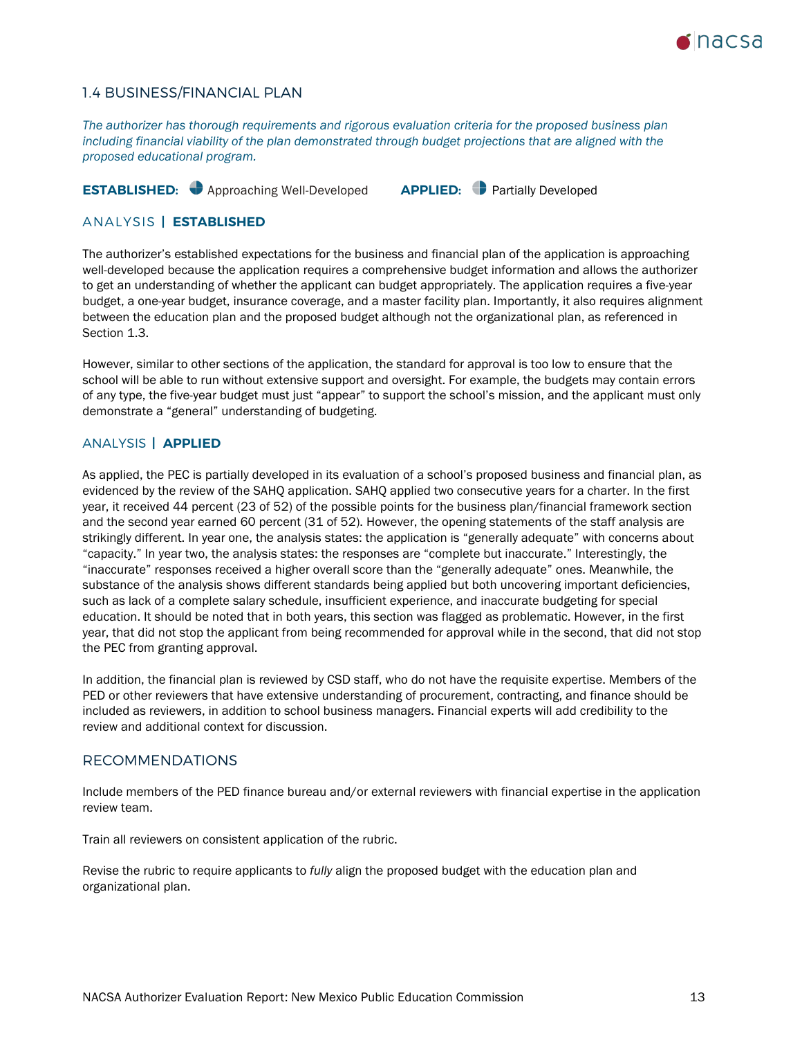## 1.4 BUSINESS/FINANCIAL PLAN

*The authorizer has thorough requirements and rigorous evaluation criteria for the proposed business plan including financial viability of the plan demonstrated through budget projections that are aligned with the proposed educational program.*

**ESTABLISHED:** Approaching Well-Developed **APPLIED:** Partially Developed

### ANALYSIS | ESTABLISHED

The authorizer's established expectations for the business and financial plan of the application is approaching well-developed because the application requires a comprehensive budget information and allows the authorizer to get an understanding of whether the applicant can budget appropriately. The application requires a five-year budget, a one-year budget, insurance coverage, and a master facility plan. Importantly, it also requires alignment between the education plan and the proposed budget although not the organizational plan, as referenced in Section 1.3.

However, similar to other sections of the application, the standard for approval is too low to ensure that the school will be able to run without extensive support and oversight. For example, the budgets may contain errors of any type, the five-year budget must just "appear" to support the school's mission, and the applicant must only demonstrate a "general" understanding of budgeting.

### ANALYSIS | APPLIED

As applied, the PEC is partially developed in its evaluation of a school's proposed business and financial plan, as evidenced by the review of the SAHQ application. SAHQ applied two consecutive years for a charter. In the first year, it received 44 percent (23 of 52) of the possible points for the business plan/financial framework section and the second year earned 60 percent (31 of 52). However, the opening statements of the staff analysis are strikingly different. In year one, the analysis states: the application is "generally adequate" with concerns about "capacity." In year two, the analysis states: the responses are "complete but inaccurate." Interestingly, the "inaccurate" responses received a higher overall score than the "generally adequate" ones. Meanwhile, the substance of the analysis shows different standards being applied but both uncovering important deficiencies, such as lack of a complete salary schedule, insufficient experience, and inaccurate budgeting for special education. It should be noted that in both years, this section was flagged as problematic. However, in the first year, that did not stop the applicant from being recommended for approval while in the second, that did not stop the PEC from granting approval.

In addition, the financial plan is reviewed by CSD staff, who do not have the requisite expertise. Members of the PED or other reviewers that have extensive understanding of procurement, contracting, and finance should be included as reviewers, in addition to school business managers. Financial experts will add credibility to the review and additional context for discussion.

### RECOMMENDATIONS

Include members of the PED finance bureau and/or external reviewers with financial expertise in the application review team.

Train all reviewers on consistent application of the rubric.

Revise the rubric to require applicants to *fully* align the proposed budget with the education plan and organizational plan.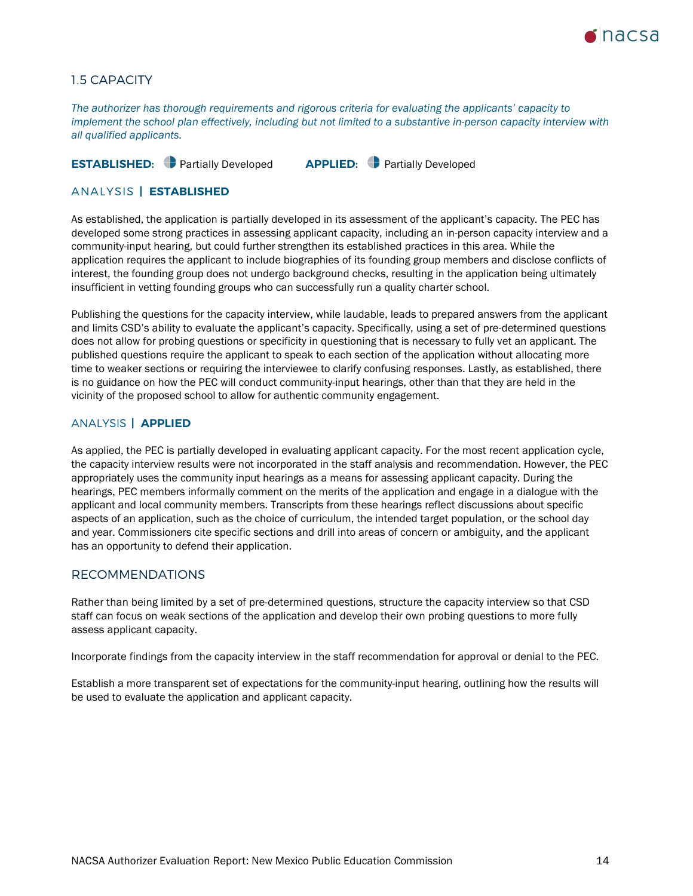## 1.5 CAPACITY

*The authorizer has thorough requirements and rigorous criteria for evaluating the applicants' capacity to implement the school plan effectively, including but not limited to a substantive in-person capacity interview with all qualified applicants.*

**ESTABLISHED:** Partially Developed **APPLIED:** Partially Developed

### ANALYSIS | ESTABLISHED

As established, the application is partially developed in its assessment of the applicant's capacity. The PEC has developed some strong practices in assessing applicant capacity, including an in-person capacity interview and a community-input hearing, but could further strengthen its established practices in this area. While the application requires the applicant to include biographies of its founding group members and disclose conflicts of interest, the founding group does not undergo background checks, resulting in the application being ultimately insufficient in vetting founding groups who can successfully run a quality charter school.

Publishing the questions for the capacity interview, while laudable, leads to prepared answers from the applicant and limits CSD's ability to evaluate the applicant's capacity. Specifically, using a set of pre-determined questions does not allow for probing questions or specificity in questioning that is necessary to fully vet an applicant. The published questions require the applicant to speak to each section of the application without allocating more time to weaker sections or requiring the interviewee to clarify confusing responses. Lastly, as established, there is no guidance on how the PEC will conduct community-input hearings, other than that they are held in the vicinity of the proposed school to allow for authentic community engagement.

### ANALYSIS | APPLIED

As applied, the PEC is partially developed in evaluating applicant capacity. For the most recent application cycle, the capacity interview results were not incorporated in the staff analysis and recommendation. However, the PEC appropriately uses the community input hearings as a means for assessing applicant capacity. During the hearings, PEC members informally comment on the merits of the application and engage in a dialogue with the applicant and local community members. Transcripts from these hearings reflect discussions about specific aspects of an application, such as the choice of curriculum, the intended target population, or the school day and year. Commissioners cite specific sections and drill into areas of concern or ambiguity, and the applicant has an opportunity to defend their application.

### RECOMMENDATIONS

Rather than being limited by a set of pre-determined questions, structure the capacity interview so that CSD staff can focus on weak sections of the application and develop their own probing questions to more fully assess applicant capacity.

Incorporate findings from the capacity interview in the staff recommendation for approval or denial to the PEC.

Establish a more transparent set of expectations for the community-input hearing, outlining how the results will be used to evaluate the application and applicant capacity.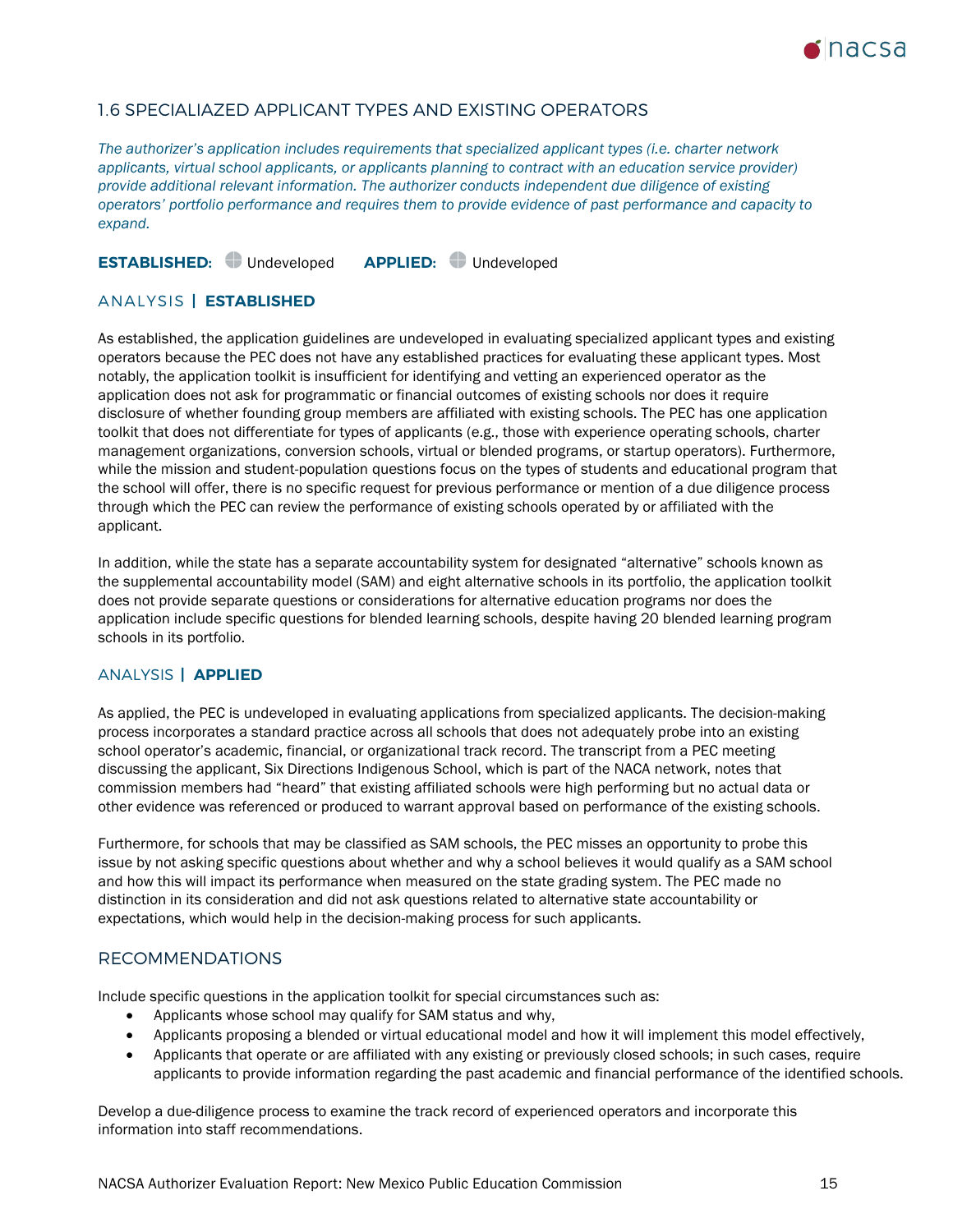## 1.6 SPECIALIAZED APPLICANT TYPES AND EXISTING OPERATORS

*The authorizer's application includes requirements that specialized applicant types (i.e. charter network applicants, virtual school applicants, or applicants planning to contract with an education service provider) provide additional relevant information. The authorizer conducts independent due diligence of existing operators' portfolio performance and requires them to provide evidence of past performance and capacity to expand.*

**ESTABLISHED:** Undeveloped **APPLIED:** Undeveloped

### ANALYSIS | ESTABLISHED

As established, the application guidelines are undeveloped in evaluating specialized applicant types and existing operators because the PEC does not have any established practices for evaluating these applicant types. Most notably, the application toolkit is insufficient for identifying and vetting an experienced operator as the application does not ask for programmatic or financial outcomes of existing schools nor does it require disclosure of whether founding group members are affiliated with existing schools. The PEC has one application toolkit that does not differentiate for types of applicants (e.g., those with experience operating schools, charter management organizations, conversion schools, virtual or blended programs, or startup operators). Furthermore, while the mission and student-population questions focus on the types of students and educational program that the school will offer, there is no specific request for previous performance or mention of a due diligence process through which the PEC can review the performance of existing schools operated by or affiliated with the applicant.

In addition, while the state has a separate accountability system for designated "alternative" schools known as the supplemental accountability model (SAM) and eight alternative schools in its portfolio, the application toolkit does not provide separate questions or considerations for alternative education programs nor does the application include specific questions for blended learning schools, despite having 20 blended learning program schools in its portfolio.

### ANALYSIS | APPLIED

As applied, the PEC is undeveloped in evaluating applications from specialized applicants. The decision-making process incorporates a standard practice across all schools that does not adequately probe into an existing school operator's academic, financial, or organizational track record. The transcript from a PEC meeting discussing the applicant, Six Directions Indigenous School, which is part of the NACA network, notes that commission members had "heard" that existing affiliated schools were high performing but no actual data or other evidence was referenced or produced to warrant approval based on performance of the existing schools.

Furthermore, for schools that may be classified as SAM schools, the PEC misses an opportunity to probe this issue by not asking specific questions about whether and why a school believes it would qualify as a SAM school and how this will impact its performance when measured on the state grading system. The PEC made no distinction in its consideration and did not ask questions related to alternative state accountability or expectations, which would help in the decision-making process for such applicants.

## RECOMMENDATIONS

Include specific questions in the application toolkit for special circumstances such as:

- Applicants whose school may qualify for SAM status and why,
- Applicants proposing a blended or virtual educational model and how it will implement this model effectively,
- Applicants that operate or are affiliated with any existing or previously closed schools; in such cases, require applicants to provide information regarding the past academic and financial performance of the identified schools.

Develop a due-diligence process to examine the track record of experienced operators and incorporate this information into staff recommendations.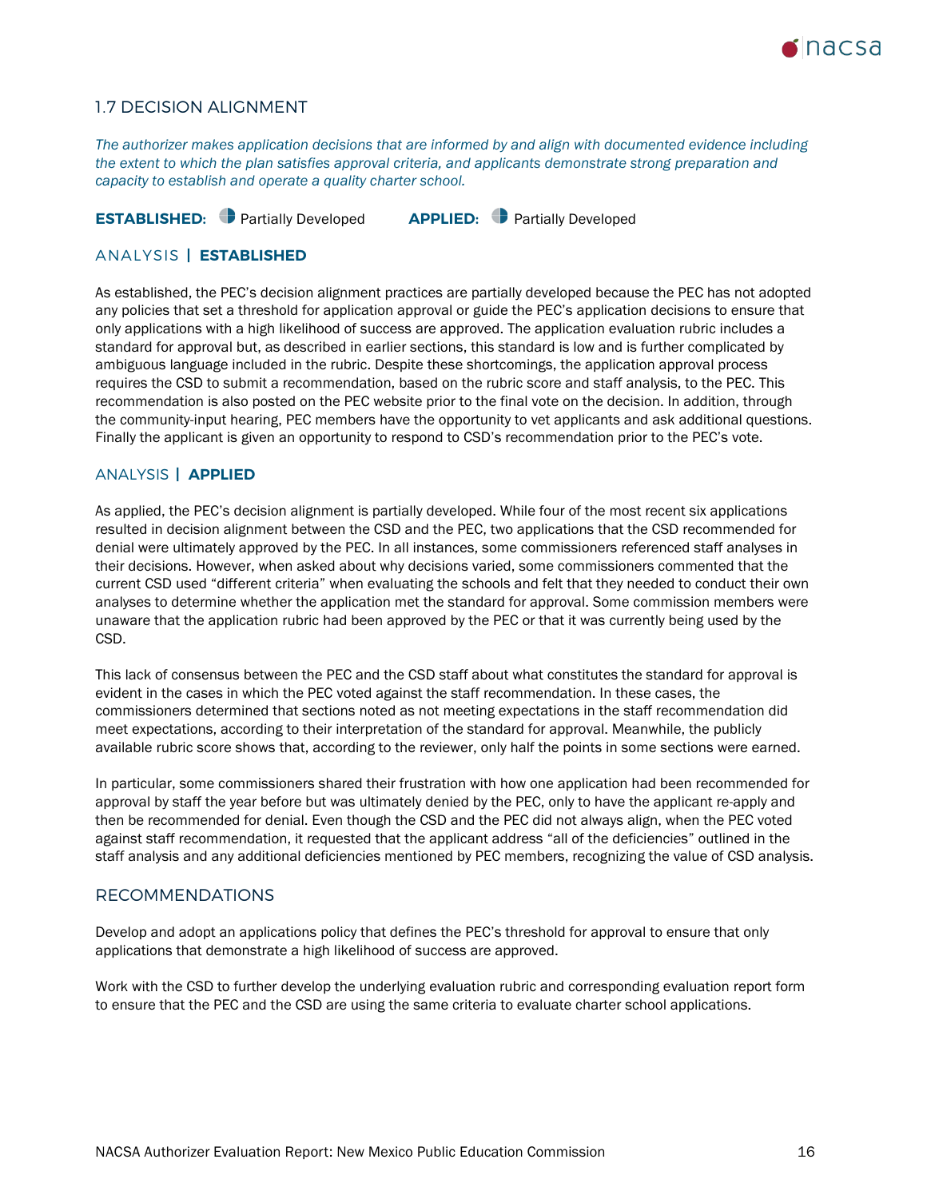## 1.7 DECISION ALIGNMENT

*The authorizer makes application decisions that are informed by and align with documented evidence including the extent to which the plan satisfies approval criteria, and applicants demonstrate strong preparation and capacity to establish and operate a quality charter school.*

**ESTABLISHED:** Partially Developed **APPLIED:** Partially Developed

### ANALYSIS | ESTABLISHED

As established, the PEC's decision alignment practices are partially developed because the PEC has not adopted any policies that set a threshold for application approval or guide the PEC's application decisions to ensure that only applications with a high likelihood of success are approved. The application evaluation rubric includes a standard for approval but, as described in earlier sections, this standard is low and is further complicated by ambiguous language included in the rubric. Despite these shortcomings, the application approval process requires the CSD to submit a recommendation, based on the rubric score and staff analysis, to the PEC. This recommendation is also posted on the PEC website prior to the final vote on the decision. In addition, through the community-input hearing, PEC members have the opportunity to vet applicants and ask additional questions. Finally the applicant is given an opportunity to respond to CSD's recommendation prior to the PEC's vote.

### ANALYSIS | APPLIED

As applied, the PEC's decision alignment is partially developed. While four of the most recent six applications resulted in decision alignment between the CSD and the PEC, two applications that the CSD recommended for denial were ultimately approved by the PEC. In all instances, some commissioners referenced staff analyses in their decisions. However, when asked about why decisions varied, some commissioners commented that the current CSD used "different criteria" when evaluating the schools and felt that they needed to conduct their own analyses to determine whether the application met the standard for approval. Some commission members were unaware that the application rubric had been approved by the PEC or that it was currently being used by the CSD.

This lack of consensus between the PEC and the CSD staff about what constitutes the standard for approval is evident in the cases in which the PEC voted against the staff recommendation. In these cases, the commissioners determined that sections noted as not meeting expectations in the staff recommendation did meet expectations, according to their interpretation of the standard for approval. Meanwhile, the publicly available rubric score shows that, according to the reviewer, only half the points in some sections were earned.

In particular, some commissioners shared their frustration with how one application had been recommended for approval by staff the year before but was ultimately denied by the PEC, only to have the applicant re-apply and then be recommended for denial. Even though the CSD and the PEC did not always align, when the PEC voted against staff recommendation, it requested that the applicant address "all of the deficiencies" outlined in the staff analysis and any additional deficiencies mentioned by PEC members, recognizing the value of CSD analysis.

## RECOMMENDATIONS

Develop and adopt an applications policy that defines the PEC's threshold for approval to ensure that only applications that demonstrate a high likelihood of success are approved.

Work with the CSD to further develop the underlying evaluation rubric and corresponding evaluation report form to ensure that the PEC and the CSD are using the same criteria to evaluate charter school applications.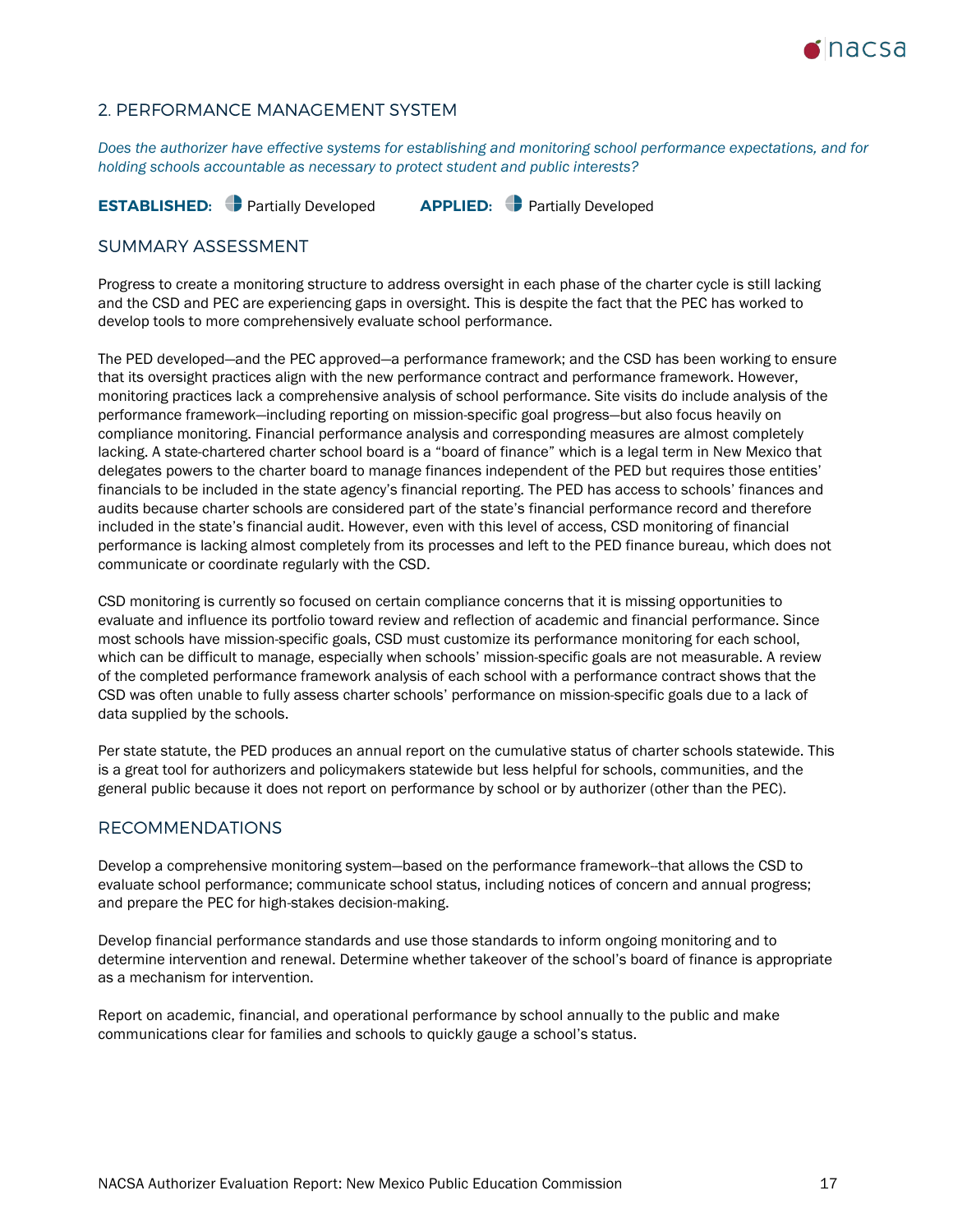## 2. PERFORMANCE MANAGEMENT SYSTEM

*Does the authorizer have effective systems for establishing and monitoring school performance expectations, and for holding schools accountable as necessary to protect student and public interests?*

**ESTABLISHED:** Partially Developed **APPLIED:** Partially Developed

### SUMMARY ASSESSMENT

Progress to create a monitoring structure to address oversight in each phase of the charter cycle is still lacking and the CSD and PEC are experiencing gaps in oversight. This is despite the fact that the PEC has worked to develop tools to more comprehensively evaluate school performance.

The PED developed—and the PEC approved—a performance framework; and the CSD has been working to ensure that its oversight practices align with the new performance contract and performance framework. However, monitoring practices lack a comprehensive analysis of school performance. Site visits do include analysis of the performance framework—including reporting on mission-specific goal progress—but also focus heavily on compliance monitoring. Financial performance analysis and corresponding measures are almost completely lacking. A state-chartered charter school board is a "board of finance" which is a legal term in New Mexico that delegates powers to the charter board to manage finances independent of the PED but requires those entities' financials to be included in the state agency's financial reporting. The PED has access to schools' finances and audits because charter schools are considered part of the state's financial performance record and therefore included in the state's financial audit. However, even with this level of access, CSD monitoring of financial performance is lacking almost completely from its processes and left to the PED finance bureau, which does not communicate or coordinate regularly with the CSD.

CSD monitoring is currently so focused on certain compliance concerns that it is missing opportunities to evaluate and influence its portfolio toward review and reflection of academic and financial performance. Since most schools have mission-specific goals, CSD must customize its performance monitoring for each school, which can be difficult to manage, especially when schools' mission-specific goals are not measurable. A review of the completed performance framework analysis of each school with a performance contract shows that the CSD was often unable to fully assess charter schools' performance on mission-specific goals due to a lack of data supplied by the schools.

Per state statute, the PED produces an annual report on the cumulative status of charter schools statewide. This is a great tool for authorizers and policymakers statewide but less helpful for schools, communities, and the general public because it does not report on performance by school or by authorizer (other than the PEC).

### RECOMMENDATIONS

Develop a comprehensive monitoring system—based on the performance framework--that allows the CSD to evaluate school performance; communicate school status, including notices of concern and annual progress; and prepare the PEC for high-stakes decision-making.

Develop financial performance standards and use those standards to inform ongoing monitoring and to determine intervention and renewal. Determine whether takeover of the school's board of finance is appropriate as a mechanism for intervention.

Report on academic, financial, and operational performance by school annually to the public and make communications clear for families and schools to quickly gauge a school's status.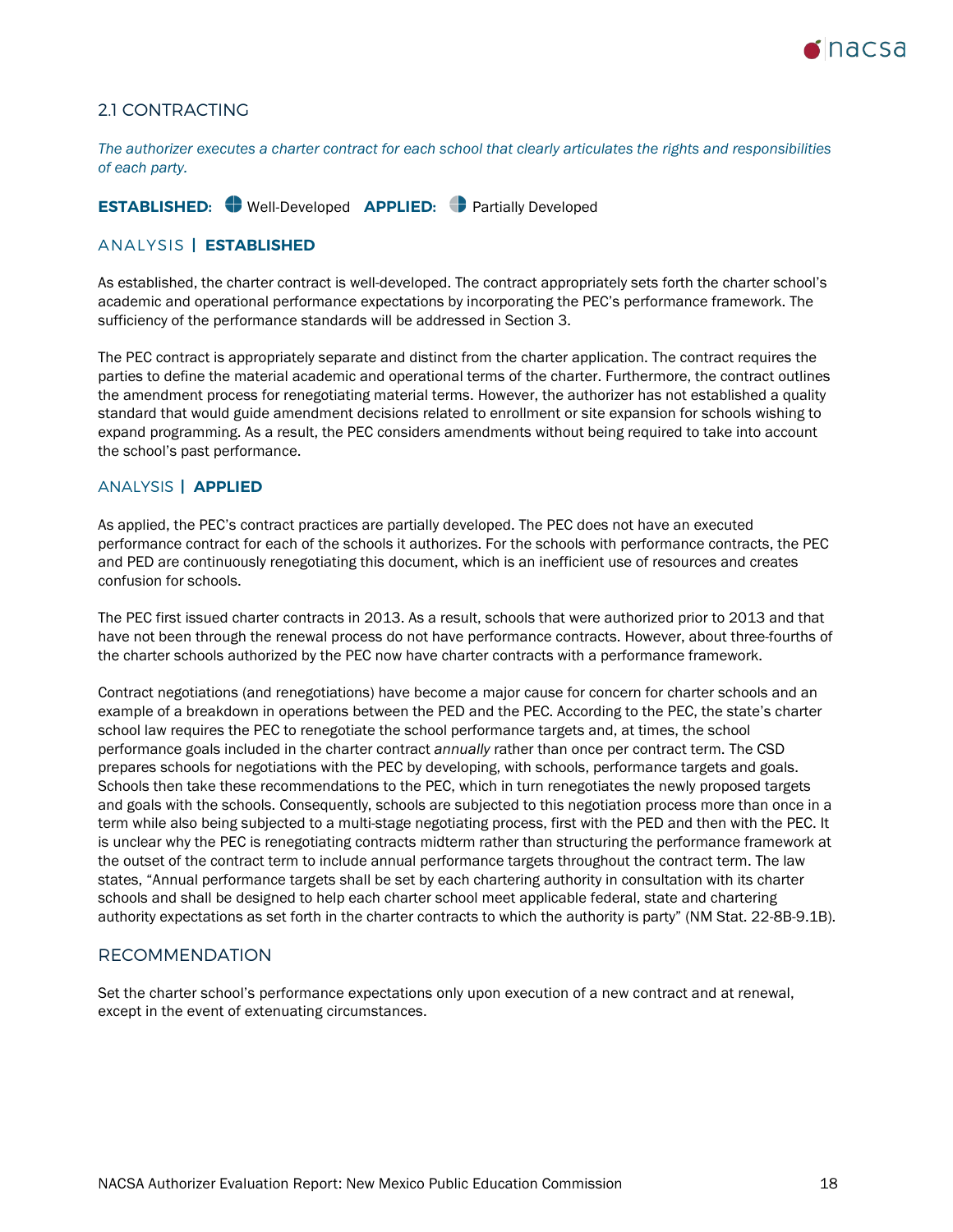## 2.1 CONTRACTING

*The authorizer executes a charter contract for each school that clearly articulates the rights and responsibilities of each party.*

**ESTABLISHED:** Well-Developed **APPLIED:** Partially Developed

### ANALYSIS | ESTABLISHED

As established, the charter contract is well-developed. The contract appropriately sets forth the charter school's academic and operational performance expectations by incorporating the PEC's performance framework. The sufficiency of the performance standards will be addressed in Section 3.

The PEC contract is appropriately separate and distinct from the charter application. The contract requires the parties to define the material academic and operational terms of the charter. Furthermore, the contract outlines the amendment process for renegotiating material terms. However, the authorizer has not established a quality standard that would guide amendment decisions related to enrollment or site expansion for schools wishing to expand programming. As a result, the PEC considers amendments without being required to take into account the school's past performance.

### ANALYSIS | APPLIED

As applied, the PEC's contract practices are partially developed. The PEC does not have an executed performance contract for each of the schools it authorizes. For the schools with performance contracts, the PEC and PED are continuously renegotiating this document, which is an inefficient use of resources and creates confusion for schools.

The PEC first issued charter contracts in 2013. As a result, schools that were authorized prior to 2013 and that have not been through the renewal process do not have performance contracts. However, about three-fourths of the charter schools authorized by the PEC now have charter contracts with a performance framework.

Contract negotiations (and renegotiations) have become a major cause for concern for charter schools and an example of a breakdown in operations between the PED and the PEC. According to the PEC, the state's charter school law requires the PEC to renegotiate the school performance targets and, at times, the school performance goals included in the charter contract *annually* rather than once per contract term. The CSD prepares schools for negotiations with the PEC by developing, with schools, performance targets and goals. Schools then take these recommendations to the PEC, which in turn renegotiates the newly proposed targets and goals with the schools. Consequently, schools are subjected to this negotiation process more than once in a term while also being subjected to a multi-stage negotiating process, first with the PED and then with the PEC. It is unclear why the PEC is renegotiating contracts midterm rather than structuring the performance framework at the outset of the contract term to include annual performance targets throughout the contract term. The law states, "Annual performance targets shall be set by each chartering authority in consultation with its charter schools and shall be designed to help each charter school meet applicable federal, state and chartering authority expectations as set forth in the charter contracts to which the authority is party" (NM Stat. 22-8B-9.1B).

### RECOMMENDATION

Set the charter school's performance expectations only upon execution of a new contract and at renewal, except in the event of extenuating circumstances.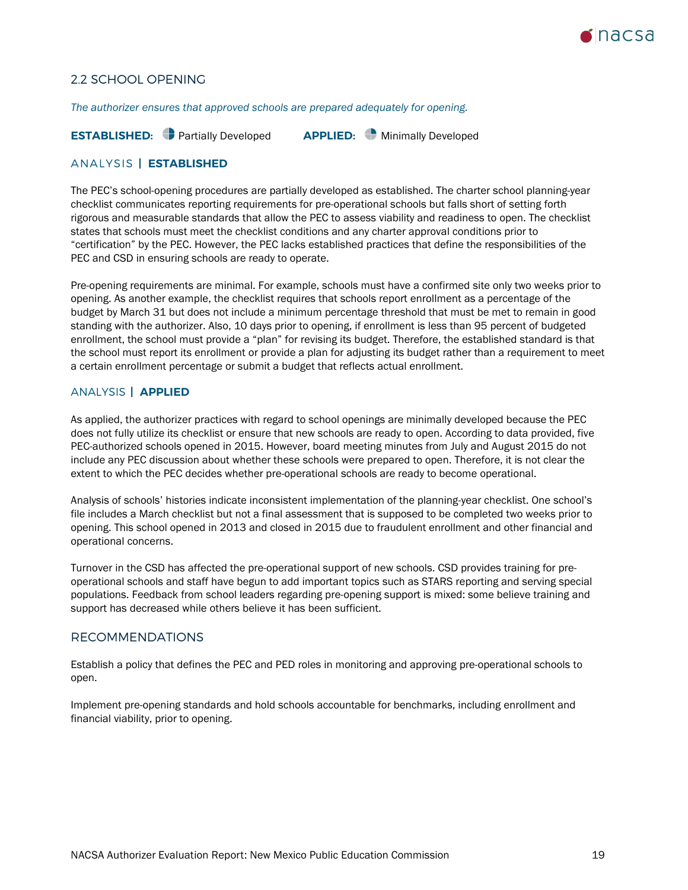## 2.2 SCHOOL OPENING

*The authorizer ensures that approved schools are prepared adequately for opening.*

**ESTABLISHED:** Partially Developed **APPLIED:** Minimally Developed

### ANALYSIS | ESTABLISHED

The PEC's school-opening procedures are partially developed as established. The charter school planning-year checklist communicates reporting requirements for pre-operational schools but falls short of setting forth rigorous and measurable standards that allow the PEC to assess viability and readiness to open. The checklist states that schools must meet the checklist conditions and any charter approval conditions prior to "certification" by the PEC. However, the PEC lacks established practices that define the responsibilities of the PEC and CSD in ensuring schools are ready to operate.

Pre-opening requirements are minimal. For example, schools must have a confirmed site only two weeks prior to opening. As another example, the checklist requires that schools report enrollment as a percentage of the budget by March 31 but does not include a minimum percentage threshold that must be met to remain in good standing with the authorizer. Also, 10 days prior to opening, if enrollment is less than 95 percent of budgeted enrollment, the school must provide a "plan" for revising its budget. Therefore, the established standard is that the school must report its enrollment or provide a plan for adjusting its budget rather than a requirement to meet a certain enrollment percentage or submit a budget that reflects actual enrollment.

### ANALYSIS | APPLIED

As applied, the authorizer practices with regard to school openings are minimally developed because the PEC does not fully utilize its checklist or ensure that new schools are ready to open. According to data provided, five PEC-authorized schools opened in 2015. However, board meeting minutes from July and August 2015 do not include any PEC discussion about whether these schools were prepared to open. Therefore, it is not clear the extent to which the PEC decides whether pre-operational schools are ready to become operational.

Analysis of schools' histories indicate inconsistent implementation of the planning-year checklist. One school's file includes a March checklist but not a final assessment that is supposed to be completed two weeks prior to opening. This school opened in 2013 and closed in 2015 due to fraudulent enrollment and other financial and operational concerns.

Turnover in the CSD has affected the pre-operational support of new schools. CSD provides training for pre-operational schools and staff have begun to add important topics such as STARS reporting and serving special populations. Feedback from school leaders regarding pre-opening support is mixed: some believe training and support has decreased while others believe it has been sufficient.

### RECOMMENDATIONS

Establish a policy that defines the PEC and PED roles in monitoring and approving pre-operational schools to open.

Implement pre-opening standards and hold schools accountable for benchmarks, including enrollment and financial viability, prior to opening.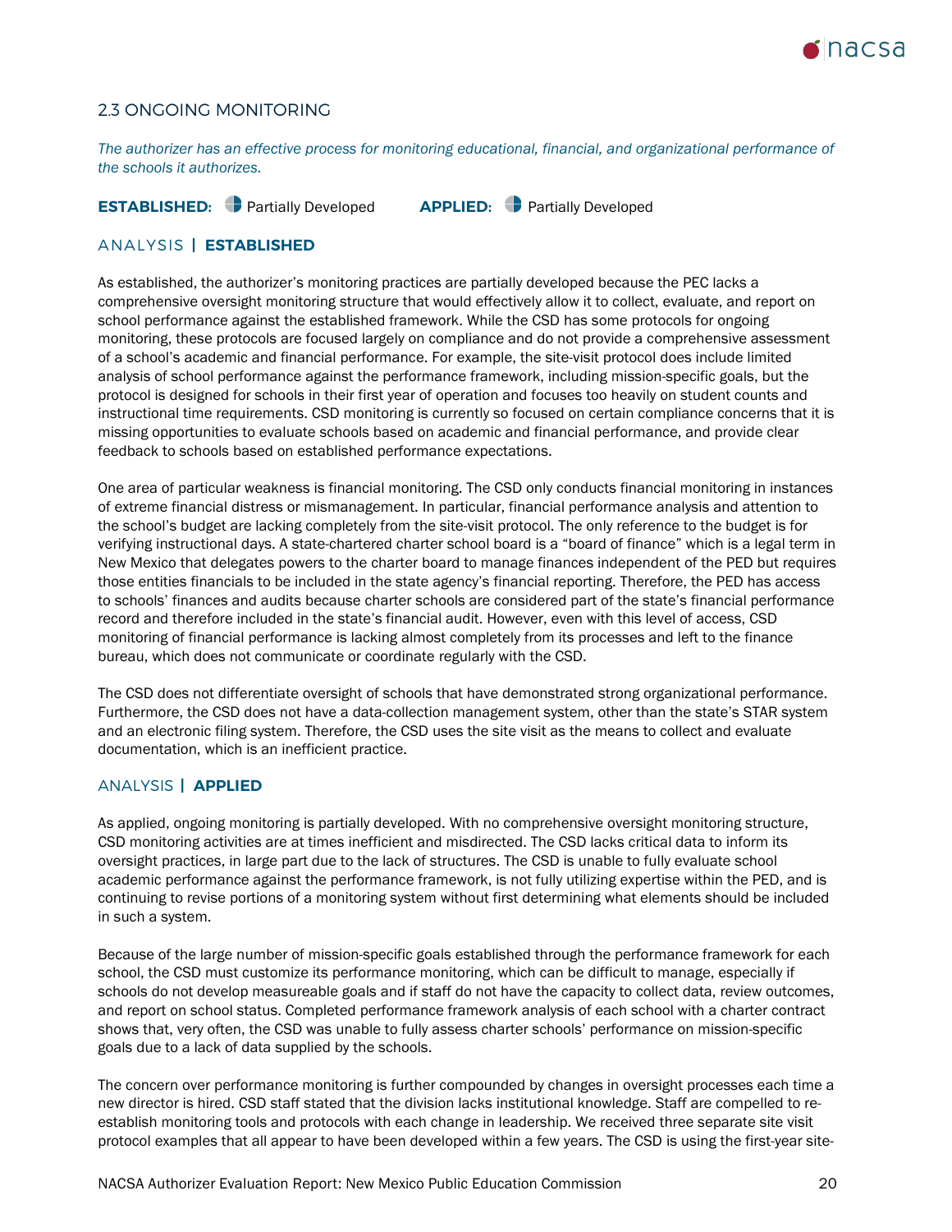## 2.3 ONGOING MONITORING

*The authorizer has an effective process for monitoring educational, financial, and organizational performance of the schools it authorizes.*

**ESTABLISHED:** Partially Developed  **APPLIED:** Partially Developed

### ANALYSIS | ESTABLISHED

As established, the authorizer's monitoring practices are partially developed because the PEC lacks a comprehensive oversight monitoring structure that would effectively allow it to collect, evaluate, and report on school performance against the established framework. While the CSD has some protocols for ongoing monitoring, these protocols are focused largely on compliance and do not provide a comprehensive assessment of a school's academic and financial performance. For example, the site-visit protocol does include limited analysis of school performance against the performance framework, including mission-specific goals, but the protocol is designed for schools in their first year of operation and focuses too heavily on student counts and instructional time requirements. CSD monitoring is currently so focused on certain compliance concerns that it is missing opportunities to evaluate schools based on academic and financial performance, and provide clear feedback to schools based on established performance expectations.

One area of particular weakness is financial monitoring. The CSD only conducts financial monitoring in instances of extreme financial distress or mismanagement. In particular, financial performance analysis and attention to the school's budget are lacking completely from the site-visit protocol. The only reference to the budget is for verifying instructional days. A state-chartered charter school board is a "board of finance" which is a legal term in New Mexico that delegates powers to the charter board to manage finances independent of the PED but requires those entities financials to be included in the state agency's financial reporting. Therefore, the PED has access to schools' finances and audits because charter schools are considered part of the state's financial performance record and therefore included in the state's financial audit. However, even with this level of access, CSD monitoring of financial performance is lacking almost completely from its processes and left to the finance bureau, which does not communicate or coordinate regularly with the CSD.

The CSD does not differentiate oversight of schools that have demonstrated strong organizational performance. Furthermore, the CSD does not have a data-collection management system, other than the state's STAR system and an electronic filing system. Therefore, the CSD uses the site visit as the means to collect and evaluate documentation, which is an inefficient practice.

### ANALYSIS | APPLIED

As applied, ongoing monitoring is partially developed. With no comprehensive oversight monitoring structure, CSD monitoring activities are at times inefficient and misdirected. The CSD lacks critical data to inform its oversight practices, in large part due to the lack of structures. The CSD is unable to fully evaluate school academic performance against the performance framework, is not fully utilizing expertise within the PED, and is continuing to revise portions of a monitoring system without first determining what elements should be included in such a system.

Because of the large number of mission-specific goals established through the performance framework for each school, the CSD must customize its performance monitoring, which can be difficult to manage, especially if schools do not develop measureable goals and if staff do not have the capacity to collect data, review outcomes, and report on school status. Completed performance framework analysis of each school with a charter contract shows that, very often, the CSD was unable to fully assess charter schools' performance on mission-specific goals due to a lack of data supplied by the schools.

The concern over performance monitoring is further compounded by changes in oversight processes each time a new director is hired. CSD staff stated that the division lacks institutional knowledge. Staff are compelled to re-establish monitoring tools and protocols with each change in leadership. We received three separate site visit protocol examples that all appear to have been developed within a few years. The CSD is using the first-year site-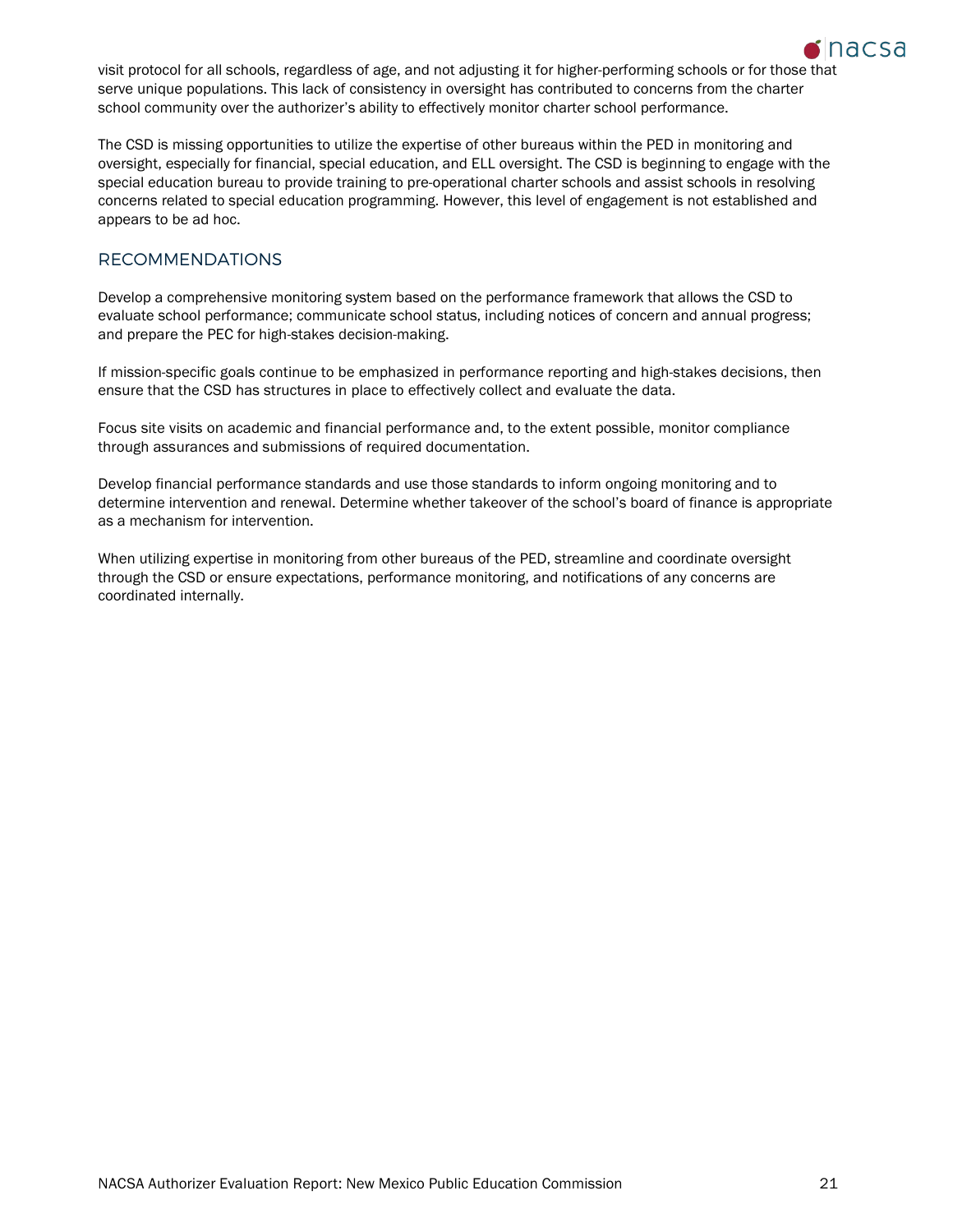visit protocol for all schools, regardless of age, and not adjusting it for higher-performing schools or for those that serve unique populations. This lack of consistency in oversight has contributed to concerns from the charter school community over the authorizer's ability to effectively monitor charter school performance.

The CSD is missing opportunities to utilize the expertise of other bureaus within the PED in monitoring and oversight, especially for financial, special education, and ELL oversight. The CSD is beginning to engage with the special education bureau to provide training to pre-operational charter schools and assist schools in resolving concerns related to special education programming. However, this level of engagement is not established and appears to be ad hoc.

## RECOMMENDATIONS

Develop a comprehensive monitoring system based on the performance framework that allows the CSD to evaluate school performance; communicate school status, including notices of concern and annual progress; and prepare the PEC for high-stakes decision-making.

If mission-specific goals continue to be emphasized in performance reporting and high-stakes decisions, then ensure that the CSD has structures in place to effectively collect and evaluate the data.

Focus site visits on academic and financial performance and, to the extent possible, monitor compliance through assurances and submissions of required documentation.

Develop financial performance standards and use those standards to inform ongoing monitoring and to determine intervention and renewal. Determine whether takeover of the school's board of finance is appropriate as a mechanism for intervention.

When utilizing expertise in monitoring from other bureaus of the PED, streamline and coordinate oversight through the CSD or ensure expectations, performance monitoring, and notifications of any concerns are coordinated internally.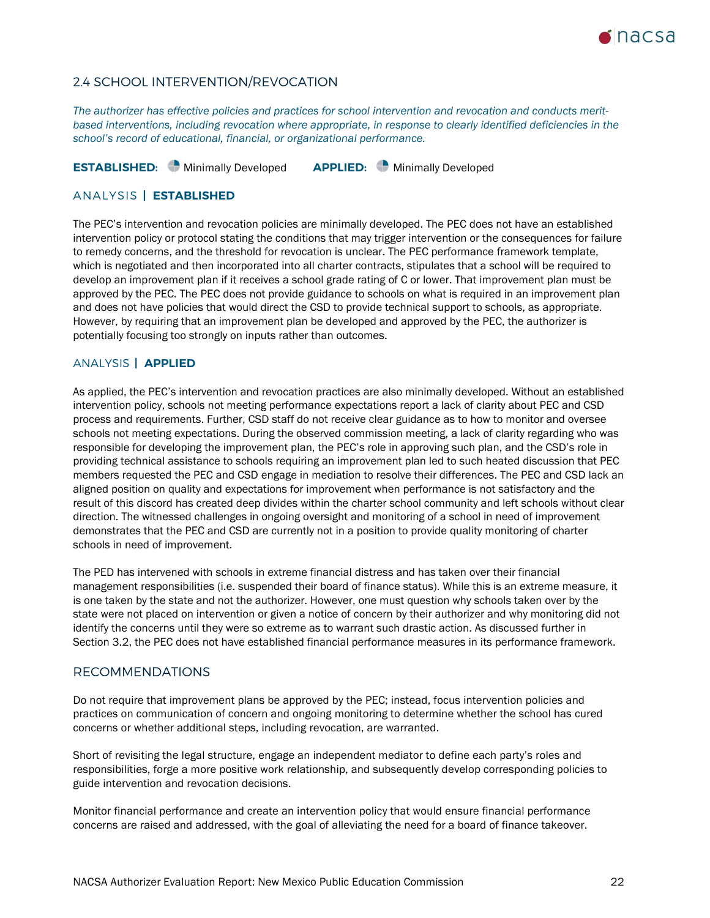## 2.4 SCHOOL INTERVENTION/REVOCATION

*The authorizer has effective policies and practices for school intervention and revocation and conducts merit-based interventions, including revocation where appropriate, in response to clearly identified deficiencies in the school's record of educational, financial, or organizational performance.*

**ESTABLISHED:** Minimally Developed **APPLIED:** Minimally Developed

### ANALYSIS | ESTABLISHED

The PEC's intervention and revocation policies are minimally developed. The PEC does not have an established intervention policy or protocol stating the conditions that may trigger intervention or the consequences for failure to remedy concerns, and the threshold for revocation is unclear. The PEC performance framework template, which is negotiated and then incorporated into all charter contracts, stipulates that a school will be required to develop an improvement plan if it receives a school grade rating of C or lower. That improvement plan must be approved by the PEC. The PEC does not provide guidance to schools on what is required in an improvement plan and does not have policies that would direct the CSD to provide technical support to schools, as appropriate. However, by requiring that an improvement plan be developed and approved by the PEC, the authorizer is potentially focusing too strongly on inputs rather than outcomes.

### ANALYSIS | APPLIED

As applied, the PEC's intervention and revocation practices are also minimally developed. Without an established intervention policy, schools not meeting performance expectations report a lack of clarity about PEC and CSD process and requirements. Further, CSD staff do not receive clear guidance as to how to monitor and oversee schools not meeting expectations. During the observed commission meeting, a lack of clarity regarding who was responsible for developing the improvement plan, the PEC's role in approving such plan, and the CSD's role in providing technical assistance to schools requiring an improvement plan led to such heated discussion that PEC members requested the PEC and CSD engage in mediation to resolve their differences. The PEC and CSD lack an aligned position on quality and expectations for improvement when performance is not satisfactory and the result of this discord has created deep divides within the charter school community and left schools without clear direction. The witnessed challenges in ongoing oversight and monitoring of a school in need of improvement demonstrates that the PEC and CSD are currently not in a position to provide quality monitoring of charter schools in need of improvement.

The PED has intervened with schools in extreme financial distress and has taken over their financial management responsibilities (i.e. suspended their board of finance status). While this is an extreme measure, it is one taken by the state and not the authorizer. However, one must question why schools taken over by the state were not placed on intervention or given a notice of concern by their authorizer and why monitoring did not identify the concerns until they were so extreme as to warrant such drastic action. As discussed further in Section 3.2, the PEC does not have established financial performance measures in its performance framework.

### RECOMMENDATIONS

Do not require that improvement plans be approved by the PEC; instead, focus intervention policies and practices on communication of concern and ongoing monitoring to determine whether the school has cured concerns or whether additional steps, including revocation, are warranted.

Short of revisiting the legal structure, engage an independent mediator to define each party's roles and responsibilities, forge a more positive work relationship, and subsequently develop corresponding policies to guide intervention and revocation decisions.

Monitor financial performance and create an intervention policy that would ensure financial performance concerns are raised and addressed, with the goal of alleviating the need for a board of finance takeover.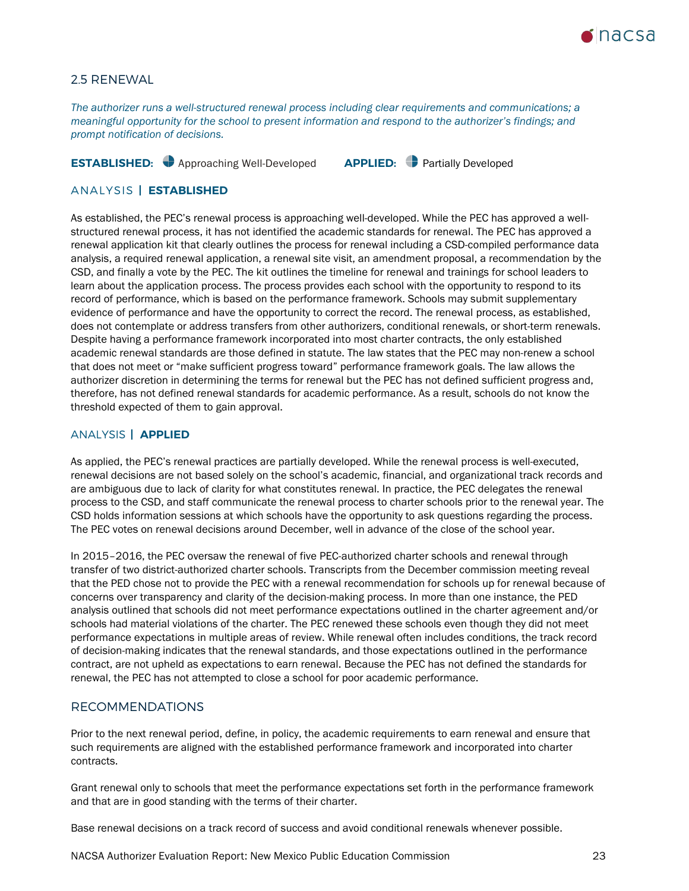## 2.5 RENEWAL

*The authorizer runs a well-structured renewal process including clear requirements and communications; a meaningful opportunity for the school to present information and respond to the authorizer's findings; and prompt notification of decisions.*

**ESTABLISHED:** Approaching Well-Developed **APPLIED:** Partially Developed

### ANALYSIS | **ESTABLISHED**

As established, the PEC's renewal process is approaching well-developed. While the PEC has approved a well-structured renewal process, it has not identified the academic standards for renewal. The PEC has approved a renewal application kit that clearly outlines the process for renewal including a CSD-compiled performance data analysis, a required renewal application, a renewal site visit, an amendment proposal, a recommendation by the CSD, and finally a vote by the PEC. The kit outlines the timeline for renewal and trainings for school leaders to learn about the application process. The process provides each school with the opportunity to respond to its record of performance, which is based on the performance framework. Schools may submit supplementary evidence of performance and have the opportunity to correct the record. The renewal process, as established, does not contemplate or address transfers from other authorizers, conditional renewals, or short-term renewals. Despite having a performance framework incorporated into most charter contracts, the only established academic renewal standards are those defined in statute. The law states that the PEC may non-renew a school that does not meet or "make sufficient progress toward" performance framework goals. The law allows the authorizer discretion in determining the terms for renewal but the PEC has not defined sufficient progress and, therefore, has not defined renewal standards for academic performance. As a result, schools do not know the threshold expected of them to gain approval.

### ANALYSIS | **APPLIED**

As applied, the PEC's renewal practices are partially developed. While the renewal process is well-executed, renewal decisions are not based solely on the school's academic, financial, and organizational track records and are ambiguous due to lack of clarity for what constitutes renewal. In practice, the PEC delegates the renewal process to the CSD, and staff communicate the renewal process to charter schools prior to the renewal year. The CSD holds information sessions at which schools have the opportunity to ask questions regarding the process. The PEC votes on renewal decisions around December, well in advance of the close of the school year.

In 2015–2016, the PEC oversaw the renewal of five PEC-authorized charter schools and renewal through transfer of two district-authorized charter schools. Transcripts from the December commission meeting reveal that the PED chose not to provide the PEC with a renewal recommendation for schools up for renewal because of concerns over transparency and clarity of the decision-making process. In more than one instance, the PED analysis outlined that schools did not meet performance expectations outlined in the charter agreement and/or schools had material violations of the charter. The PEC renewed these schools even though they did not meet performance expectations in multiple areas of review. While renewal often includes conditions, the track record of decision-making indicates that the renewal standards, and those expectations outlined in the performance contract, are not upheld as expectations to earn renewal. Because the PEC has not defined the standards for renewal, the PEC has not attempted to close a school for poor academic performance.

### RECOMMENDATIONS

Prior to the next renewal period, define, in policy, the academic requirements to earn renewal and ensure that such requirements are aligned with the established performance framework and incorporated into charter contracts.

Grant renewal only to schools that meet the performance expectations set forth in the performance framework and that are in good standing with the terms of their charter.

Base renewal decisions on a track record of success and avoid conditional renewals whenever possible.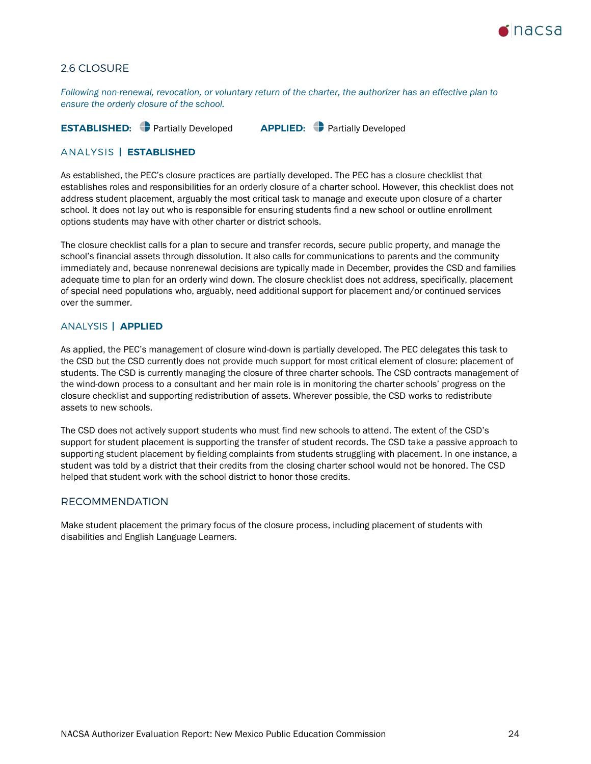## 2.6 CLOSURE

*Following non-renewal, revocation, or voluntary return of the charter, the authorizer has an effective plan to ensure the orderly closure of the school.*

**ESTABLISHED:** Partially Developed **APPLIED:** Partially Developed

### ANALYSIS | ESTABLISHED

As established, the PEC's closure practices are partially developed. The PEC has a closure checklist that establishes roles and responsibilities for an orderly closure of a charter school. However, this checklist does not address student placement, arguably the most critical task to manage and execute upon closure of a charter school. It does not lay out who is responsible for ensuring students find a new school or outline enrollment options students may have with other charter or district schools.

The closure checklist calls for a plan to secure and transfer records, secure public property, and manage the school's financial assets through dissolution. It also calls for communications to parents and the community immediately and, because nonrenewal decisions are typically made in December, provides the CSD and families adequate time to plan for an orderly wind down. The closure checklist does not address, specifically, placement of special need populations who, arguably, need additional support for placement and/or continued services over the summer.

### ANALYSIS | APPLIED

As applied, the PEC's management of closure wind-down is partially developed. The PEC delegates this task to the CSD but the CSD currently does not provide much support for most critical element of closure: placement of students. The CSD is currently managing the closure of three charter schools. The CSD contracts management of the wind-down process to a consultant and her main role is in monitoring the charter schools' progress on the closure checklist and supporting redistribution of assets. Wherever possible, the CSD works to redistribute assets to new schools.

The CSD does not actively support students who must find new schools to attend. The extent of the CSD's support for student placement is supporting the transfer of student records. The CSD take a passive approach to supporting student placement by fielding complaints from students struggling with placement. In one instance, a student was told by a district that their credits from the closing charter school would not be honored. The CSD helped that student work with the school district to honor those credits.

### RECOMMENDATION

Make student placement the primary focus of the closure process, including placement of students with disabilities and English Language Learners.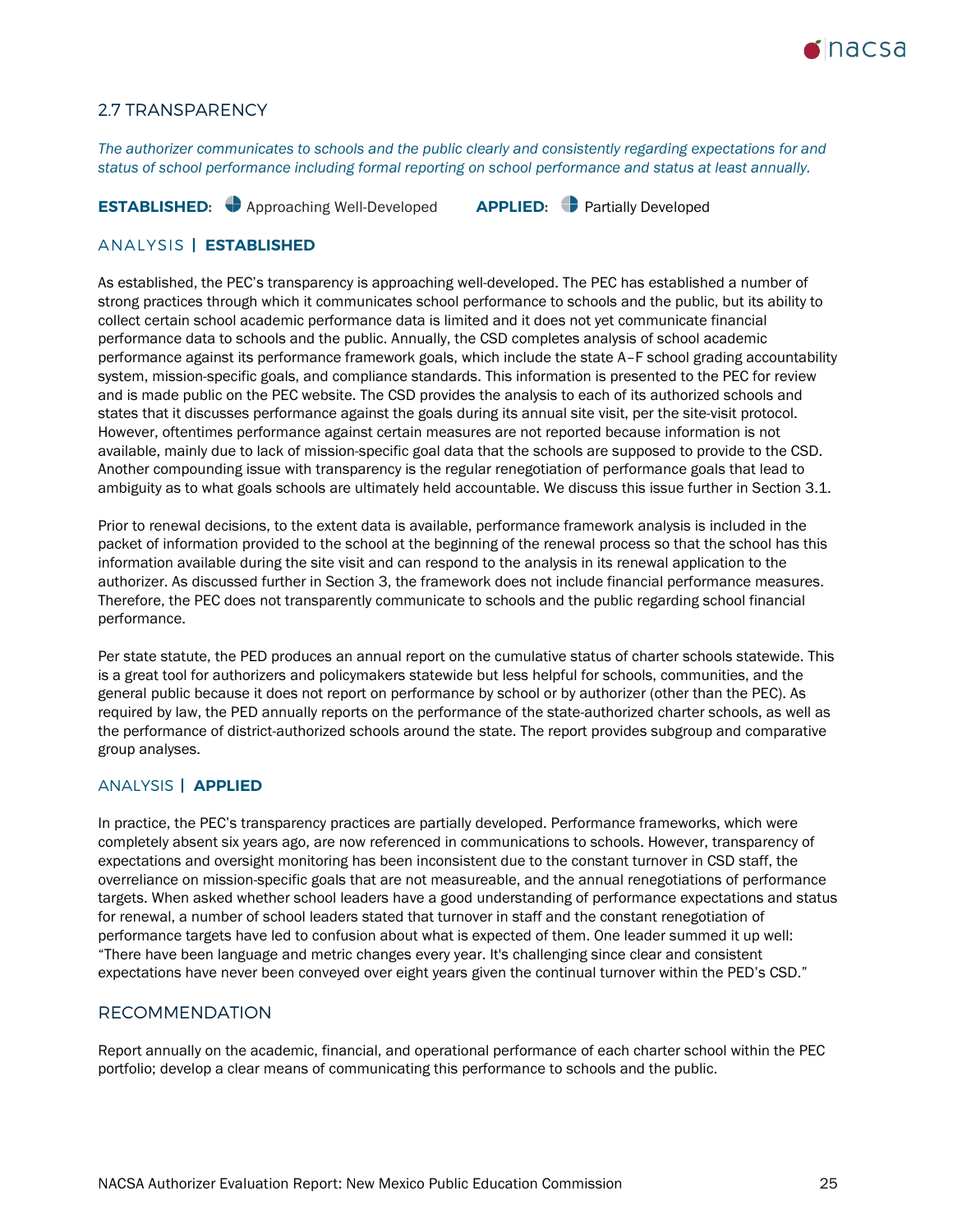## 2.7 TRANSPARENCY

*The authorizer communicates to schools and the public clearly and consistently regarding expectations for and status of school performance including formal reporting on school performance and status at least annually.*

**ESTABLISHED:** Approaching Well-Developed **APPLIED:** Partially Developed

### ANALYSIS | ESTABLISHED

As established, the PEC's transparency is approaching well-developed. The PEC has established a number of strong practices through which it communicates school performance to schools and the public, but its ability to collect certain school academic performance data is limited and it does not yet communicate financial performance data to schools and the public. Annually, the CSD completes analysis of school academic performance against its performance framework goals, which include the state A–F school grading accountability system, mission-specific goals, and compliance standards. This information is presented to the PEC for review and is made public on the PEC website. The CSD provides the analysis to each of its authorized schools and states that it discusses performance against the goals during its annual site visit, per the site-visit protocol. However, oftentimes performance against certain measures are not reported because information is not available, mainly due to lack of mission-specific goal data that the schools are supposed to provide to the CSD. Another compounding issue with transparency is the regular renegotiation of performance goals that lead to ambiguity as to what goals schools are ultimately held accountable. We discuss this issue further in Section 3.1.

Prior to renewal decisions, to the extent data is available, performance framework analysis is included in the packet of information provided to the school at the beginning of the renewal process so that the school has this information available during the site visit and can respond to the analysis in its renewal application to the authorizer. As discussed further in Section 3, the framework does not include financial performance measures. Therefore, the PEC does not transparently communicate to schools and the public regarding school financial performance.

Per state statute, the PED produces an annual report on the cumulative status of charter schools statewide. This is a great tool for authorizers and policymakers statewide but less helpful for schools, communities, and the general public because it does not report on performance by school or by authorizer (other than the PEC). As required by law, the PED annually reports on the performance of the state-authorized charter schools, as well as the performance of district-authorized schools around the state. The report provides subgroup and comparative group analyses.

### ANALYSIS | APPLIED

In practice, the PEC's transparency practices are partially developed. Performance frameworks, which were completely absent six years ago, are now referenced in communications to schools. However, transparency of expectations and oversight monitoring has been inconsistent due to the constant turnover in CSD staff, the overreliance on mission-specific goals that are not measureable, and the annual renegotiations of performance targets. When asked whether school leaders have a good understanding of performance expectations and status for renewal, a number of school leaders stated that turnover in staff and the constant renegotiation of performance targets have led to confusion about what is expected of them. One leader summed it up well: "There have been language and metric changes every year. It's challenging since clear and consistent expectations have never been conveyed over eight years given the continual turnover within the PED's CSD."

### RECOMMENDATION

Report annually on the academic, financial, and operational performance of each charter school within the PEC portfolio; develop a clear means of communicating this performance to schools and the public.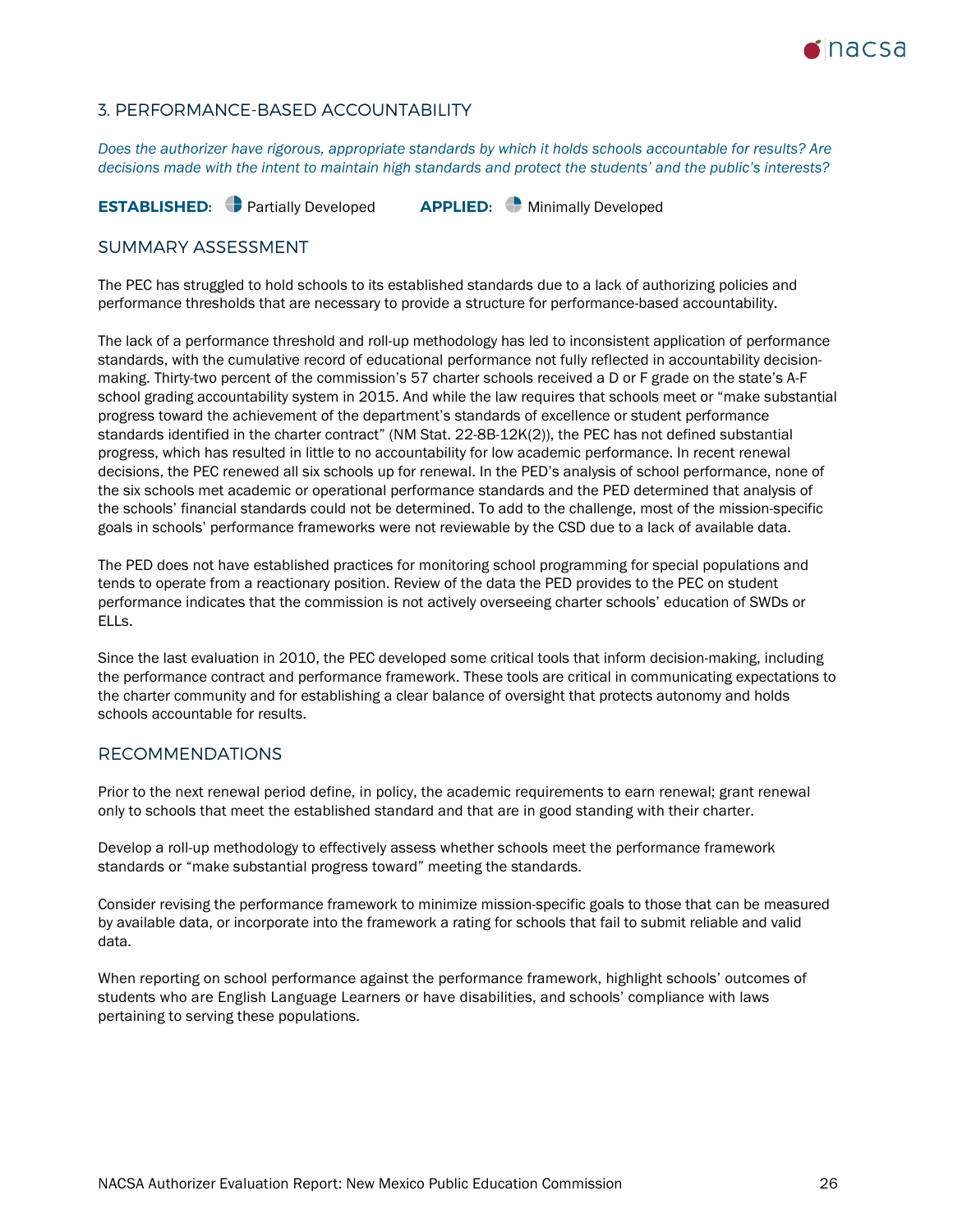## 3. PERFORMANCE-BASED ACCOUNTABILITY

*Does the authorizer have rigorous, appropriate standards by which it holds schools accountable for results? Are decisions made with the intent to maintain high standards and protect the students' and the public's interests?*

**ESTABLISHED:** Partially Developed **APPLIED:** Minimally Developed

### SUMMARY ASSESSMENT

The PEC has struggled to hold schools to its established standards due to a lack of authorizing policies and performance thresholds that are necessary to provide a structure for performance-based accountability.

The lack of a performance threshold and roll-up methodology has led to inconsistent application of performance standards, with the cumulative record of educational performance not fully reflected in accountability decision-making. Thirty-two percent of the commission's 57 charter schools received a D or F grade on the state's A-F school grading accountability system in 2015. And while the law requires that schools meet or "make substantial progress toward the achievement of the department's standards of excellence or student performance standards identified in the charter contract" (NM Stat. 22-8B-12K(2)), the PEC has not defined substantial progress, which has resulted in little to no accountability for low academic performance. In recent renewal decisions, the PEC renewed all six schools up for renewal. In the PED's analysis of school performance, none of the six schools met academic or operational performance standards and the PED determined that analysis of the schools' financial standards could not be determined. To add to the challenge, most of the mission-specific goals in schools' performance frameworks were not reviewable by the CSD due to a lack of available data.

The PED does not have established practices for monitoring school programming for special populations and tends to operate from a reactionary position. Review of the data the PED provides to the PEC on student performance indicates that the commission is not actively overseeing charter schools' education of SWDs or ELLs.

Since the last evaluation in 2010, the PEC developed some critical tools that inform decision-making, including the performance contract and performance framework. These tools are critical in communicating expectations to the charter community and for establishing a clear balance of oversight that protects autonomy and holds schools accountable for results.

### RECOMMENDATIONS

Prior to the next renewal period define, in policy, the academic requirements to earn renewal; grant renewal only to schools that meet the established standard and that are in good standing with their charter.

Develop a roll-up methodology to effectively assess whether schools meet the performance framework standards or "make substantial progress toward" meeting the standards.

Consider revising the performance framework to minimize mission-specific goals to those that can be measured by available data, or incorporate into the framework a rating for schools that fail to submit reliable and valid data.

When reporting on school performance against the performance framework, highlight schools' outcomes of students who are English Language Learners or have disabilities, and schools' compliance with laws pertaining to serving these populations.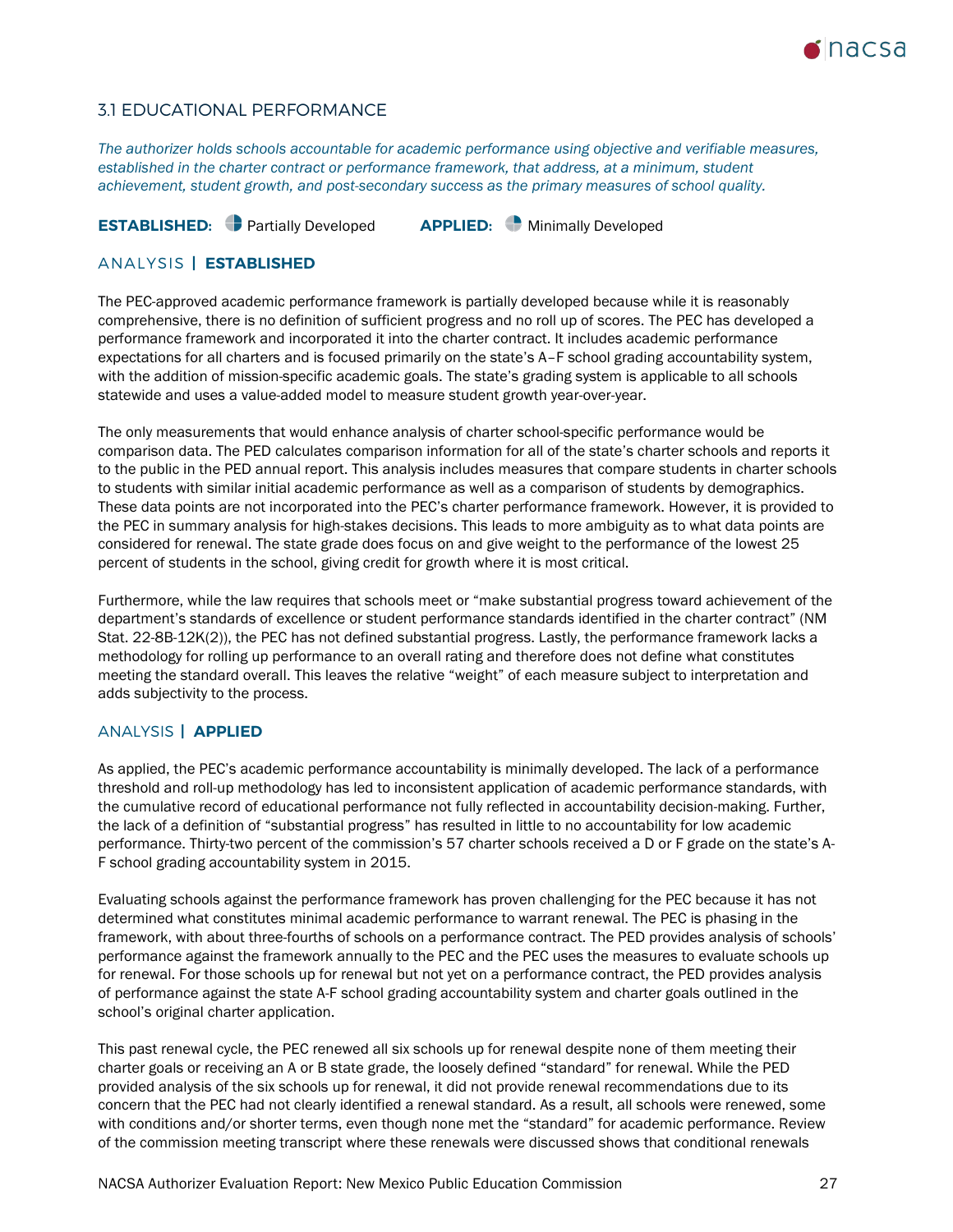## 3.1 EDUCATIONAL PERFORMANCE

*The authorizer holds schools accountable for academic performance using objective and verifiable measures, established in the charter contract or performance framework, that address, at a minimum, student achievement, student growth, and post-secondary success as the primary measures of school quality.*

**ESTABLISHED:** Partially Developed **APPLIED:** Minimally Developed

### ANALYSIS | ESTABLISHED

The PEC-approved academic performance framework is partially developed because while it is reasonably comprehensive, there is no definition of sufficient progress and no roll up of scores. The PEC has developed a performance framework and incorporated it into the charter contract. It includes academic performance expectations for all charters and is focused primarily on the state's A–F school grading accountability system, with the addition of mission-specific academic goals. The state's grading system is applicable to all schools statewide and uses a value-added model to measure student growth year-over-year.

The only measurements that would enhance analysis of charter school-specific performance would be comparison data. The PED calculates comparison information for all of the state's charter schools and reports it to the public in the PED annual report. This analysis includes measures that compare students in charter schools to students with similar initial academic performance as well as a comparison of students by demographics. These data points are not incorporated into the PEC's charter performance framework. However, it is provided to the PEC in summary analysis for high-stakes decisions. This leads to more ambiguity as to what data points are considered for renewal. The state grade does focus on and give weight to the performance of the lowest 25 percent of students in the school, giving credit for growth where it is most critical.

Furthermore, while the law requires that schools meet or "make substantial progress toward achievement of the department's standards of excellence or student performance standards identified in the charter contract" (NM Stat. 22-8B-12K(2)), the PEC has not defined substantial progress. Lastly, the performance framework lacks a methodology for rolling up performance to an overall rating and therefore does not define what constitutes meeting the standard overall. This leaves the relative "weight" of each measure subject to interpretation and adds subjectivity to the process.

### ANALYSIS | APPLIED

As applied, the PEC's academic performance accountability is minimally developed. The lack of a performance threshold and roll-up methodology has led to inconsistent application of academic performance standards, with the cumulative record of educational performance not fully reflected in accountability decision-making. Further, the lack of a definition of "substantial progress" has resulted in little to no accountability for low academic performance. Thirty-two percent of the commission's 57 charter schools received a D or F grade on the state's A-F school grading accountability system in 2015.

Evaluating schools against the performance framework has proven challenging for the PEC because it has not determined what constitutes minimal academic performance to warrant renewal. The PEC is phasing in the framework, with about three-fourths of schools on a performance contract. The PED provides analysis of schools' performance against the framework annually to the PEC and the PEC uses the measures to evaluate schools up for renewal. For those schools up for renewal but not yet on a performance contract, the PED provides analysis of performance against the state A-F school grading accountability system and charter goals outlined in the school's original charter application.

This past renewal cycle, the PEC renewed all six schools up for renewal despite none of them meeting their charter goals or receiving an A or B state grade, the loosely defined "standard" for renewal. While the PED provided analysis of the six schools up for renewal, it did not provide renewal recommendations due to its concern that the PEC had not clearly identified a renewal standard. As a result, all schools were renewed, some with conditions and/or shorter terms, even though none met the "standard" for academic performance. Review of the commission meeting transcript where these renewals were discussed shows that conditional renewals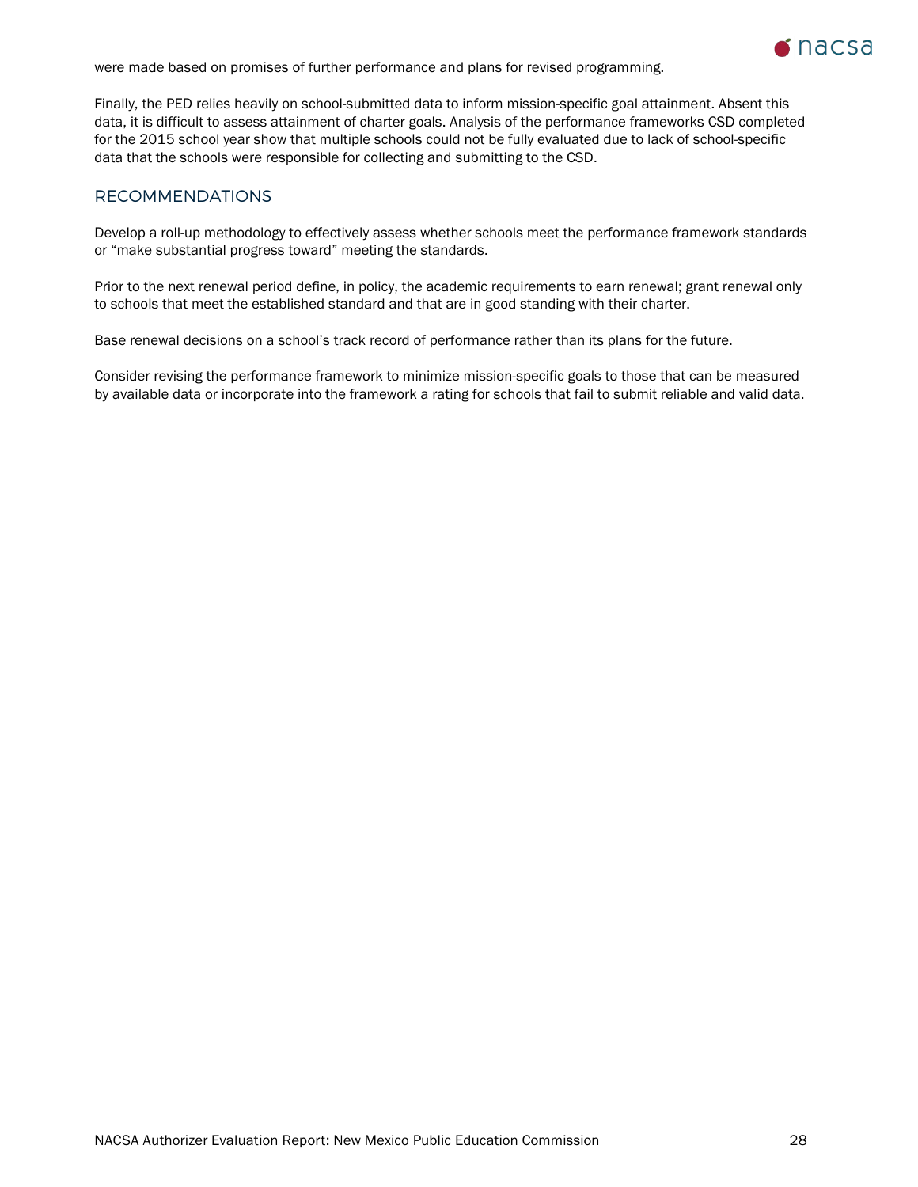were made based on promises of further performance and plans for revised programming.

Finally, the PED relies heavily on school-submitted data to inform mission-specific goal attainment. Absent this data, it is difficult to assess attainment of charter goals. Analysis of the performance frameworks CSD completed for the 2015 school year show that multiple schools could not be fully evaluated due to lack of school-specific data that the schools were responsible for collecting and submitting to the CSD.

## RECOMMENDATIONS

Develop a roll-up methodology to effectively assess whether schools meet the performance framework standards or "make substantial progress toward" meeting the standards.

Prior to the next renewal period define, in policy, the academic requirements to earn renewal; grant renewal only to schools that meet the established standard and that are in good standing with their charter.

Base renewal decisions on a school's track record of performance rather than its plans for the future.

Consider revising the performance framework to minimize mission-specific goals to those that can be measured by available data or incorporate into the framework a rating for schools that fail to submit reliable and valid data.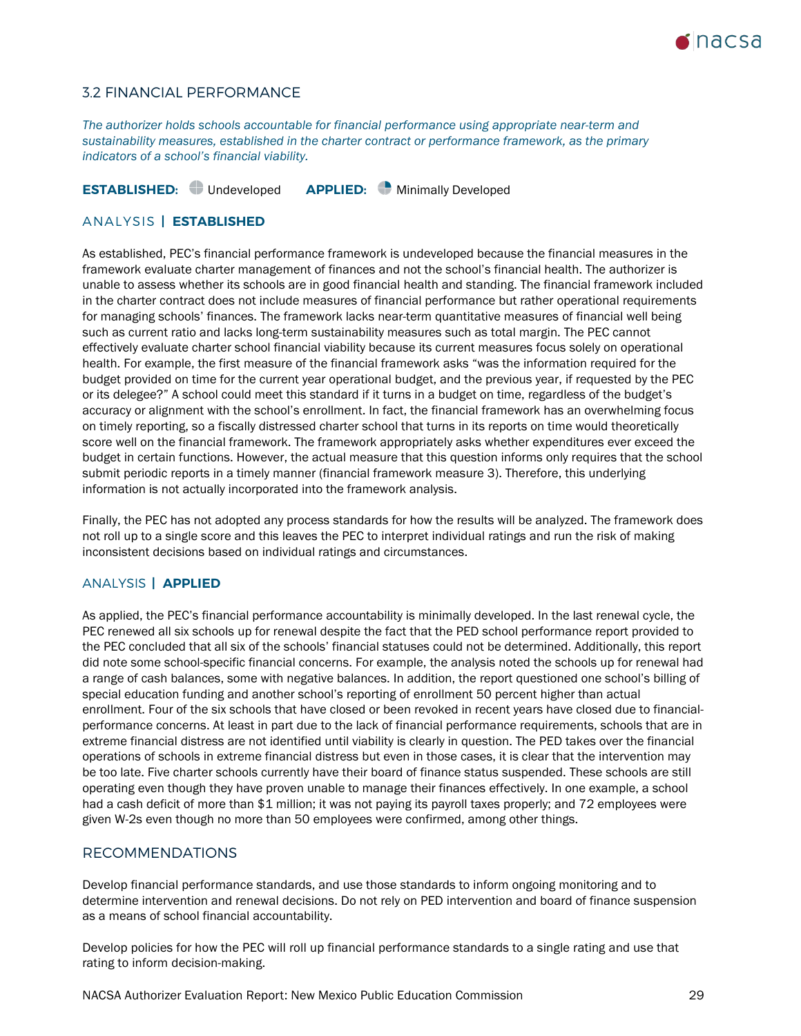## 3.2 FINANCIAL PERFORMANCE

*The authorizer holds schools accountable for financial performance using appropriate near-term and sustainability measures, established in the charter contract or performance framework, as the primary indicators of a school's financial viability.*

**ESTABLISHED:** Undeveloped **APPLIED:** Minimally Developed

### ANALYSIS | ESTABLISHED

As established, PEC's financial performance framework is undeveloped because the financial measures in the framework evaluate charter management of finances and not the school's financial health. The authorizer is unable to assess whether its schools are in good financial health and standing. The financial framework included in the charter contract does not include measures of financial performance but rather operational requirements for managing schools' finances. The framework lacks near-term quantitative measures of financial well being such as current ratio and lacks long-term sustainability measures such as total margin. The PEC cannot effectively evaluate charter school financial viability because its current measures focus solely on operational health. For example, the first measure of the financial framework asks "was the information required for the budget provided on time for the current year operational budget, and the previous year, if requested by the PEC or its delegee?" A school could meet this standard if it turns in a budget on time, regardless of the budget's accuracy or alignment with the school's enrollment. In fact, the financial framework has an overwhelming focus on timely reporting, so a fiscally distressed charter school that turns in its reports on time would theoretically score well on the financial framework. The framework appropriately asks whether expenditures ever exceed the budget in certain functions. However, the actual measure that this question informs only requires that the school submit periodic reports in a timely manner (financial framework measure 3). Therefore, this underlying information is not actually incorporated into the framework analysis.

Finally, the PEC has not adopted any process standards for how the results will be analyzed. The framework does not roll up to a single score and this leaves the PEC to interpret individual ratings and run the risk of making inconsistent decisions based on individual ratings and circumstances.

### ANALYSIS | APPLIED

As applied, the PEC's financial performance accountability is minimally developed. In the last renewal cycle, the PEC renewed all six schools up for renewal despite the fact that the PED school performance report provided to the PEC concluded that all six of the schools' financial statuses could not be determined. Additionally, this report did note some school-specific financial concerns. For example, the analysis noted the schools up for renewal had a range of cash balances, some with negative balances. In addition, the report questioned one school's billing of special education funding and another school's reporting of enrollment 50 percent higher than actual enrollment. Four of the six schools that have closed or been revoked in recent years have closed due to financial-performance concerns. At least in part due to the lack of financial performance requirements, schools that are in extreme financial distress are not identified until viability is clearly in question. The PED takes over the financial operations of schools in extreme financial distress but even in those cases, it is clear that the intervention may be too late. Five charter schools currently have their board of finance status suspended. These schools are still operating even though they have proven unable to manage their finances effectively. In one example, a school had a cash deficit of more than $1 million; it was not paying its payroll taxes properly; and 72 employees were given W-2s even though no more than 50 employees were confirmed, among other things.

## RECOMMENDATIONS

Develop financial performance standards, and use those standards to inform ongoing monitoring and to determine intervention and renewal decisions. Do not rely on PED intervention and board of finance suspension as a means of school financial accountability.

Develop policies for how the PEC will roll up financial performance standards to a single rating and use that rating to inform decision-making.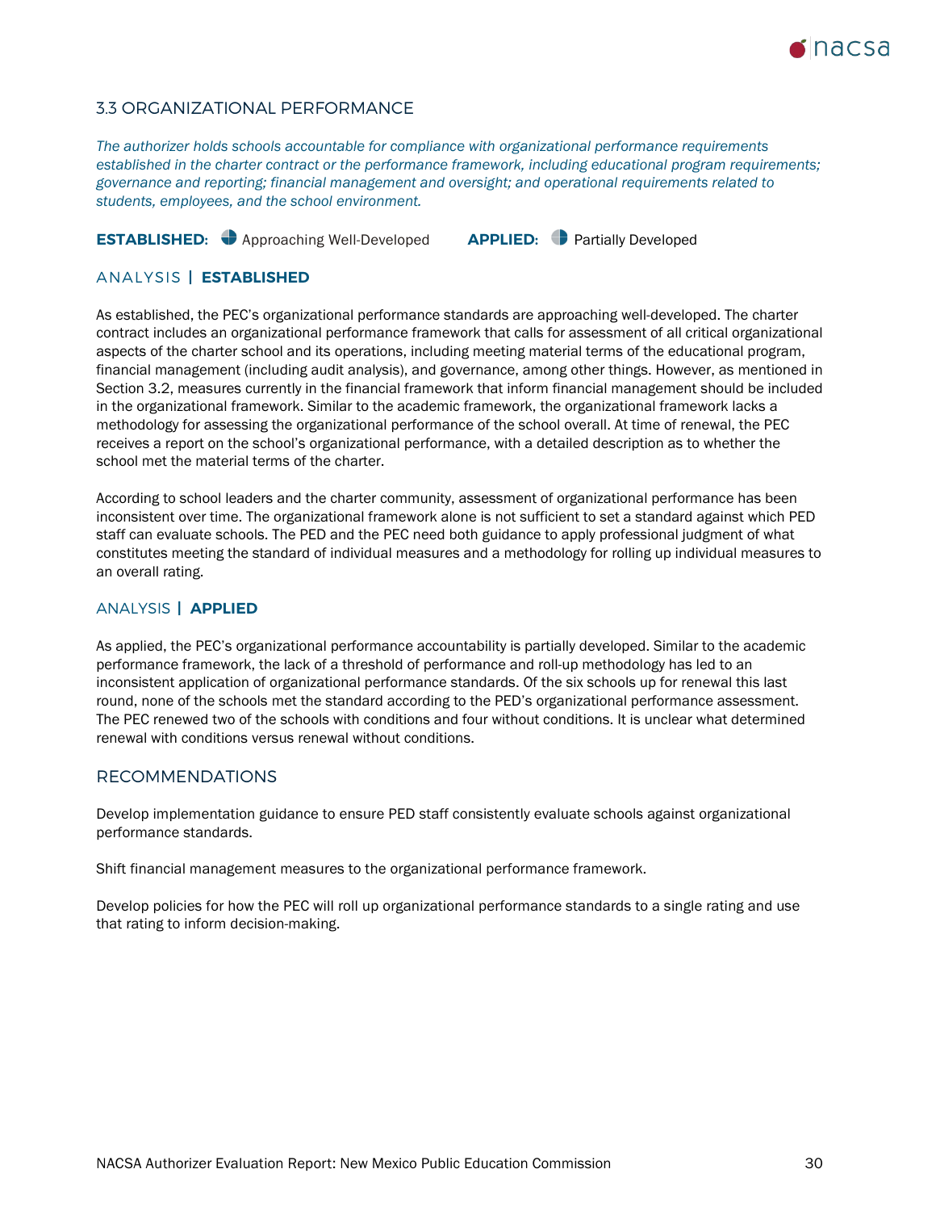## 3.3 ORGANIZATIONAL PERFORMANCE

*The authorizer holds schools accountable for compliance with organizational performance requirements established in the charter contract or the performance framework, including educational program requirements; governance and reporting; financial management and oversight; and operational requirements related to students, employees, and the school environment.*

**ESTABLISHED:** Approaching Well-Developed **APPLIED:** Partially Developed

### ANALYSIS | ESTABLISHED

As established, the PEC's organizational performance standards are approaching well-developed. The charter contract includes an organizational performance framework that calls for assessment of all critical organizational aspects of the charter school and its operations, including meeting material terms of the educational program, financial management (including audit analysis), and governance, among other things. However, as mentioned in Section 3.2, measures currently in the financial framework that inform financial management should be included in the organizational framework. Similar to the academic framework, the organizational framework lacks a methodology for assessing the organizational performance of the school overall. At time of renewal, the PEC receives a report on the school's organizational performance, with a detailed description as to whether the school met the material terms of the charter.

According to school leaders and the charter community, assessment of organizational performance has been inconsistent over time. The organizational framework alone is not sufficient to set a standard against which PED staff can evaluate schools. The PED and the PEC need both guidance to apply professional judgment of what constitutes meeting the standard of individual measures and a methodology for rolling up individual measures to an overall rating.

### ANALYSIS | APPLIED

As applied, the PEC's organizational performance accountability is partially developed. Similar to the academic performance framework, the lack of a threshold of performance and roll-up methodology has led to an inconsistent application of organizational performance standards. Of the six schools up for renewal this last round, none of the schools met the standard according to the PED's organizational performance assessment. The PEC renewed two of the schools with conditions and four without conditions. It is unclear what determined renewal with conditions versus renewal without conditions.

### RECOMMENDATIONS

Develop implementation guidance to ensure PED staff consistently evaluate schools against organizational performance standards.

Shift financial management measures to the organizational performance framework.

Develop policies for how the PEC will roll up organizational performance standards to a single rating and use that rating to inform decision-making.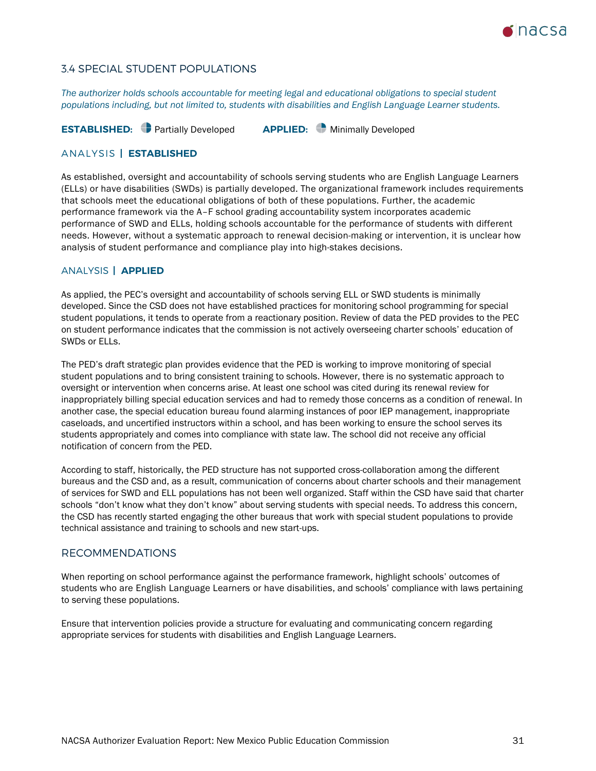## 3.4 SPECIAL STUDENT POPULATIONS

*The authorizer holds schools accountable for meeting legal and educational obligations to special student populations including, but not limited to, students with disabilities and English Language Learner students.*

**ESTABLISHED:** Partially Developed    **APPLIED:** Minimally Developed

### ANALYSIS | ESTABLISHED

As established, oversight and accountability of schools serving students who are English Language Learners (ELLs) or have disabilities (SWDs) is partially developed. The organizational framework includes requirements that schools meet the educational obligations of both of these populations. Further, the academic performance framework via the A–F school grading accountability system incorporates academic performance of SWD and ELLs, holding schools accountable for the performance of students with different needs. However, without a systematic approach to renewal decision-making or intervention, it is unclear how analysis of student performance and compliance play into high-stakes decisions.

### ANALYSIS | APPLIED

As applied, the PEC's oversight and accountability of schools serving ELL or SWD students is minimally developed. Since the CSD does not have established practices for monitoring school programming for special student populations, it tends to operate from a reactionary position. Review of data the PED provides to the PEC on student performance indicates that the commission is not actively overseeing charter schools' education of SWDs or ELLs.

The PED's draft strategic plan provides evidence that the PED is working to improve monitoring of special student populations and to bring consistent training to schools. However, there is no systematic approach to oversight or intervention when concerns arise. At least one school was cited during its renewal review for inappropriately billing special education services and had to remedy those concerns as a condition of renewal. In another case, the special education bureau found alarming instances of poor IEP management, inappropriate caseloads, and uncertified instructors within a school, and has been working to ensure the school serves its students appropriately and comes into compliance with state law. The school did not receive any official notification of concern from the PED.

According to staff, historically, the PED structure has not supported cross-collaboration among the different bureaus and the CSD and, as a result, communication of concerns about charter schools and their management of services for SWD and ELL populations has not been well organized. Staff within the CSD have said that charter schools "don't know what they don't know" about serving students with special needs. To address this concern, the CSD has recently started engaging the other bureaus that work with special student populations to provide technical assistance and training to schools and new start-ups.

### RECOMMENDATIONS

When reporting on school performance against the performance framework, highlight schools' outcomes of students who are English Language Learners or have disabilities, and schools' compliance with laws pertaining to serving these populations.

Ensure that intervention policies provide a structure for evaluating and communicating concern regarding appropriate services for students with disabilities and English Language Learners.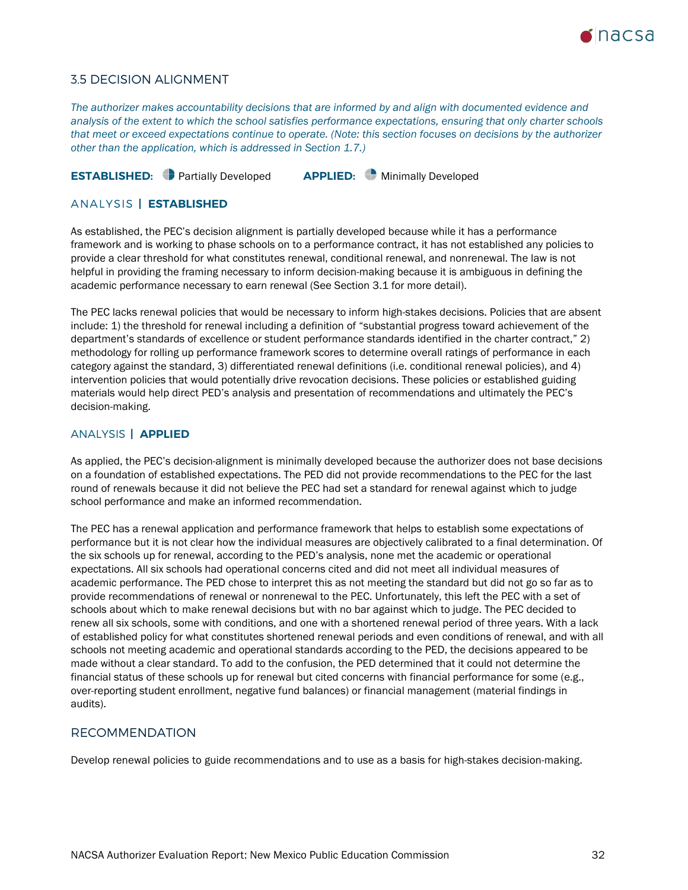## 3.5 DECISION ALIGNMENT

*The authorizer makes accountability decisions that are informed by and align with documented evidence and analysis of the extent to which the school satisfies performance expectations, ensuring that only charter schools that meet or exceed expectations continue to operate. (Note: this section focuses on decisions by the authorizer other than the application, which is addressed in Section 1.7.)*

**ESTABLISHED:** Partially Developed **APPLIED:** Minimally Developed

### ANALYSIS | ESTABLISHED

As established, the PEC's decision alignment is partially developed because while it has a performance framework and is working to phase schools on to a performance contract, it has not established any policies to provide a clear threshold for what constitutes renewal, conditional renewal, and nonrenewal. The law is not helpful in providing the framing necessary to inform decision-making because it is ambiguous in defining the academic performance necessary to earn renewal (See Section 3.1 for more detail).

The PEC lacks renewal policies that would be necessary to inform high-stakes decisions. Policies that are absent include: 1) the threshold for renewal including a definition of "substantial progress toward achievement of the department's standards of excellence or student performance standards identified in the charter contract," 2) methodology for rolling up performance framework scores to determine overall ratings of performance in each category against the standard, 3) differentiated renewal definitions (i.e. conditional renewal policies), and 4) intervention policies that would potentially drive revocation decisions. These policies or established guiding materials would help direct PED's analysis and presentation of recommendations and ultimately the PEC's decision-making.

### ANALYSIS | APPLIED

As applied, the PEC's decision-alignment is minimally developed because the authorizer does not base decisions on a foundation of established expectations. The PED did not provide recommendations to the PEC for the last round of renewals because it did not believe the PEC had set a standard for renewal against which to judge school performance and make an informed recommendation.

The PEC has a renewal application and performance framework that helps to establish some expectations of performance but it is not clear how the individual measures are objectively calibrated to a final determination. Of the six schools up for renewal, according to the PED's analysis, none met the academic or operational expectations. All six schools had operational concerns cited and did not meet all individual measures of academic performance. The PED chose to interpret this as not meeting the standard but did not go so far as to provide recommendations of renewal or nonrenewal to the PEC. Unfortunately, this left the PEC with a set of schools about which to make renewal decisions but with no bar against which to judge. The PEC decided to renew all six schools, some with conditions, and one with a shortened renewal period of three years. With a lack of established policy for what constitutes shortened renewal periods and even conditions of renewal, and with all schools not meeting academic and operational standards according to the PED, the decisions appeared to be made without a clear standard. To add to the confusion, the PED determined that it could not determine the financial status of these schools up for renewal but cited concerns with financial performance for some (e.g., over-reporting student enrollment, negative fund balances) or financial management (material findings in audits).

### RECOMMENDATION

Develop renewal policies to guide recommendations and to use as a basis for high-stakes decision-making.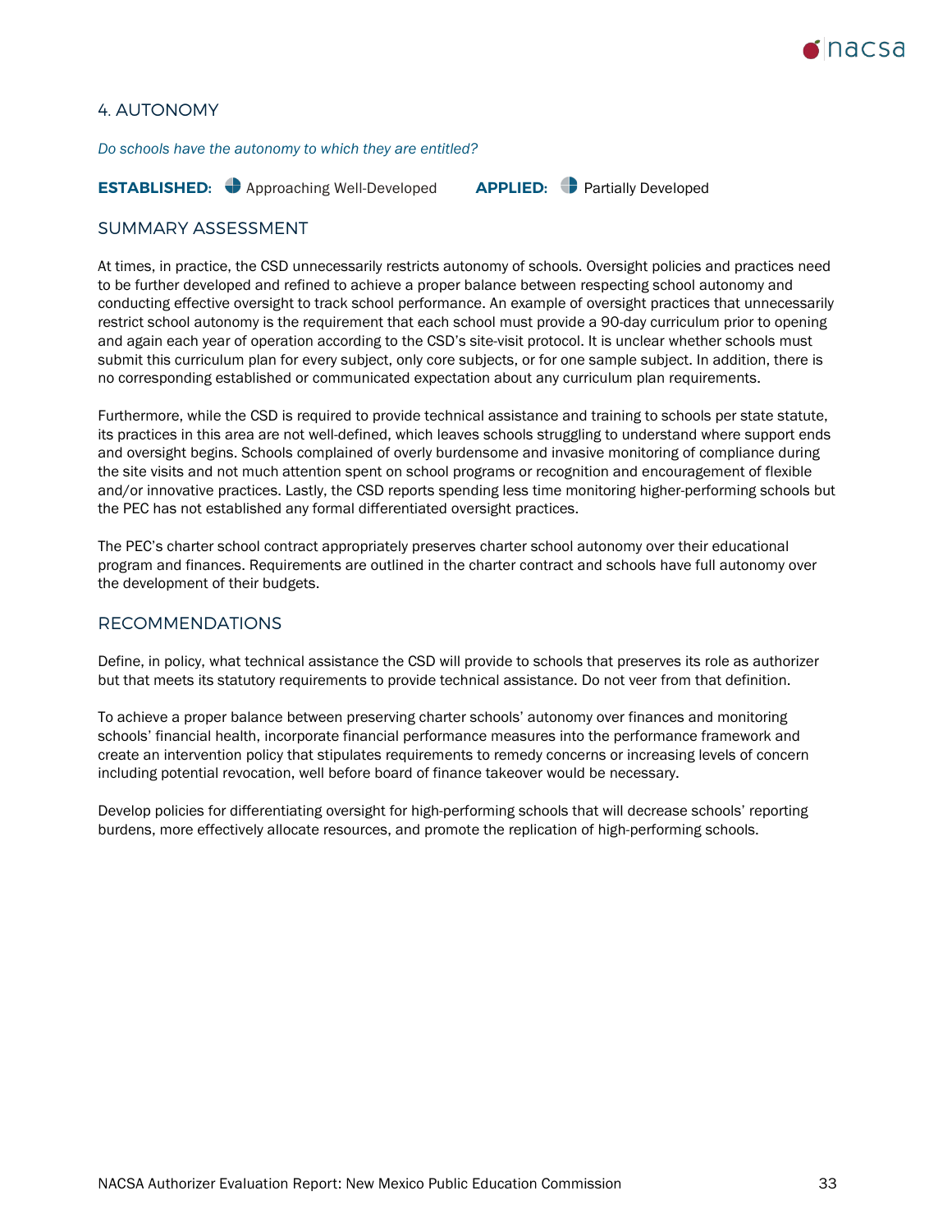## 4. AUTONOMY

*Do schools have the autonomy to which they are entitled?*

**ESTABLISHED:** Approaching Well-Developed **APPLIED:** Partially Developed

### SUMMARY ASSESSMENT

At times, in practice, the CSD unnecessarily restricts autonomy of schools. Oversight policies and practices need to be further developed and refined to achieve a proper balance between respecting school autonomy and conducting effective oversight to track school performance. An example of oversight practices that unnecessarily restrict school autonomy is the requirement that each school must provide a 90-day curriculum prior to opening and again each year of operation according to the CSD's site-visit protocol. It is unclear whether schools must submit this curriculum plan for every subject, only core subjects, or for one sample subject. In addition, there is no corresponding established or communicated expectation about any curriculum plan requirements.

Furthermore, while the CSD is required to provide technical assistance and training to schools per state statute, its practices in this area are not well-defined, which leaves schools struggling to understand where support ends and oversight begins. Schools complained of overly burdensome and invasive monitoring of compliance during the site visits and not much attention spent on school programs or recognition and encouragement of flexible and/or innovative practices. Lastly, the CSD reports spending less time monitoring higher-performing schools but the PEC has not established any formal differentiated oversight practices.

The PEC's charter school contract appropriately preserves charter school autonomy over their educational program and finances. Requirements are outlined in the charter contract and schools have full autonomy over the development of their budgets.

### RECOMMENDATIONS

Define, in policy, what technical assistance the CSD will provide to schools that preserves its role as authorizer but that meets its statutory requirements to provide technical assistance. Do not veer from that definition.

To achieve a proper balance between preserving charter schools' autonomy over finances and monitoring schools' financial health, incorporate financial performance measures into the performance framework and create an intervention policy that stipulates requirements to remedy concerns or increasing levels of concern including potential revocation, well before board of finance takeover would be necessary.

Develop policies for differentiating oversight for high-performing schools that will decrease schools' reporting burdens, more effectively allocate resources, and promote the replication of high-performing schools.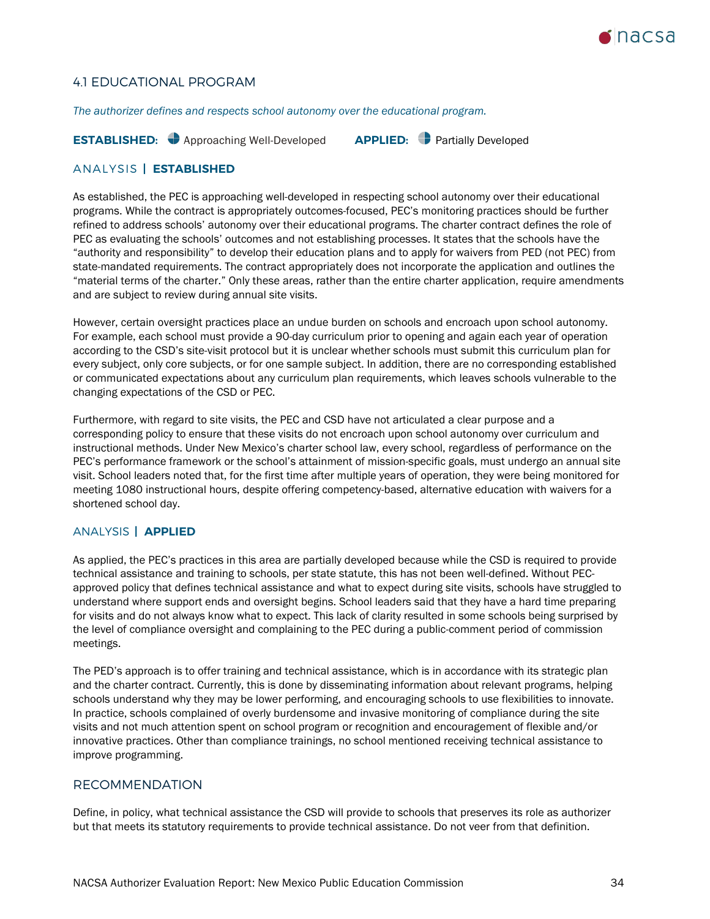## 4.1 EDUCATIONAL PROGRAM

*The authorizer defines and respects school autonomy over the educational program.*

**ESTABLISHED:** Approaching Well-Developed **APPLIED:** Partially Developed

### ANALYSIS | ESTABLISHED

As established, the PEC is approaching well-developed in respecting school autonomy over their educational programs. While the contract is appropriately outcomes-focused, PEC's monitoring practices should be further refined to address schools' autonomy over their educational programs. The charter contract defines the role of PEC as evaluating the schools' outcomes and not establishing processes. It states that the schools have the "authority and responsibility" to develop their education plans and to apply for waivers from PED (not PEC) from state-mandated requirements. The contract appropriately does not incorporate the application and outlines the "material terms of the charter." Only these areas, rather than the entire charter application, require amendments and are subject to review during annual site visits.

However, certain oversight practices place an undue burden on schools and encroach upon school autonomy. For example, each school must provide a 90-day curriculum prior to opening and again each year of operation according to the CSD's site-visit protocol but it is unclear whether schools must submit this curriculum plan for every subject, only core subjects, or for one sample subject. In addition, there are no corresponding established or communicated expectations about any curriculum plan requirements, which leaves schools vulnerable to the changing expectations of the CSD or PEC.

Furthermore, with regard to site visits, the PEC and CSD have not articulated a clear purpose and a corresponding policy to ensure that these visits do not encroach upon school autonomy over curriculum and instructional methods. Under New Mexico's charter school law, every school, regardless of performance on the PEC's performance framework or the school's attainment of mission-specific goals, must undergo an annual site visit. School leaders noted that, for the first time after multiple years of operation, they were being monitored for meeting 1080 instructional hours, despite offering competency-based, alternative education with waivers for a shortened school day.

### ANALYSIS | APPLIED

As applied, the PEC's practices in this area are partially developed because while the CSD is required to provide technical assistance and training to schools, per state statute, this has not been well-defined. Without PEC-approved policy that defines technical assistance and what to expect during site visits, schools have struggled to understand where support ends and oversight begins. School leaders said that they have a hard time preparing for visits and do not always know what to expect. This lack of clarity resulted in some schools being surprised by the level of compliance oversight and complaining to the PEC during a public-comment period of commission meetings.

The PED's approach is to offer training and technical assistance, which is in accordance with its strategic plan and the charter contract. Currently, this is done by disseminating information about relevant programs, helping schools understand why they may be lower performing, and encouraging schools to use flexibilities to innovate. In practice, schools complained of overly burdensome and invasive monitoring of compliance during the site visits and not much attention spent on school program or recognition and encouragement of flexible and/or innovative practices. Other than compliance trainings, no school mentioned receiving technical assistance to improve programming.

## RECOMMENDATION

Define, in policy, what technical assistance the CSD will provide to schools that preserves its role as authorizer but that meets its statutory requirements to provide technical assistance. Do not veer from that definition.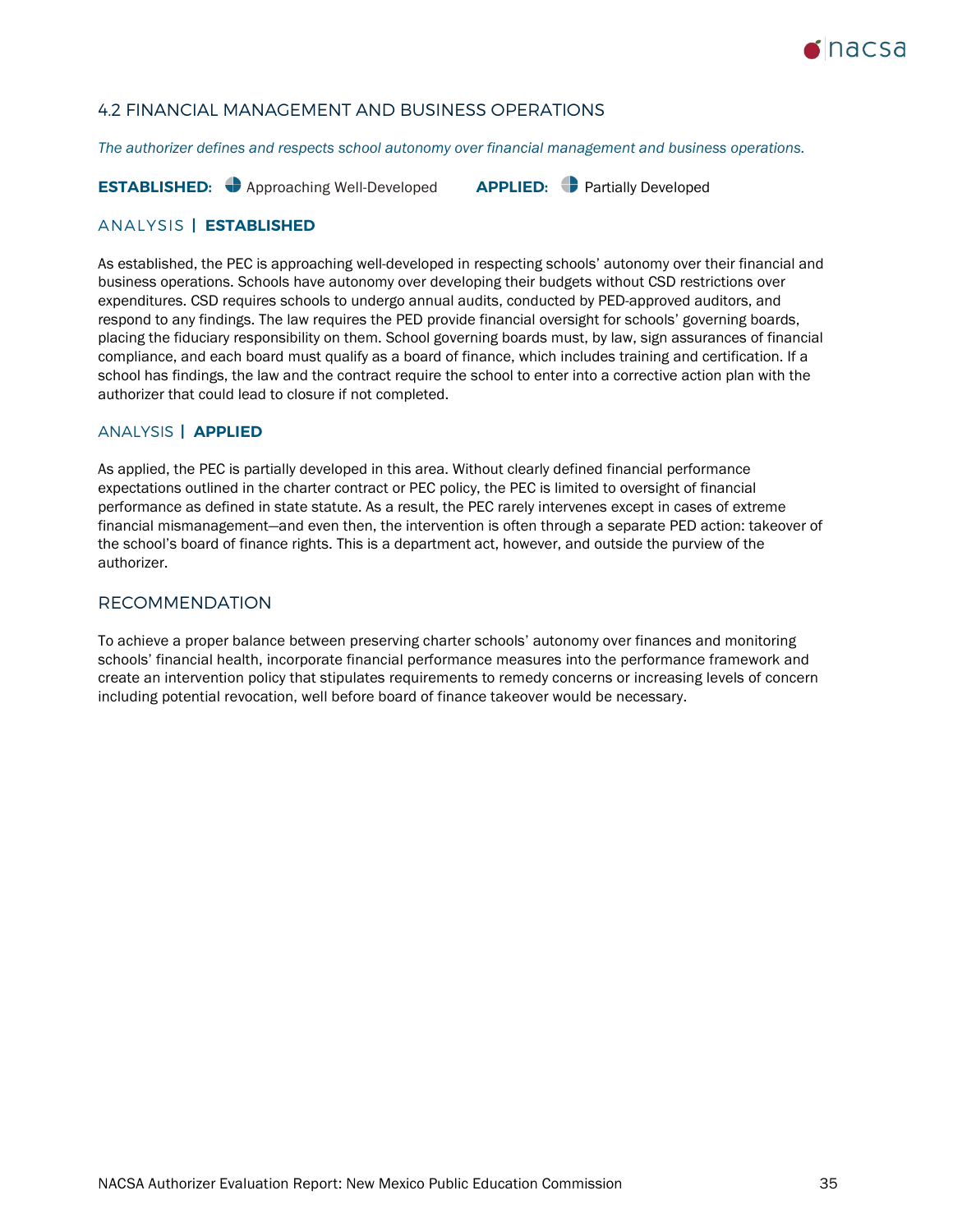## 4.2 FINANCIAL MANAGEMENT AND BUSINESS OPERATIONS

*The authorizer defines and respects school autonomy over financial management and business operations.*

**ESTABLISHED:** Approaching Well-Developed **APPLIED:** Partially Developed

### ANALYSIS | ESTABLISHED

As established, the PEC is approaching well-developed in respecting schools' autonomy over their financial and business operations. Schools have autonomy over developing their budgets without CSD restrictions over expenditures. CSD requires schools to undergo annual audits, conducted by PED-approved auditors, and respond to any findings. The law requires the PED provide financial oversight for schools' governing boards, placing the fiduciary responsibility on them. School governing boards must, by law, sign assurances of financial compliance, and each board must qualify as a board of finance, which includes training and certification. If a school has findings, the law and the contract require the school to enter into a corrective action plan with the authorizer that could lead to closure if not completed.

### ANALYSIS | APPLIED

As applied, the PEC is partially developed in this area. Without clearly defined financial performance expectations outlined in the charter contract or PEC policy, the PEC is limited to oversight of financial performance as defined in state statute. As a result, the PEC rarely intervenes except in cases of extreme financial mismanagement—and even then, the intervention is often through a separate PED action: takeover of the school's board of finance rights. This is a department act, however, and outside the purview of the authorizer.

### RECOMMENDATION

To achieve a proper balance between preserving charter schools' autonomy over finances and monitoring schools' financial health, incorporate financial performance measures into the performance framework and create an intervention policy that stipulates requirements to remedy concerns or increasing levels of concern including potential revocation, well before board of finance takeover would be necessary.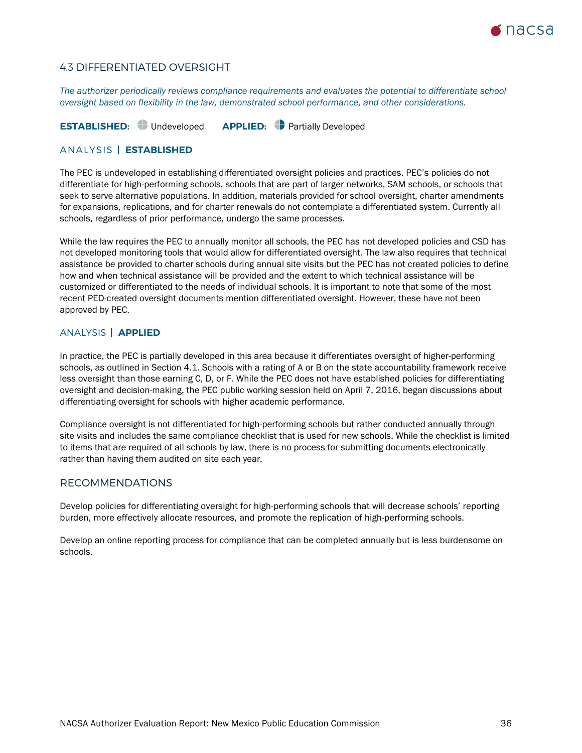## 4.3 DIFFERENTIATED OVERSIGHT

*The authorizer periodically reviews compliance requirements and evaluates the potential to differentiate school oversight based on flexibility in the law, demonstrated school performance, and other considerations.*

**ESTABLISHED:** Undeveloped **APPLIED:** Partially Developed

### ANALYSIS | ESTABLISHED

The PEC is undeveloped in establishing differentiated oversight policies and practices. PEC's policies do not differentiate for high-performing schools, schools that are part of larger networks, SAM schools, or schools that seek to serve alternative populations. In addition, materials provided for school oversight, charter amendments for expansions, replications, and for charter renewals do not contemplate a differentiated system. Currently all schools, regardless of prior performance, undergo the same processes.

While the law requires the PEC to annually monitor all schools, the PEC has not developed policies and CSD has not developed monitoring tools that would allow for differentiated oversight. The law also requires that technical assistance be provided to charter schools during annual site visits but the PEC has not created policies to define how and when technical assistance will be provided and the extent to which technical assistance will be customized or differentiated to the needs of individual schools. It is important to note that some of the most recent PED-created oversight documents mention differentiated oversight. However, these have not been approved by PEC.

### ANALYSIS | APPLIED

In practice, the PEC is partially developed in this area because it differentiates oversight of higher-performing schools, as outlined in Section 4.1. Schools with a rating of A or B on the state accountability framework receive less oversight than those earning C, D, or F. While the PEC does not have established policies for differentiating oversight and decision-making, the PEC public working session held on April 7, 2016, began discussions about differentiating oversight for schools with higher academic performance.

Compliance oversight is not differentiated for high-performing schools but rather conducted annually through site visits and includes the same compliance checklist that is used for new schools. While the checklist is limited to items that are required of all schools by law, there is no process for submitting documents electronically rather than having them audited on site each year.

### RECOMMENDATIONS

Develop policies for differentiating oversight for high-performing schools that will decrease schools' reporting burden, more effectively allocate resources, and promote the replication of high-performing schools.

Develop an online reporting process for compliance that can be completed annually but is less burdensome on schools.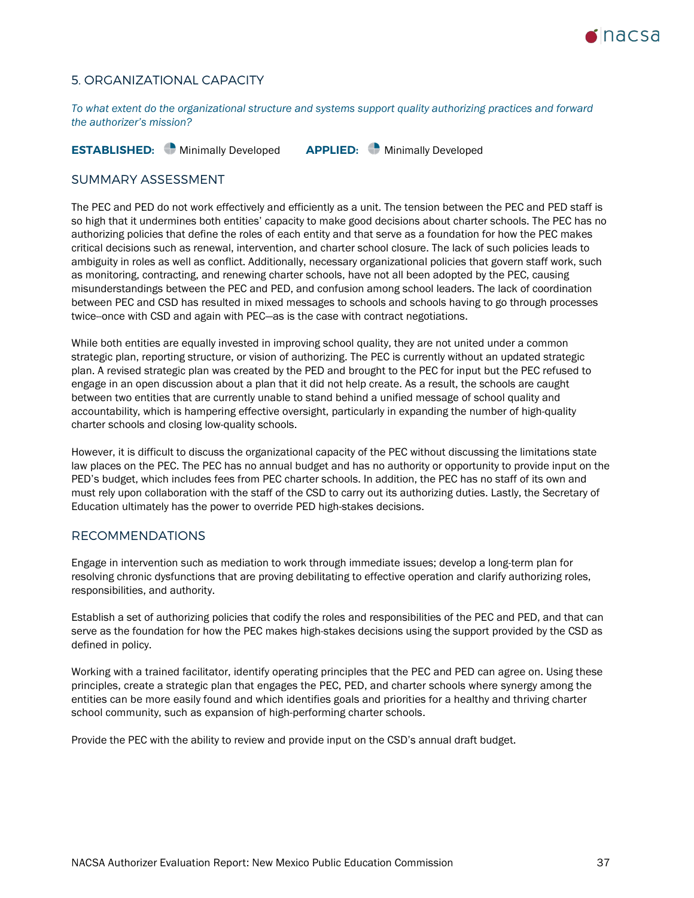## 5. ORGANIZATIONAL CAPACITY

*To what extent do the organizational structure and systems support quality authorizing practices and forward the authorizer's mission?*

**ESTABLISHED:** Minimally Developed **APPLIED:** Minimally Developed

### SUMMARY ASSESSMENT

The PEC and PED do not work effectively and efficiently as a unit. The tension between the PEC and PED staff is so high that it undermines both entities' capacity to make good decisions about charter schools. The PEC has no authorizing policies that define the roles of each entity and that serve as a foundation for how the PEC makes critical decisions such as renewal, intervention, and charter school closure. The lack of such policies leads to ambiguity in roles as well as conflict. Additionally, necessary organizational policies that govern staff work, such as monitoring, contracting, and renewing charter schools, have not all been adopted by the PEC, causing misunderstandings between the PEC and PED, and confusion among school leaders. The lack of coordination between PEC and CSD has resulted in mixed messages to schools and schools having to go through processes twice--once with CSD and again with PEC—as is the case with contract negotiations.

While both entities are equally invested in improving school quality, they are not united under a common strategic plan, reporting structure, or vision of authorizing. The PEC is currently without an updated strategic plan. A revised strategic plan was created by the PED and brought to the PEC for input but the PEC refused to engage in an open discussion about a plan that it did not help create. As a result, the schools are caught between two entities that are currently unable to stand behind a unified message of school quality and accountability, which is hampering effective oversight, particularly in expanding the number of high-quality charter schools and closing low-quality schools.

However, it is difficult to discuss the organizational capacity of the PEC without discussing the limitations state law places on the PEC. The PEC has no annual budget and has no authority or opportunity to provide input on the PED's budget, which includes fees from PEC charter schools. In addition, the PEC has no staff of its own and must rely upon collaboration with the staff of the CSD to carry out its authorizing duties. Lastly, the Secretary of Education ultimately has the power to override PED high-stakes decisions.

### RECOMMENDATIONS

Engage in intervention such as mediation to work through immediate issues; develop a long-term plan for resolving chronic dysfunctions that are proving debilitating to effective operation and clarify authorizing roles, responsibilities, and authority.

Establish a set of authorizing policies that codify the roles and responsibilities of the PEC and PED, and that can serve as the foundation for how the PEC makes high-stakes decisions using the support provided by the CSD as defined in policy.

Working with a trained facilitator, identify operating principles that the PEC and PED can agree on. Using these principles, create a strategic plan that engages the PEC, PED, and charter schools where synergy among the entities can be more easily found and which identifies goals and priorities for a healthy and thriving charter school community, such as expansion of high-performing charter schools.

Provide the PEC with the ability to review and provide input on the CSD's annual draft budget.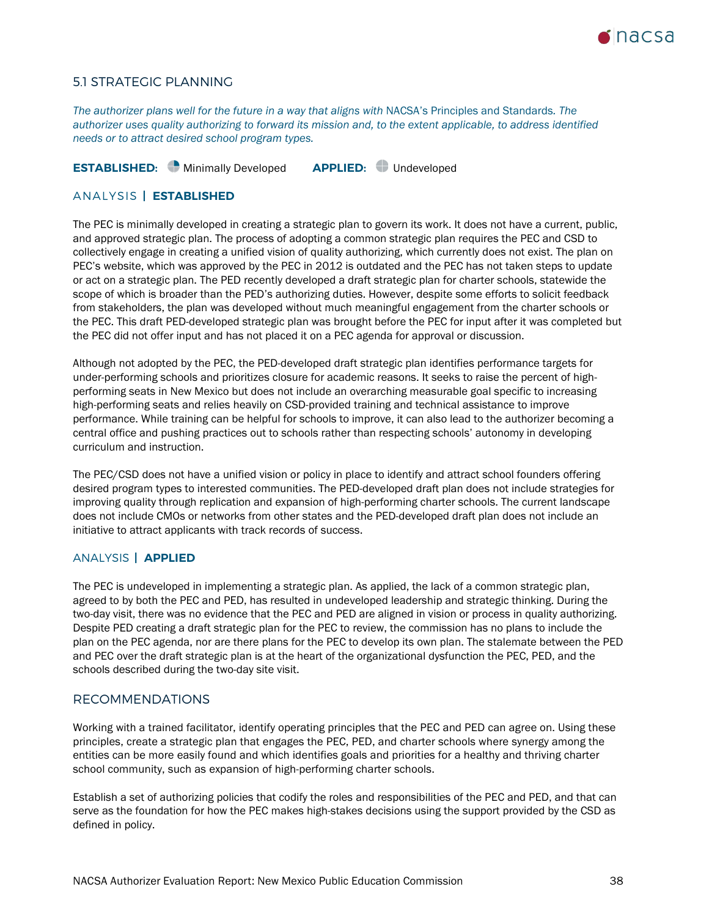## 5.1 STRATEGIC PLANNING

*The authorizer plans well for the future in a way that aligns with* NACSA's Principles and Standards*. The authorizer uses quality authorizing to forward its mission and, to the extent applicable, to address identified needs or to attract desired school program types.*

**ESTABLISHED:** Minimally Developed **APPLIED:** Undeveloped

### ANALYSIS | ESTABLISHED

The PEC is minimally developed in creating a strategic plan to govern its work. It does not have a current, public, and approved strategic plan. The process of adopting a common strategic plan requires the PEC and CSD to collectively engage in creating a unified vision of quality authorizing, which currently does not exist. The plan on PEC's website, which was approved by the PEC in 2012 is outdated and the PEC has not taken steps to update or act on a strategic plan. The PED recently developed a draft strategic plan for charter schools, statewide the scope of which is broader than the PED's authorizing duties. However, despite some efforts to solicit feedback from stakeholders, the plan was developed without much meaningful engagement from the charter schools or the PEC. This draft PED-developed strategic plan was brought before the PEC for input after it was completed but the PEC did not offer input and has not placed it on a PEC agenda for approval or discussion.

Although not adopted by the PEC, the PED-developed draft strategic plan identifies performance targets for under-performing schools and prioritizes closure for academic reasons. It seeks to raise the percent of high-performing seats in New Mexico but does not include an overarching measurable goal specific to increasing high-performing seats and relies heavily on CSD-provided training and technical assistance to improve performance. While training can be helpful for schools to improve, it can also lead to the authorizer becoming a central office and pushing practices out to schools rather than respecting schools' autonomy in developing curriculum and instruction.

The PEC/CSD does not have a unified vision or policy in place to identify and attract school founders offering desired program types to interested communities. The PED-developed draft plan does not include strategies for improving quality through replication and expansion of high-performing charter schools. The current landscape does not include CMOs or networks from other states and the PED-developed draft plan does not include an initiative to attract applicants with track records of success.

### ANALYSIS | APPLIED

The PEC is undeveloped in implementing a strategic plan. As applied, the lack of a common strategic plan, agreed to by both the PEC and PED, has resulted in undeveloped leadership and strategic thinking. During the two-day visit, there was no evidence that the PEC and PED are aligned in vision or process in quality authorizing. Despite PED creating a draft strategic plan for the PEC to review, the commission has no plans to include the plan on the PEC agenda, nor are there plans for the PEC to develop its own plan. The stalemate between the PED and PEC over the draft strategic plan is at the heart of the organizational dysfunction the PEC, PED, and the schools described during the two-day site visit.

### RECOMMENDATIONS

Working with a trained facilitator, identify operating principles that the PEC and PED can agree on. Using these principles, create a strategic plan that engages the PEC, PED, and charter schools where synergy among the entities can be more easily found and which identifies goals and priorities for a healthy and thriving charter school community, such as expansion of high-performing charter schools.

Establish a set of authorizing policies that codify the roles and responsibilities of the PEC and PED, and that can serve as the foundation for how the PEC makes high-stakes decisions using the support provided by the CSD as defined in policy.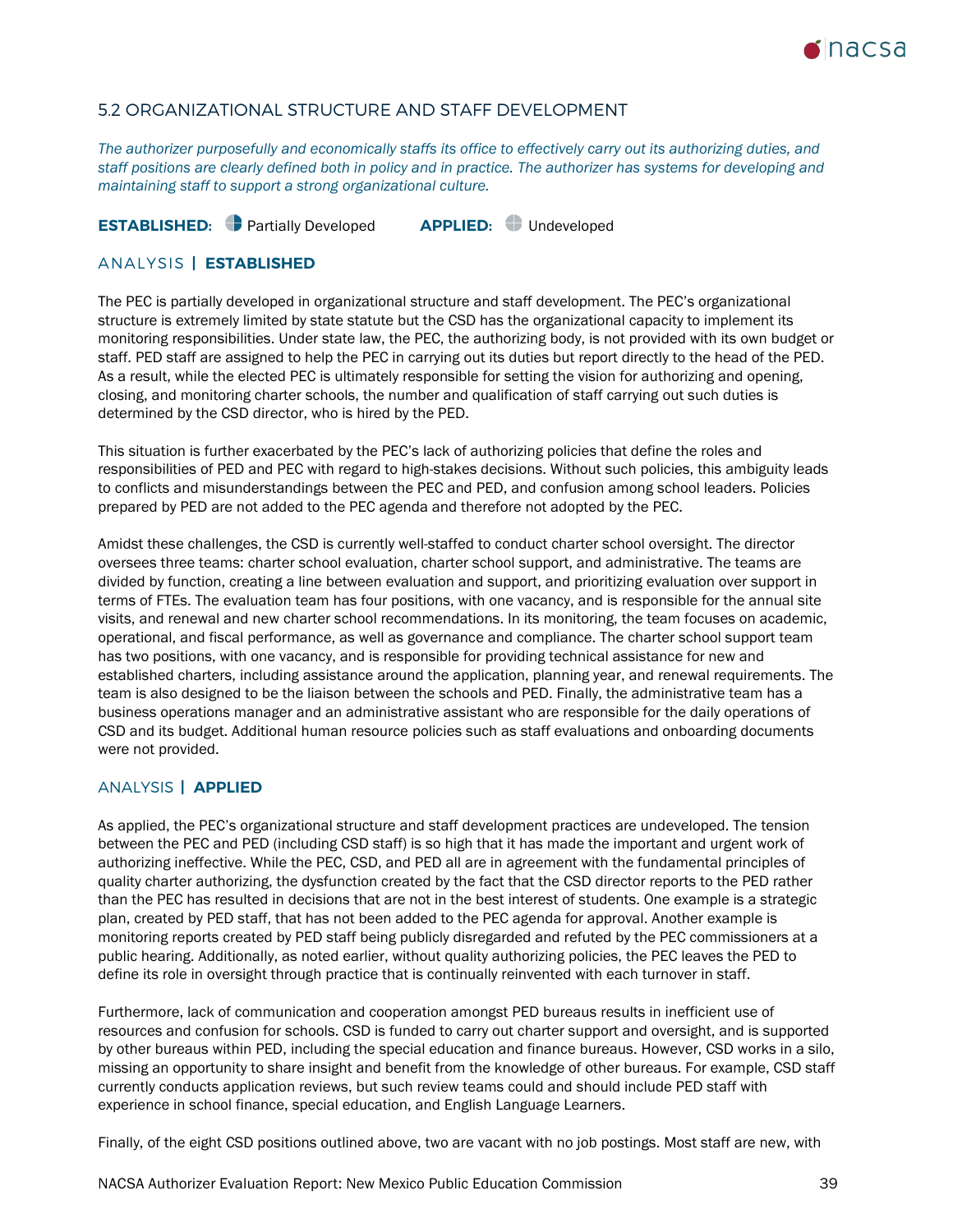## 5.2 ORGANIZATIONAL STRUCTURE AND STAFF DEVELOPMENT

*The authorizer purposefully and economically staffs its office to effectively carry out its authorizing duties, and staff positions are clearly defined both in policy and in practice. The authorizer has systems for developing and maintaining staff to support a strong organizational culture.*

**ESTABLISHED:** Partially Developed **APPLIED:** Undeveloped

### ANALYSIS | **ESTABLISHED**

The PEC is partially developed in organizational structure and staff development. The PEC's organizational structure is extremely limited by state statute but the CSD has the organizational capacity to implement its monitoring responsibilities. Under state law, the PEC, the authorizing body, is not provided with its own budget or staff. PED staff are assigned to help the PEC in carrying out its duties but report directly to the head of the PED. As a result, while the elected PEC is ultimately responsible for setting the vision for authorizing and opening, closing, and monitoring charter schools, the number and qualification of staff carrying out such duties is determined by the CSD director, who is hired by the PED.

This situation is further exacerbated by the PEC's lack of authorizing policies that define the roles and responsibilities of PED and PEC with regard to high-stakes decisions. Without such policies, this ambiguity leads to conflicts and misunderstandings between the PEC and PED, and confusion among school leaders. Policies prepared by PED are not added to the PEC agenda and therefore not adopted by the PEC.

Amidst these challenges, the CSD is currently well-staffed to conduct charter school oversight. The director oversees three teams: charter school evaluation, charter school support, and administrative. The teams are divided by function, creating a line between evaluation and support, and prioritizing evaluation over support in terms of FTEs. The evaluation team has four positions, with one vacancy, and is responsible for the annual site visits, and renewal and new charter school recommendations. In its monitoring, the team focuses on academic, operational, and fiscal performance, as well as governance and compliance. The charter school support team has two positions, with one vacancy, and is responsible for providing technical assistance for new and established charters, including assistance around the application, planning year, and renewal requirements. The team is also designed to be the liaison between the schools and PED. Finally, the administrative team has a business operations manager and an administrative assistant who are responsible for the daily operations of CSD and its budget. Additional human resource policies such as staff evaluations and onboarding documents were not provided.

### ANALYSIS | **APPLIED**

As applied, the PEC's organizational structure and staff development practices are undeveloped. The tension between the PEC and PED (including CSD staff) is so high that it has made the important and urgent work of authorizing ineffective. While the PEC, CSD, and PED all are in agreement with the fundamental principles of quality charter authorizing, the dysfunction created by the fact that the CSD director reports to the PED rather than the PEC has resulted in decisions that are not in the best interest of students. One example is a strategic plan, created by PED staff, that has not been added to the PEC agenda for approval. Another example is monitoring reports created by PED staff being publicly disregarded and refuted by the PEC commissioners at a public hearing. Additionally, as noted earlier, without quality authorizing policies, the PEC leaves the PED to define its role in oversight through practice that is continually reinvented with each turnover in staff.

Furthermore, lack of communication and cooperation amongst PED bureaus results in inefficient use of resources and confusion for schools. CSD is funded to carry out charter support and oversight, and is supported by other bureaus within PED, including the special education and finance bureaus. However, CSD works in a silo, missing an opportunity to share insight and benefit from the knowledge of other bureaus. For example, CSD staff currently conducts application reviews, but such review teams could and should include PED staff with experience in school finance, special education, and English Language Learners.

Finally, of the eight CSD positions outlined above, two are vacant with no job postings. Most staff are new, with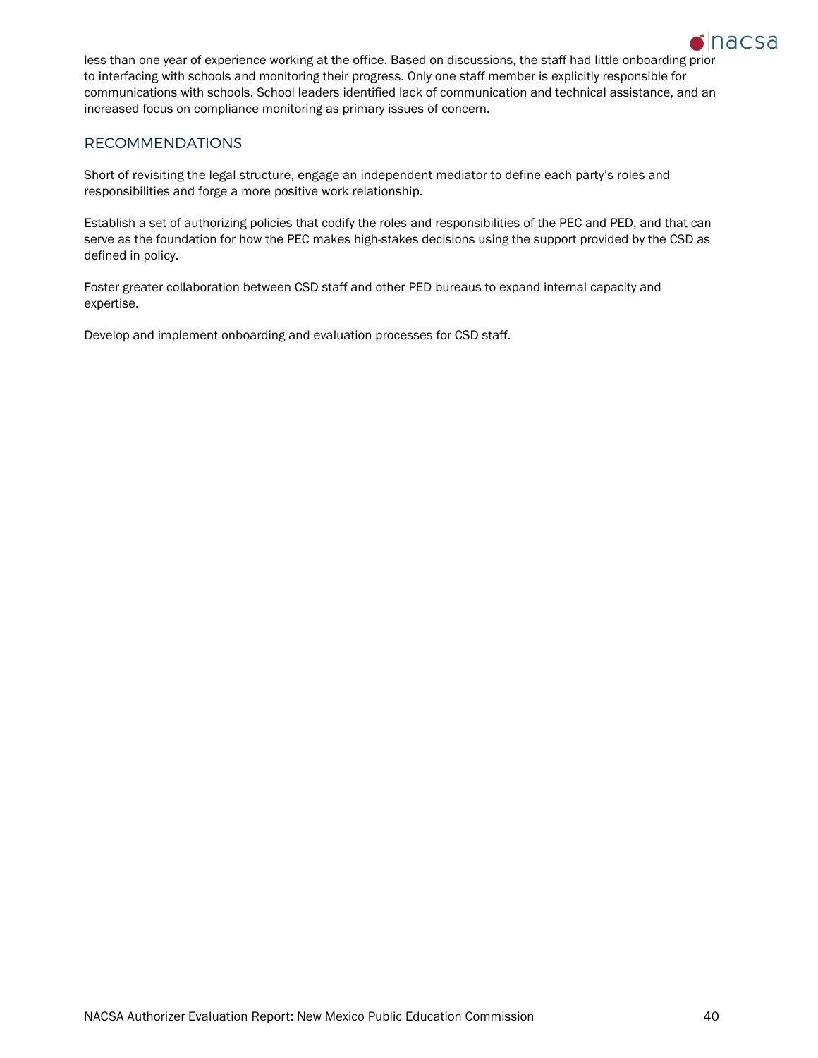less than one year of experience working at the office. Based on discussions, the staff had little onboarding prior to interfacing with schools and monitoring their progress. Only one staff member is explicitly responsible for communications with schools. School leaders identified lack of communication and technical assistance, and an increased focus on compliance monitoring as primary issues of concern.

## RECOMMENDATIONS

Short of revisiting the legal structure, engage an independent mediator to define each party's roles and responsibilities and forge a more positive work relationship.

Establish a set of authorizing policies that codify the roles and responsibilities of the PEC and PED, and that can serve as the foundation for how the PEC makes high-stakes decisions using the support provided by the CSD as defined in policy.

Foster greater collaboration between CSD staff and other PED bureaus to expand internal capacity and expertise.

Develop and implement onboarding and evaluation processes for CSD staff.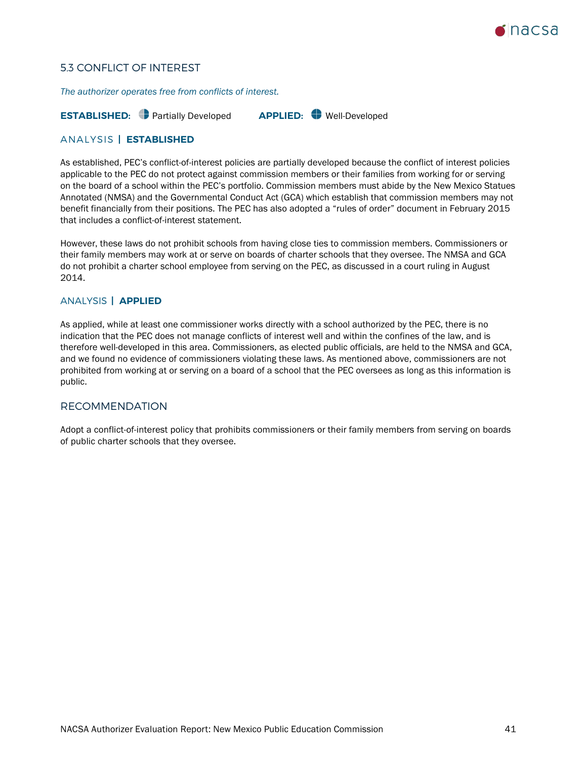## 5.3 CONFLICT OF INTEREST

*The authorizer operates free from conflicts of interest.*

**ESTABLISHED:** Partially Developed **APPLIED:** Well-Developed

### ANALYSIS | ESTABLISHED

As established, PEC's conflict-of-interest policies are partially developed because the conflict of interest policies applicable to the PEC do not protect against commission members or their families from working for or serving on the board of a school within the PEC's portfolio. Commission members must abide by the New Mexico Statues Annotated (NMSA) and the Governmental Conduct Act (GCA) which establish that commission members may not benefit financially from their positions. The PEC has also adopted a "rules of order" document in February 2015 that includes a conflict-of-interest statement.

However, these laws do not prohibit schools from having close ties to commission members. Commissioners or their family members may work at or serve on boards of charter schools that they oversee. The NMSA and GCA do not prohibit a charter school employee from serving on the PEC, as discussed in a court ruling in August 2014.

### ANALYSIS | APPLIED

As applied, while at least one commissioner works directly with a school authorized by the PEC, there is no indication that the PEC does not manage conflicts of interest well and within the confines of the law, and is therefore well-developed in this area. Commissioners, as elected public officials, are held to the NMSA and GCA, and we found no evidence of commissioners violating these laws. As mentioned above, commissioners are not prohibited from working at or serving on a board of a school that the PEC oversees as long as this information is public.

### RECOMMENDATION

Adopt a conflict-of-interest policy that prohibits commissioners or their family members from serving on boards of public charter schools that they oversee.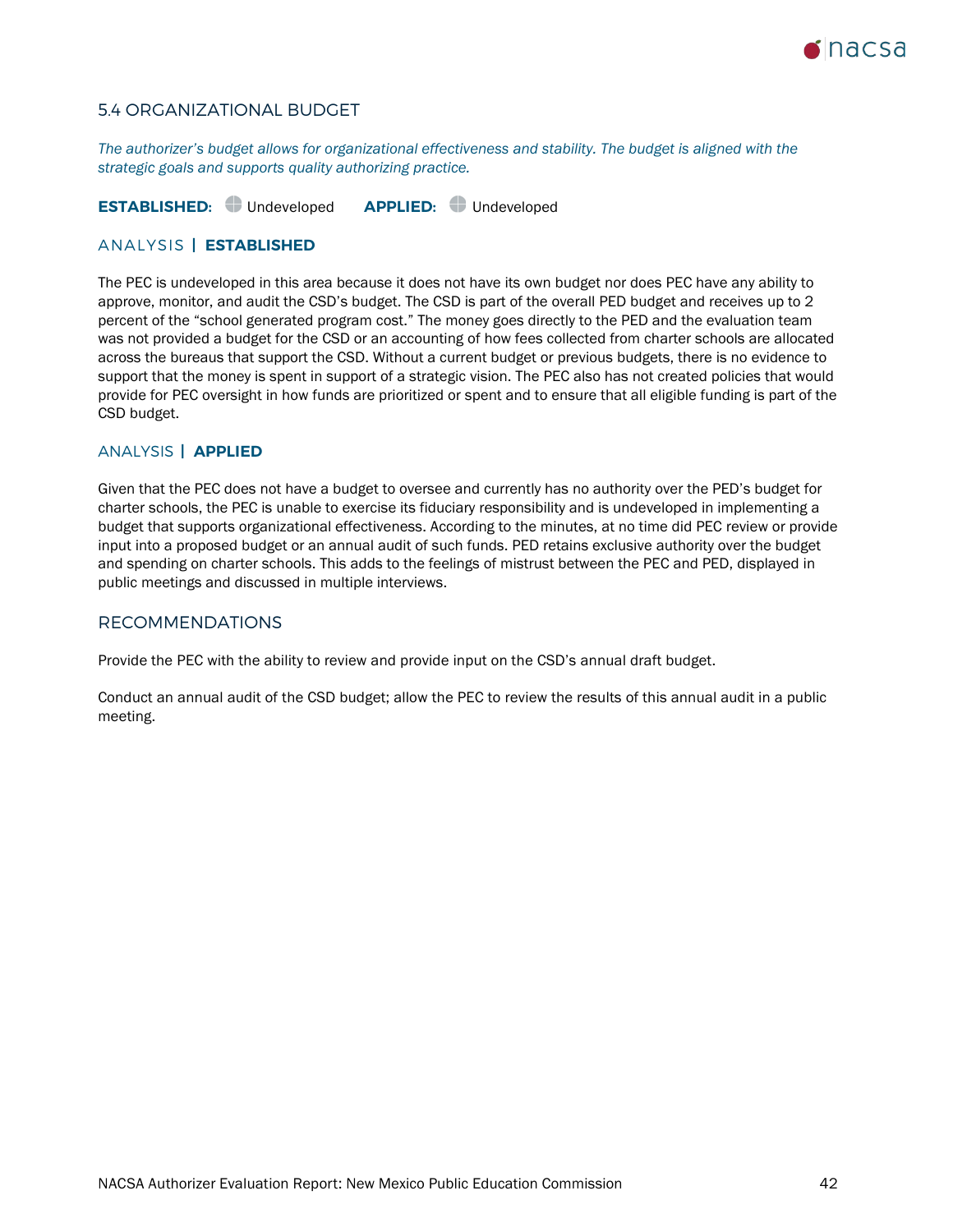## 5.4 ORGANIZATIONAL BUDGET

*The authorizer's budget allows for organizational effectiveness and stability. The budget is aligned with the strategic goals and supports quality authorizing practice.*

**ESTABLISHED:** Undeveloped **APPLIED:** Undeveloped

### ANALYSIS | **ESTABLISHED**

The PEC is undeveloped in this area because it does not have its own budget nor does PEC have any ability to approve, monitor, and audit the CSD's budget. The CSD is part of the overall PED budget and receives up to 2 percent of the "school generated program cost." The money goes directly to the PED and the evaluation team was not provided a budget for the CSD or an accounting of how fees collected from charter schools are allocated across the bureaus that support the CSD. Without a current budget or previous budgets, there is no evidence to support that the money is spent in support of a strategic vision. The PEC also has not created policies that would provide for PEC oversight in how funds are prioritized or spent and to ensure that all eligible funding is part of the CSD budget.

### ANALYSIS | **APPLIED**

Given that the PEC does not have a budget to oversee and currently has no authority over the PED's budget for charter schools, the PEC is unable to exercise its fiduciary responsibility and is undeveloped in implementing a budget that supports organizational effectiveness. According to the minutes, at no time did PEC review or provide input into a proposed budget or an annual audit of such funds. PED retains exclusive authority over the budget and spending on charter schools. This adds to the feelings of mistrust between the PEC and PED, displayed in public meetings and discussed in multiple interviews.

### RECOMMENDATIONS

Provide the PEC with the ability to review and provide input on the CSD's annual draft budget.

Conduct an annual audit of the CSD budget; allow the PEC to review the results of this annual audit in a public meeting.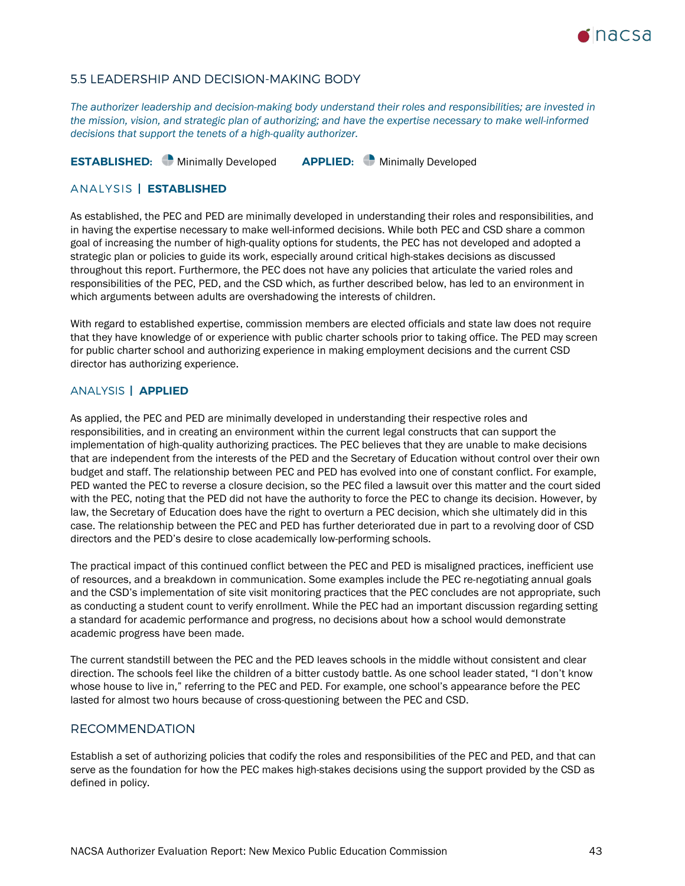## 5.5 LEADERSHIP AND DECISION-MAKING BODY

*The authorizer leadership and decision-making body understand their roles and responsibilities; are invested in the mission, vision, and strategic plan of authorizing; and have the expertise necessary to make well-informed decisions that support the tenets of a high-quality authorizer.*

**ESTABLISHED:** Minimally Developed  **APPLIED:** Minimally Developed

### ANALYSIS | ESTABLISHED

As established, the PEC and PED are minimally developed in understanding their roles and responsibilities, and in having the expertise necessary to make well-informed decisions. While both PEC and CSD share a common goal of increasing the number of high-quality options for students, the PEC has not developed and adopted a strategic plan or policies to guide its work, especially around critical high-stakes decisions as discussed throughout this report. Furthermore, the PEC does not have any policies that articulate the varied roles and responsibilities of the PEC, PED, and the CSD which, as further described below, has led to an environment in which arguments between adults are overshadowing the interests of children.

With regard to established expertise, commission members are elected officials and state law does not require that they have knowledge of or experience with public charter schools prior to taking office. The PED may screen for public charter school and authorizing experience in making employment decisions and the current CSD director has authorizing experience.

### ANALYSIS | APPLIED

As applied, the PEC and PED are minimally developed in understanding their respective roles and responsibilities, and in creating an environment within the current legal constructs that can support the implementation of high-quality authorizing practices. The PEC believes that they are unable to make decisions that are independent from the interests of the PED and the Secretary of Education without control over their own budget and staff. The relationship between PEC and PED has evolved into one of constant conflict. For example, PED wanted the PEC to reverse a closure decision, so the PEC filed a lawsuit over this matter and the court sided with the PEC, noting that the PED did not have the authority to force the PEC to change its decision. However, by law, the Secretary of Education does have the right to overturn a PEC decision, which she ultimately did in this case. The relationship between the PEC and PED has further deteriorated due in part to a revolving door of CSD directors and the PED's desire to close academically low-performing schools.

The practical impact of this continued conflict between the PEC and PED is misaligned practices, inefficient use of resources, and a breakdown in communication. Some examples include the PEC re-negotiating annual goals and the CSD's implementation of site visit monitoring practices that the PEC concludes are not appropriate, such as conducting a student count to verify enrollment. While the PEC had an important discussion regarding setting a standard for academic performance and progress, no decisions about how a school would demonstrate academic progress have been made.

The current standstill between the PEC and the PED leaves schools in the middle without consistent and clear direction. The schools feel like the children of a bitter custody battle. As one school leader stated, "I don't know whose house to live in," referring to the PEC and PED. For example, one school's appearance before the PEC lasted for almost two hours because of cross-questioning between the PEC and CSD.

## RECOMMENDATION

Establish a set of authorizing policies that codify the roles and responsibilities of the PEC and PED, and that can serve as the foundation for how the PEC makes high-stakes decisions using the support provided by the CSD as defined in policy.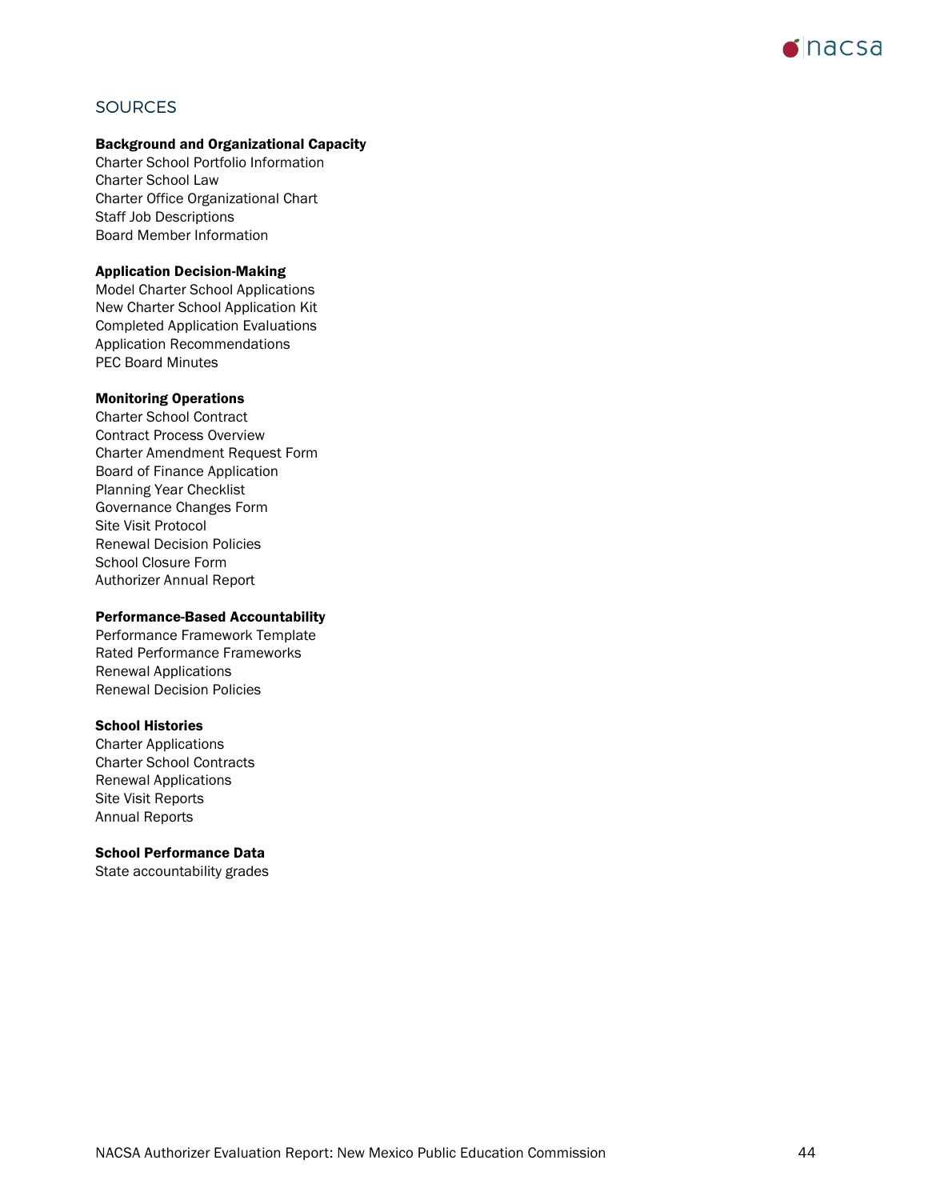## SOURCES

**Background and Organizational Capacity**

Charter School Portfolio Information
Charter School Law
Charter Office Organizational Chart
Staff Job Descriptions
Board Member Information

**Application Decision-Making**

Model Charter School Applications
New Charter School Application Kit
Completed Application Evaluations
Application Recommendations
PEC Board Minutes

**Monitoring Operations**

Charter School Contract
Contract Process Overview
Charter Amendment Request Form
Board of Finance Application
Planning Year Checklist
Governance Changes Form
Site Visit Protocol
Renewal Decision Policies
School Closure Form
Authorizer Annual Report

**Performance-Based Accountability**

Performance Framework Template
Rated Performance Frameworks
Renewal Applications
Renewal Decision Policies

**School Histories**

Charter Applications
Charter School Contracts
Renewal Applications
Site Visit Reports
Annual Reports

**School Performance Data**

State accountability grades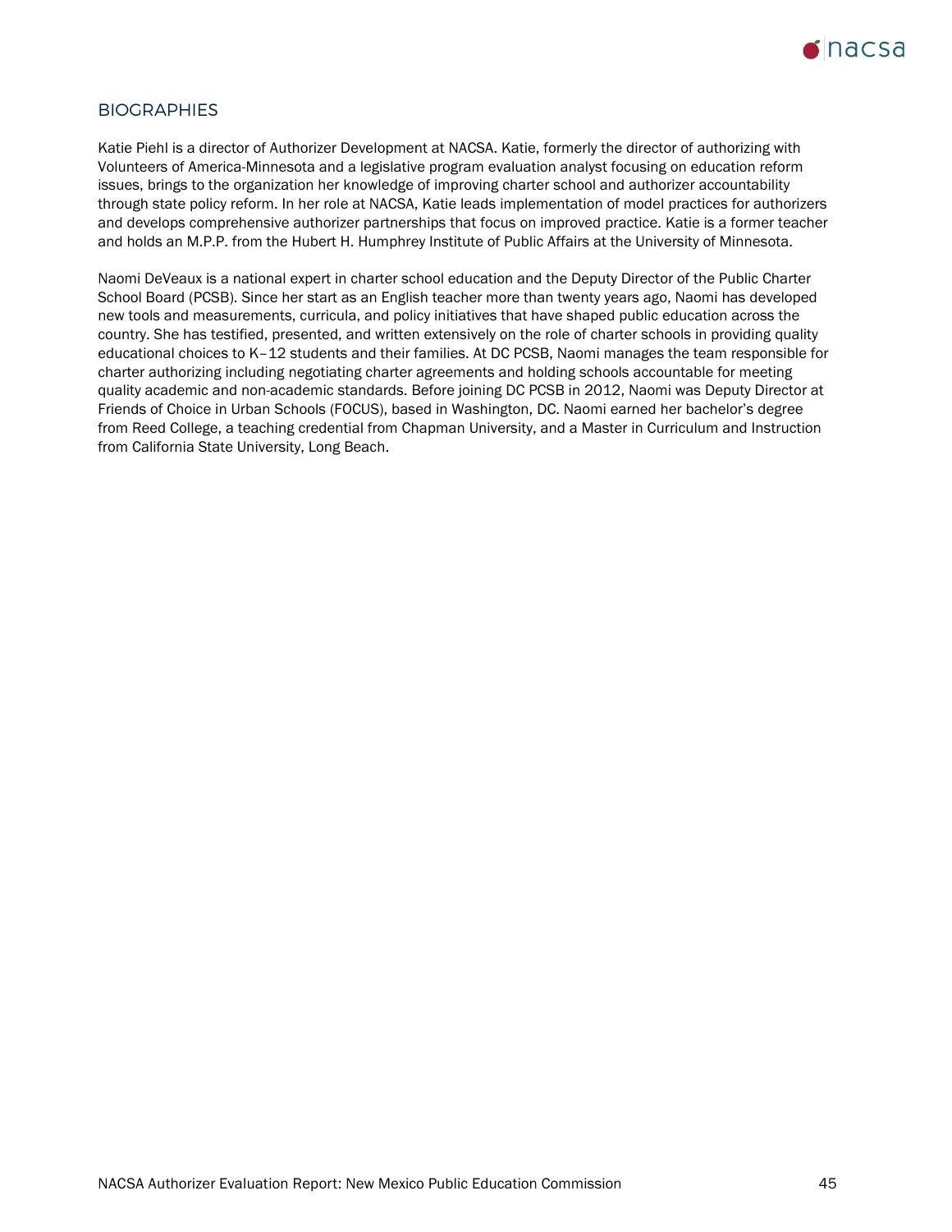## BIOGRAPHIES

Katie Piehl is a director of Authorizer Development at NACSA. Katie, formerly the director of authorizing with Volunteers of America-Minnesota and a legislative program evaluation analyst focusing on education reform issues, brings to the organization her knowledge of improving charter school and authorizer accountability through state policy reform. In her role at NACSA, Katie leads implementation of model practices for authorizers and develops comprehensive authorizer partnerships that focus on improved practice. Katie is a former teacher and holds an M.P.P. from the Hubert H. Humphrey Institute of Public Affairs at the University of Minnesota.

Naomi DeVeaux is a national expert in charter school education and the Deputy Director of the Public Charter School Board (PCSB). Since her start as an English teacher more than twenty years ago, Naomi has developed new tools and measurements, curricula, and policy initiatives that have shaped public education across the country. She has testified, presented, and written extensively on the role of charter schools in providing quality educational choices to K–12 students and their families. At DC PCSB, Naomi manages the team responsible for charter authorizing including negotiating charter agreements and holding schools accountable for meeting quality academic and non-academic standards. Before joining DC PCSB in 2012, Naomi was Deputy Director at Friends of Choice in Urban Schools (FOCUS), based in Washington, DC. Naomi earned her bachelor's degree from Reed College, a teaching credential from Chapman University, and a Master in Curriculum and Instruction from California State University, Long Beach.